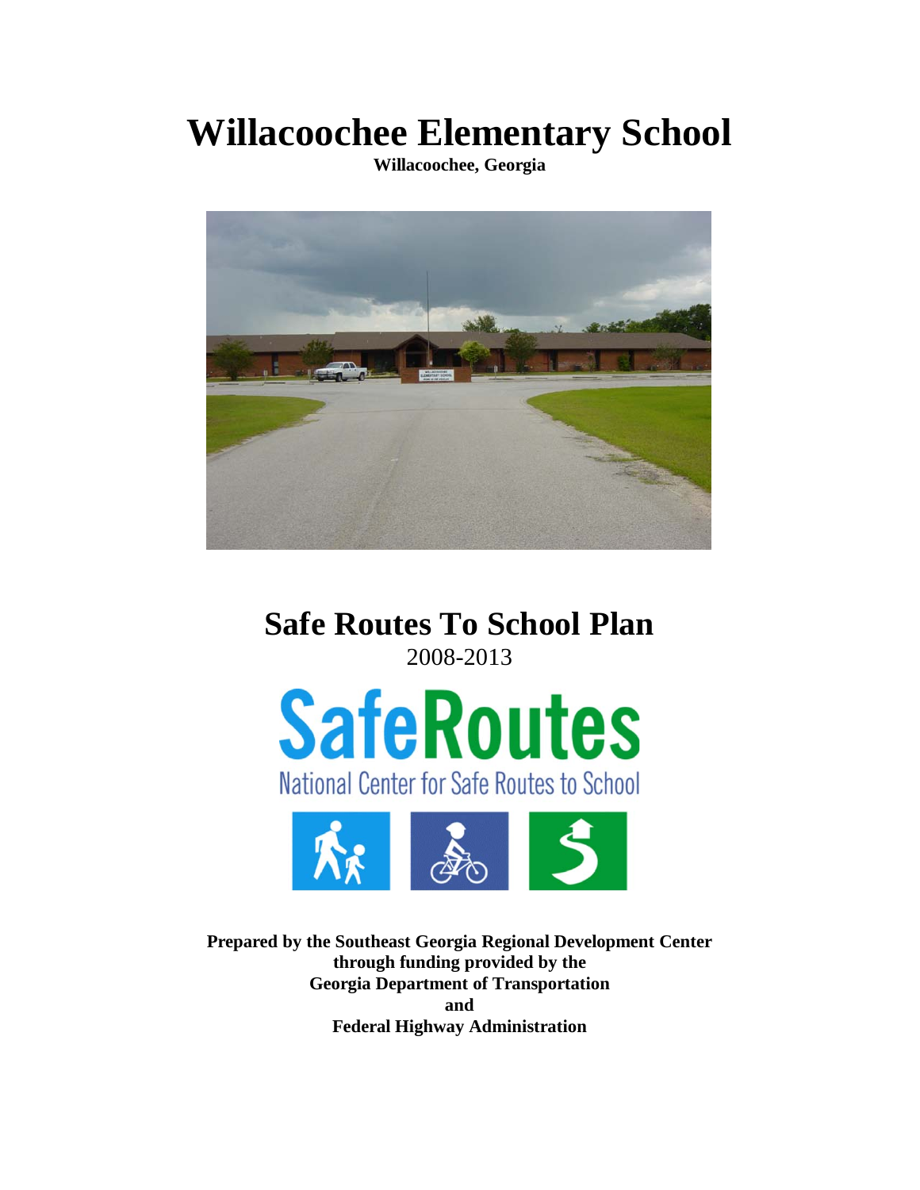# Willacoochee Elementary School

**Willacoochee, Georgia**

# Safe Routes To School Plan

2008-2013

SafeRoutes

National Center for Safe Routes to School

**Prepared by the Southeast Georgia Regional Development Center through funding provided by the Georgia Department of Transportation and Federal Highway Administration**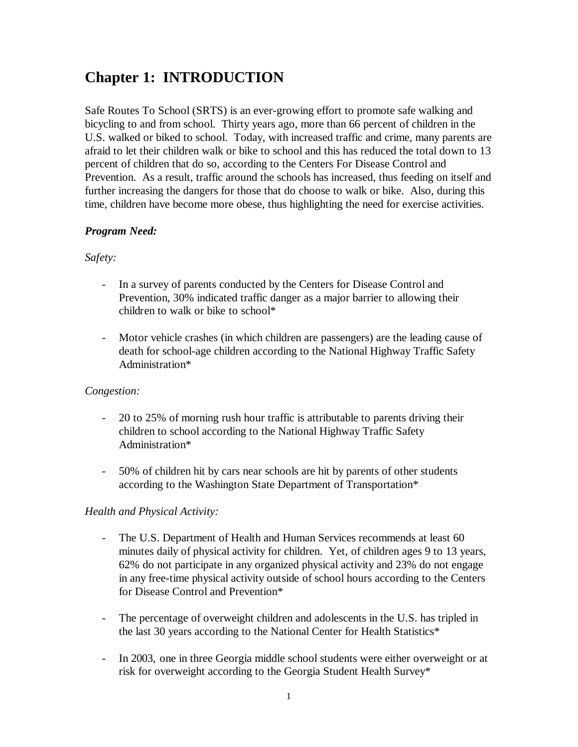# Chapter 1: INTRODUCTION

Safe Routes To School (SRTS) is an ever-growing effort to promote safe walking and bicycling to and from school. Thirty years ago, more than 66 percent of children in the U.S. walked or biked to school. Today, with increased traffic and crime, many parents are afraid to let their children walk or bike to school and this has reduced the total down to 13 percent of children that do so, according to the Centers For Disease Control and Prevention. As a result, traffic around the schools has increased, thus feeding on itself and further increasing the dangers for those that do choose to walk or bike. Also, during this time, children have become more obese, thus highlighting the need for exercise activities.

***Program Need:***

*Safety:*

- In a survey of parents conducted by the Centers for Disease Control and Prevention, 30% indicated traffic danger as a major barrier to allowing their children to walk or bike to school*

- Motor vehicle crashes (in which children are passengers) are the leading cause of death for school-age children according to the National Highway Traffic Safety Administration*

*Congestion:*

- 20 to 25% of morning rush hour traffic is attributable to parents driving their children to school according to the National Highway Traffic Safety Administration*

- 50% of children hit by cars near schools are hit by parents of other students according to the Washington State Department of Transportation*

*Health and Physical Activity:*

- The U.S. Department of Health and Human Services recommends at least 60 minutes daily of physical activity for children. Yet, of children ages 9 to 13 years, 62% do not participate in any organized physical activity and 23% do not engage in any free-time physical activity outside of school hours according to the Centers for Disease Control and Prevention*

- The percentage of overweight children and adolescents in the U.S. has tripled in the last 30 years according to the National Center for Health Statistics*

- In 2003, one in three Georgia middle school students were either overweight or at risk for overweight according to the Georgia Student Health Survey*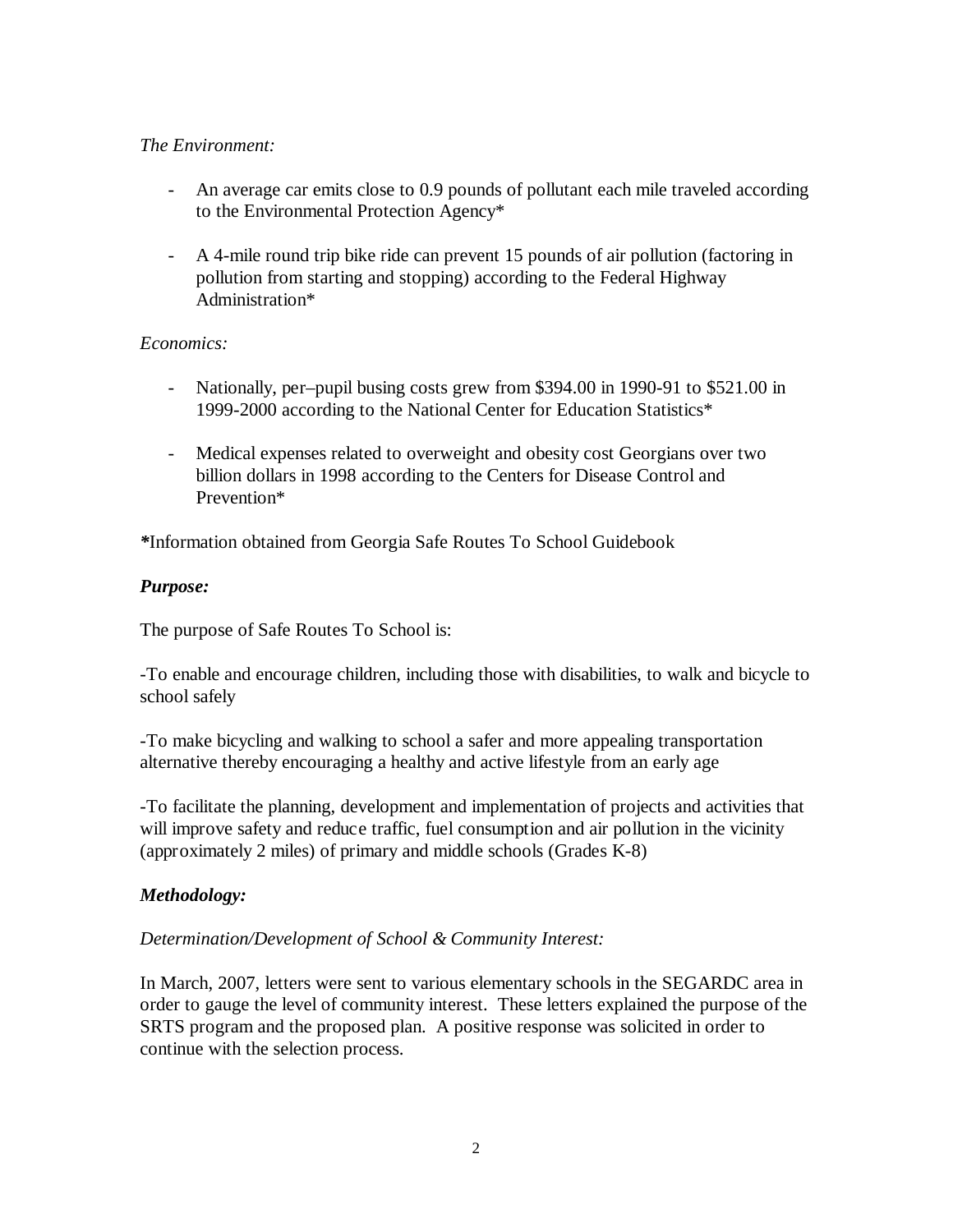*The Environment:*

- An average car emits close to 0.9 pounds of pollutant each mile traveled according to the Environmental Protection Agency*

- A 4-mile round trip bike ride can prevent 15 pounds of air pollution (factoring in pollution from starting and stopping) according to the Federal Highway Administration*

*Economics:*

- Nationally, per–pupil busing costs grew from $394.00 in 1990-91 to $521.00 in 1999-2000 according to the National Center for Education Statistics*

- Medical expenses related to overweight and obesity cost Georgians over two billion dollars in 1998 according to the Centers for Disease Control and Prevention*

***Information obtained from Georgia Safe Routes To School Guidebook**

***Purpose:***

The purpose of Safe Routes To School is:

-To enable and encourage children, including those with disabilities, to walk and bicycle to school safely

-To make bicycling and walking to school a safer and more appealing transportation alternative thereby encouraging a healthy and active lifestyle from an early age

-To facilitate the planning, development and implementation of projects and activities that will improve safety and reduce traffic, fuel consumption and air pollution in the vicinity (approximately 2 miles) of primary and middle schools (Grades K-8)

***Methodology:***

*Determination/Development of School & Community Interest:*

In March, 2007, letters were sent to various elementary schools in the SEGARDC area in order to gauge the level of community interest. These letters explained the purpose of the SRTS program and the proposed plan. A positive response was solicited in order to continue with the selection process.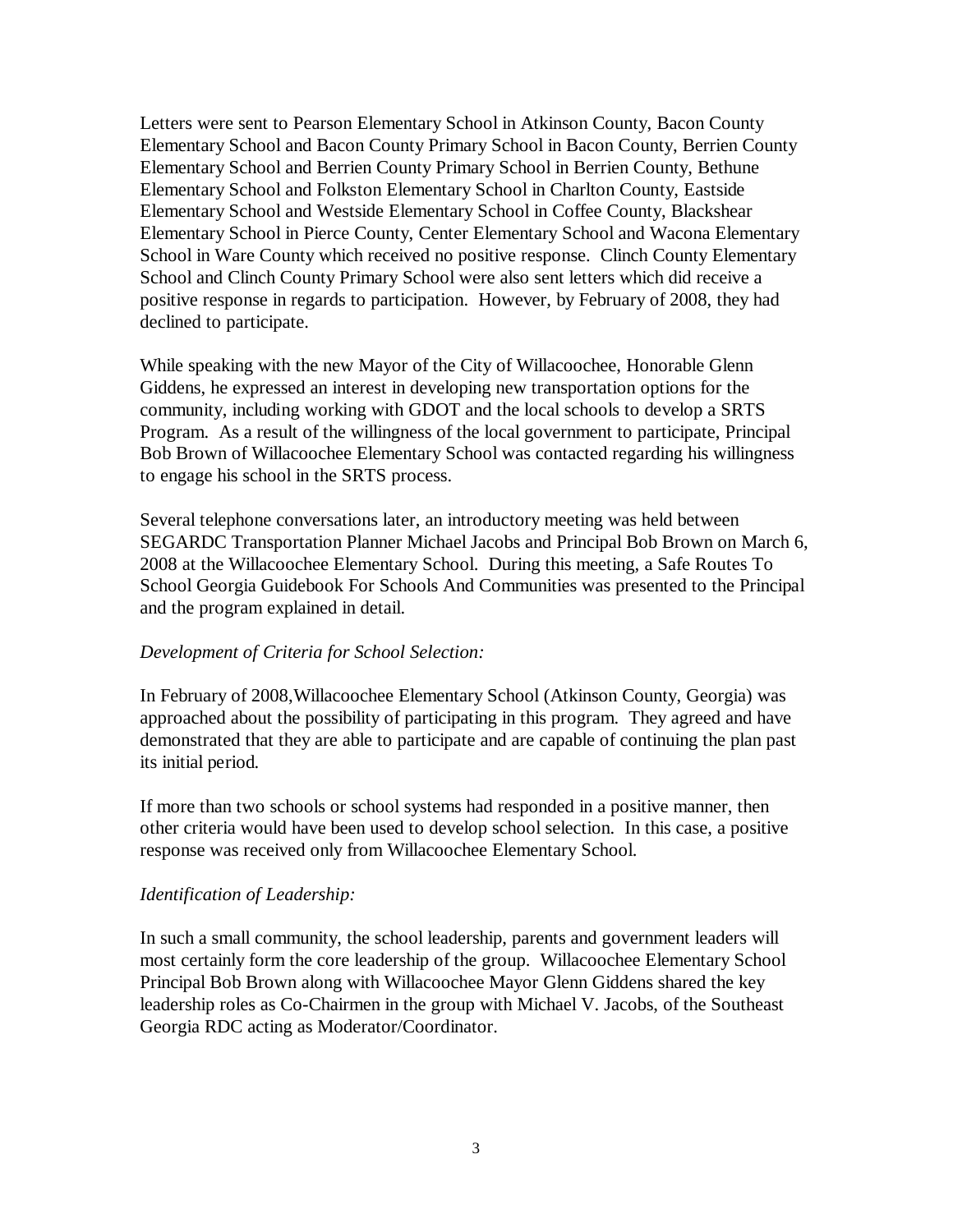Letters were sent to Pearson Elementary School in Atkinson County, Bacon County Elementary School and Bacon County Primary School in Bacon County, Berrien County Elementary School and Berrien County Primary School in Berrien County, Bethune Elementary School and Folkston Elementary School in Charlton County, Eastside Elementary School and Westside Elementary School in Coffee County, Blackshear Elementary School in Pierce County, Center Elementary School and Wacona Elementary School in Ware County which received no positive response. Clinch County Elementary School and Clinch County Primary School were also sent letters which did receive a positive response in regards to participation. However, by February of 2008, they had declined to participate.

While speaking with the new Mayor of the City of Willacoochee, Honorable Glenn Giddens, he expressed an interest in developing new transportation options for the community, including working with GDOT and the local schools to develop a SRTS Program. As a result of the willingness of the local government to participate, Principal Bob Brown of Willacoochee Elementary School was contacted regarding his willingness to engage his school in the SRTS process.

Several telephone conversations later, an introductory meeting was held between SEGARDC Transportation Planner Michael Jacobs and Principal Bob Brown on March 6, 2008 at the Willacoochee Elementary School. During this meeting, a Safe Routes To School Georgia Guidebook For Schools And Communities was presented to the Principal and the program explained in detail.

*Development of Criteria for School Selection:*

In February of 2008,Willacoochee Elementary School (Atkinson County, Georgia) was approached about the possibility of participating in this program. They agreed and have demonstrated that they are able to participate and are capable of continuing the plan past its initial period.

If more than two schools or school systems had responded in a positive manner, then other criteria would have been used to develop school selection. In this case, a positive response was received only from Willacoochee Elementary School.

*Identification of Leadership:*

In such a small community, the school leadership, parents and government leaders will most certainly form the core leadership of the group. Willacoochee Elementary School Principal Bob Brown along with Willacoochee Mayor Glenn Giddens shared the key leadership roles as Co-Chairmen in the group with Michael V. Jacobs, of the Southeast Georgia RDC acting as Moderator/Coordinator.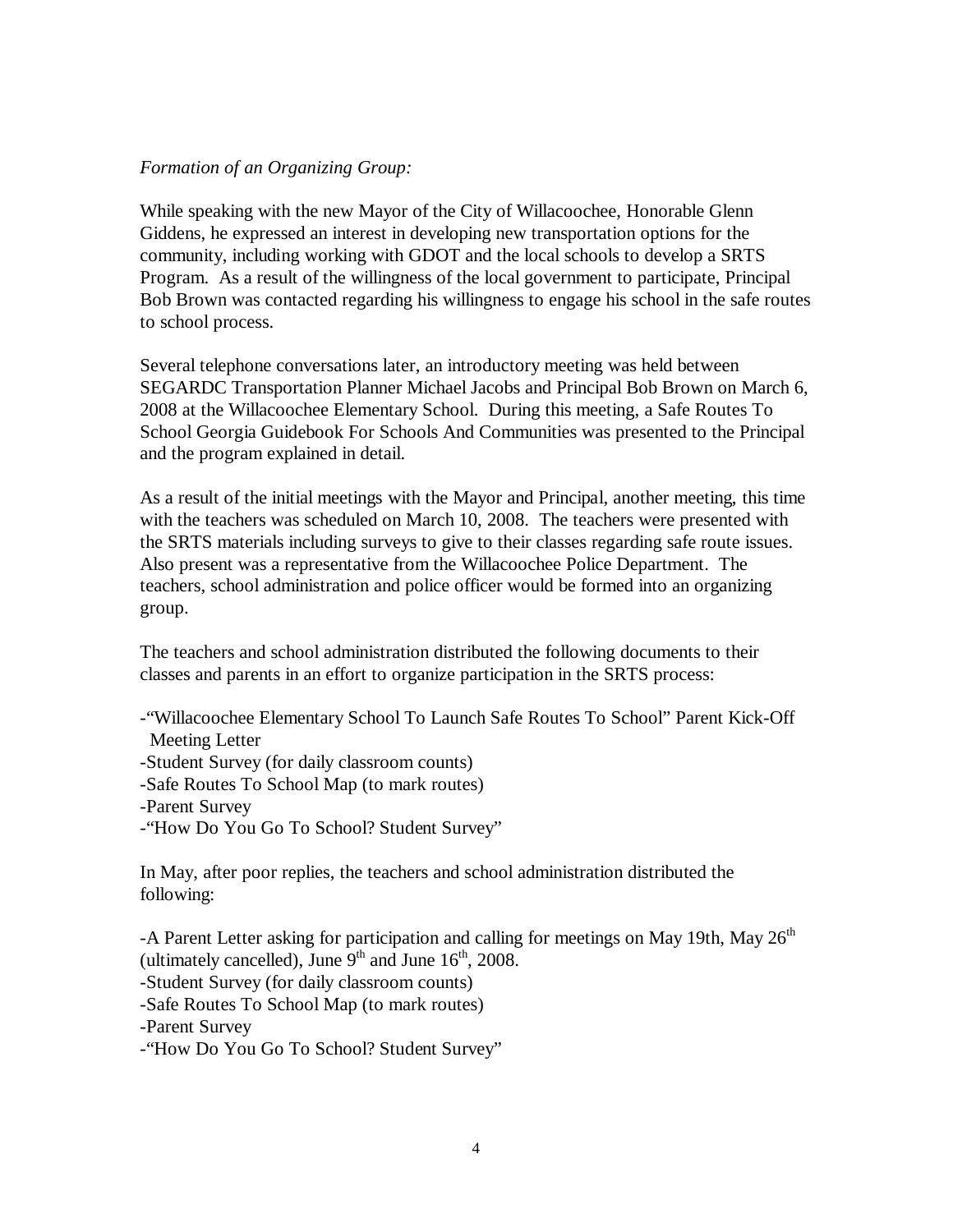*Formation of an Organizing Group:*

While speaking with the new Mayor of the City of Willacoochee, Honorable Glenn Giddens, he expressed an interest in developing new transportation options for the community, including working with GDOT and the local schools to develop a SRTS Program. As a result of the willingness of the local government to participate, Principal Bob Brown was contacted regarding his willingness to engage his school in the safe routes to school process.

Several telephone conversations later, an introductory meeting was held between SEGARDC Transportation Planner Michael Jacobs and Principal Bob Brown on March 6, 2008 at the Willacoochee Elementary School. During this meeting, a Safe Routes To School Georgia Guidebook For Schools And Communities was presented to the Principal and the program explained in detail.

As a result of the initial meetings with the Mayor and Principal, another meeting, this time with the teachers was scheduled on March 10, 2008. The teachers were presented with the SRTS materials including surveys to give to their classes regarding safe route issues. Also present was a representative from the Willacoochee Police Department. The teachers, school administration and police officer would be formed into an organizing group.

The teachers and school administration distributed the following documents to their classes and parents in an effort to organize participation in the SRTS process:

- "Willacoochee Elementary School To Launch Safe Routes To School" Parent Kick-Off Meeting Letter
- Student Survey (for daily classroom counts)
- Safe Routes To School Map (to mark routes)
- Parent Survey
- "How Do You Go To School? Student Survey"

In May, after poor replies, the teachers and school administration distributed the following:

- A Parent Letter asking for participation and calling for meetings on May 19th, May 26th (ultimately cancelled), June 9th and June 16th, 2008.
- Student Survey (for daily classroom counts)
- Safe Routes To School Map (to mark routes)
- Parent Survey
- "How Do You Go To School? Student Survey"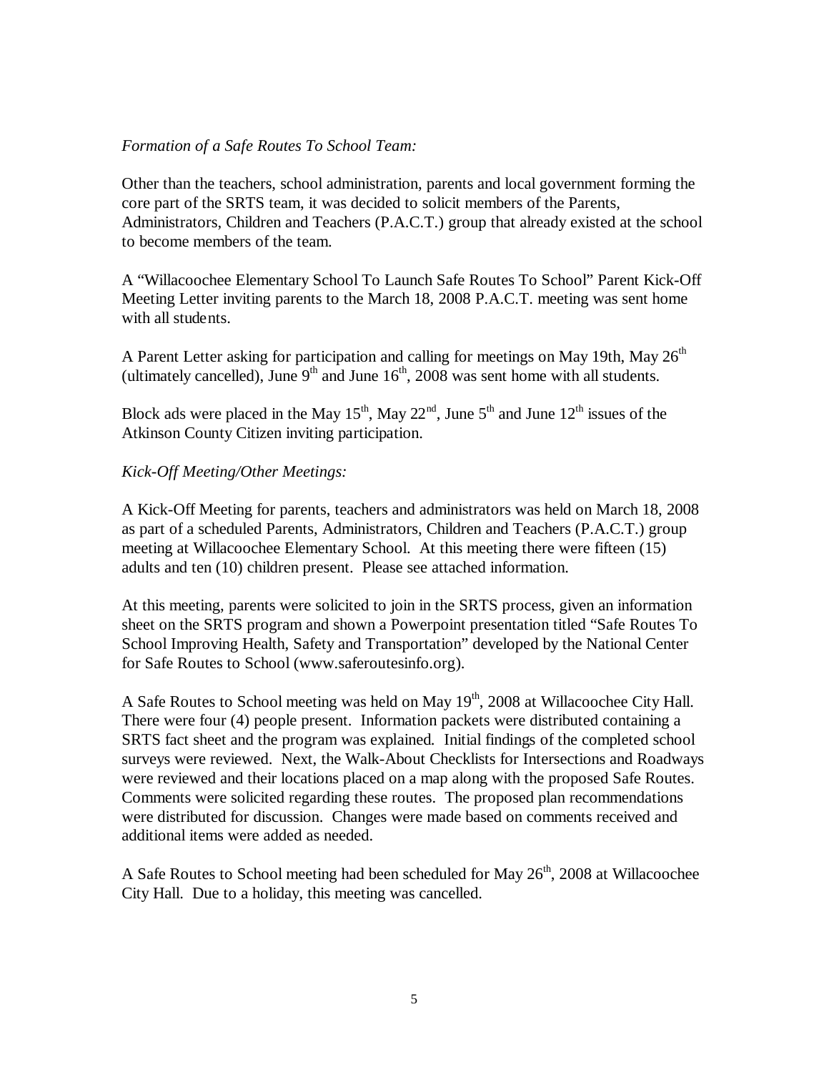*Formation of a Safe Routes To School Team:*

Other than the teachers, school administration, parents and local government forming the core part of the SRTS team, it was decided to solicit members of the Parents, Administrators, Children and Teachers (P.A.C.T.) group that already existed at the school to become members of the team.

A "Willacoochee Elementary School To Launch Safe Routes To School" Parent Kick-Off Meeting Letter inviting parents to the March 18, 2008 P.A.C.T. meeting was sent home with all students.

A Parent Letter asking for participation and calling for meetings on May 19th, May 26th (ultimately cancelled), June 9th and June 16th, 2008 was sent home with all students.

Block ads were placed in the May 15th, May 22nd, June 5th and June 12th issues of the Atkinson County Citizen inviting participation.

*Kick-Off Meeting/Other Meetings:*

A Kick-Off Meeting for parents, teachers and administrators was held on March 18, 2008 as part of a scheduled Parents, Administrators, Children and Teachers (P.A.C.T.) group meeting at Willacoochee Elementary School. At this meeting there were fifteen (15) adults and ten (10) children present. Please see attached information.

At this meeting, parents were solicited to join in the SRTS process, given an information sheet on the SRTS program and shown a Powerpoint presentation titled "Safe Routes To School Improving Health, Safety and Transportation" developed by the National Center for Safe Routes to School (www.saferoutesinfo.org).

A Safe Routes to School meeting was held on May 19th, 2008 at Willacoochee City Hall. There were four (4) people present. Information packets were distributed containing a SRTS fact sheet and the program was explained. Initial findings of the completed school surveys were reviewed. Next, the Walk-About Checklists for Intersections and Roadways were reviewed and their locations placed on a map along with the proposed Safe Routes. Comments were solicited regarding these routes. The proposed plan recommendations were distributed for discussion. Changes were made based on comments received and additional items were added as needed.

A Safe Routes to School meeting had been scheduled for May 26th, 2008 at Willacoochee City Hall. Due to a holiday, this meeting was cancelled.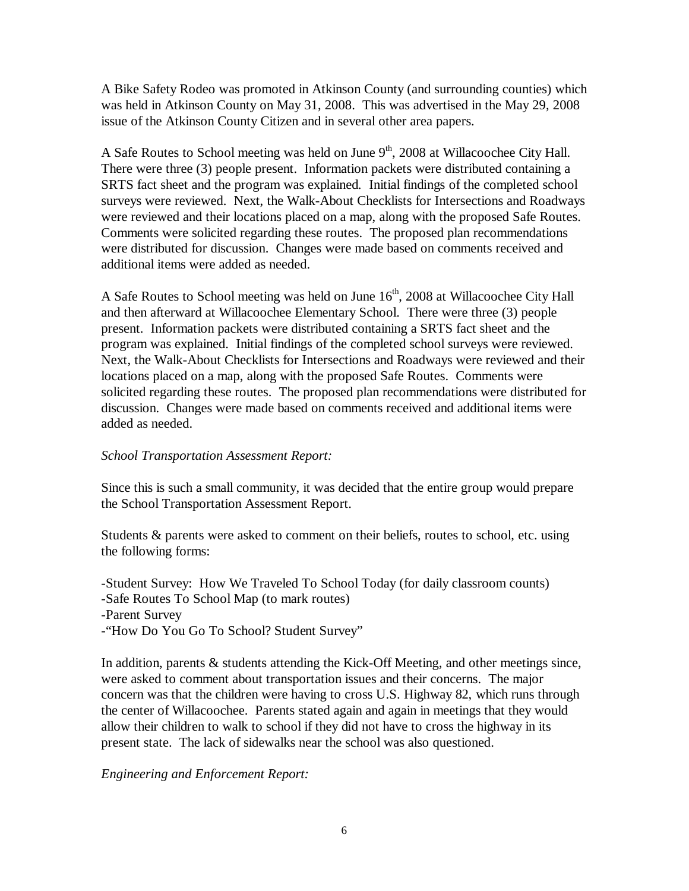A Bike Safety Rodeo was promoted in Atkinson County (and surrounding counties) which was held in Atkinson County on May 31, 2008. This was advertised in the May 29, 2008 issue of the Atkinson County Citizen and in several other area papers.

A Safe Routes to School meeting was held on June 9th, 2008 at Willacoochee City Hall. There were three (3) people present. Information packets were distributed containing a SRTS fact sheet and the program was explained. Initial findings of the completed school surveys were reviewed. Next, the Walk-About Checklists for Intersections and Roadways were reviewed and their locations placed on a map, along with the proposed Safe Routes. Comments were solicited regarding these routes. The proposed plan recommendations were distributed for discussion. Changes were made based on comments received and additional items were added as needed.

A Safe Routes to School meeting was held on June 16th, 2008 at Willacoochee City Hall and then afterward at Willacoochee Elementary School. There were three (3) people present. Information packets were distributed containing a SRTS fact sheet and the program was explained. Initial findings of the completed school surveys were reviewed. Next, the Walk-About Checklists for Intersections and Roadways were reviewed and their locations placed on a map, along with the proposed Safe Routes. Comments were solicited regarding these routes. The proposed plan recommendations were distributed for discussion. Changes were made based on comments received and additional items were added as needed.

*School Transportation Assessment Report:*

Since this is such a small community, it was decided that the entire group would prepare the School Transportation Assessment Report.

Students & parents were asked to comment on their beliefs, routes to school, etc. using the following forms:

-Student Survey: How We Traveled To School Today (for daily classroom counts)
-Safe Routes To School Map (to mark routes)
-Parent Survey
-"How Do You Go To School? Student Survey"

In addition, parents & students attending the Kick-Off Meeting, and other meetings since, were asked to comment about transportation issues and their concerns. The major concern was that the children were having to cross U.S. Highway 82, which runs through the center of Willacoochee. Parents stated again and again in meetings that they would allow their children to walk to school if they did not have to cross the highway in its present state. The lack of sidewalks near the school was also questioned.

*Engineering and Enforcement Report:*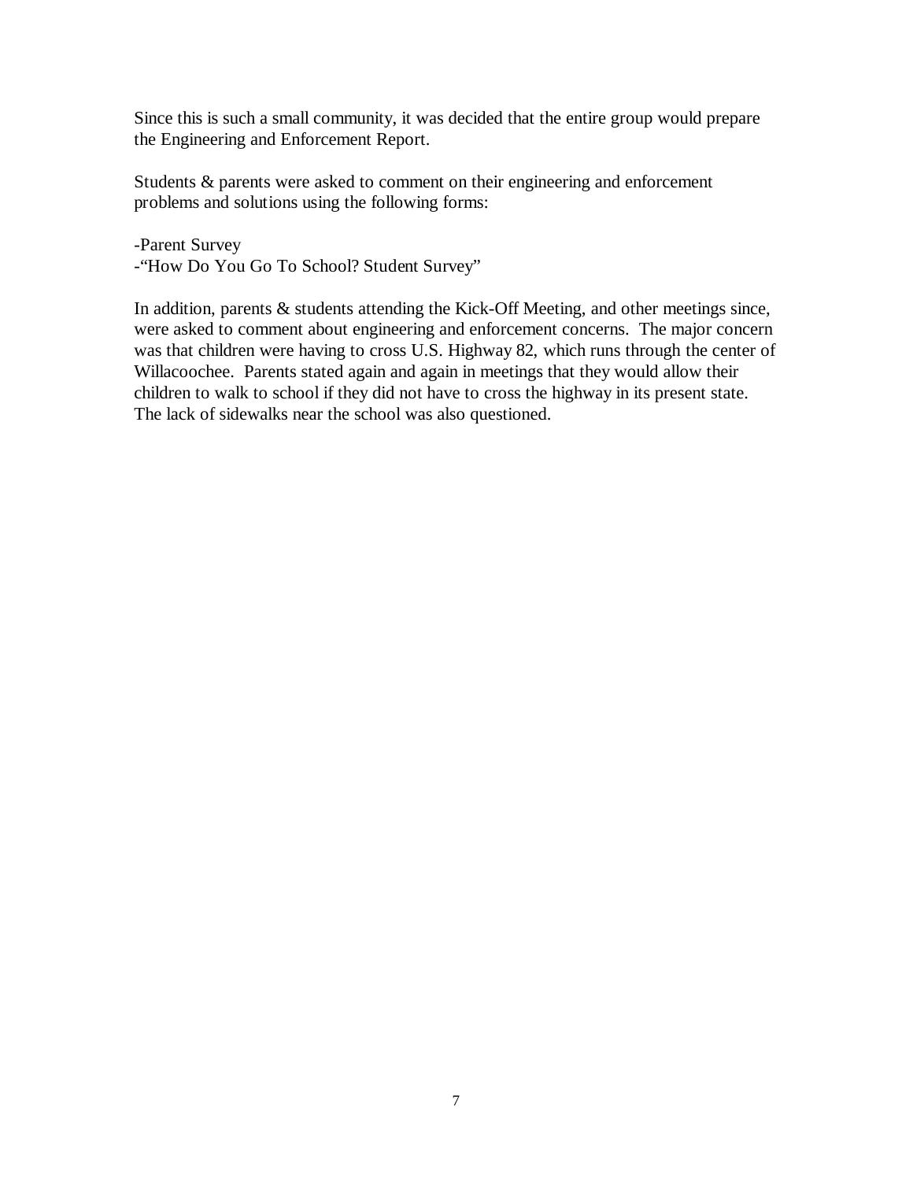Since this is such a small community, it was decided that the entire group would prepare the Engineering and Enforcement Report.

Students & parents were asked to comment on their engineering and enforcement problems and solutions using the following forms:

-Parent Survey
-"How Do You Go To School? Student Survey"

In addition, parents & students attending the Kick-Off Meeting, and other meetings since, were asked to comment about engineering and enforcement concerns. The major concern was that children were having to cross U.S. Highway 82, which runs through the center of Willacoochee. Parents stated again and again in meetings that they would allow their children to walk to school if they did not have to cross the highway in its present state. The lack of sidewalks near the school was also questioned.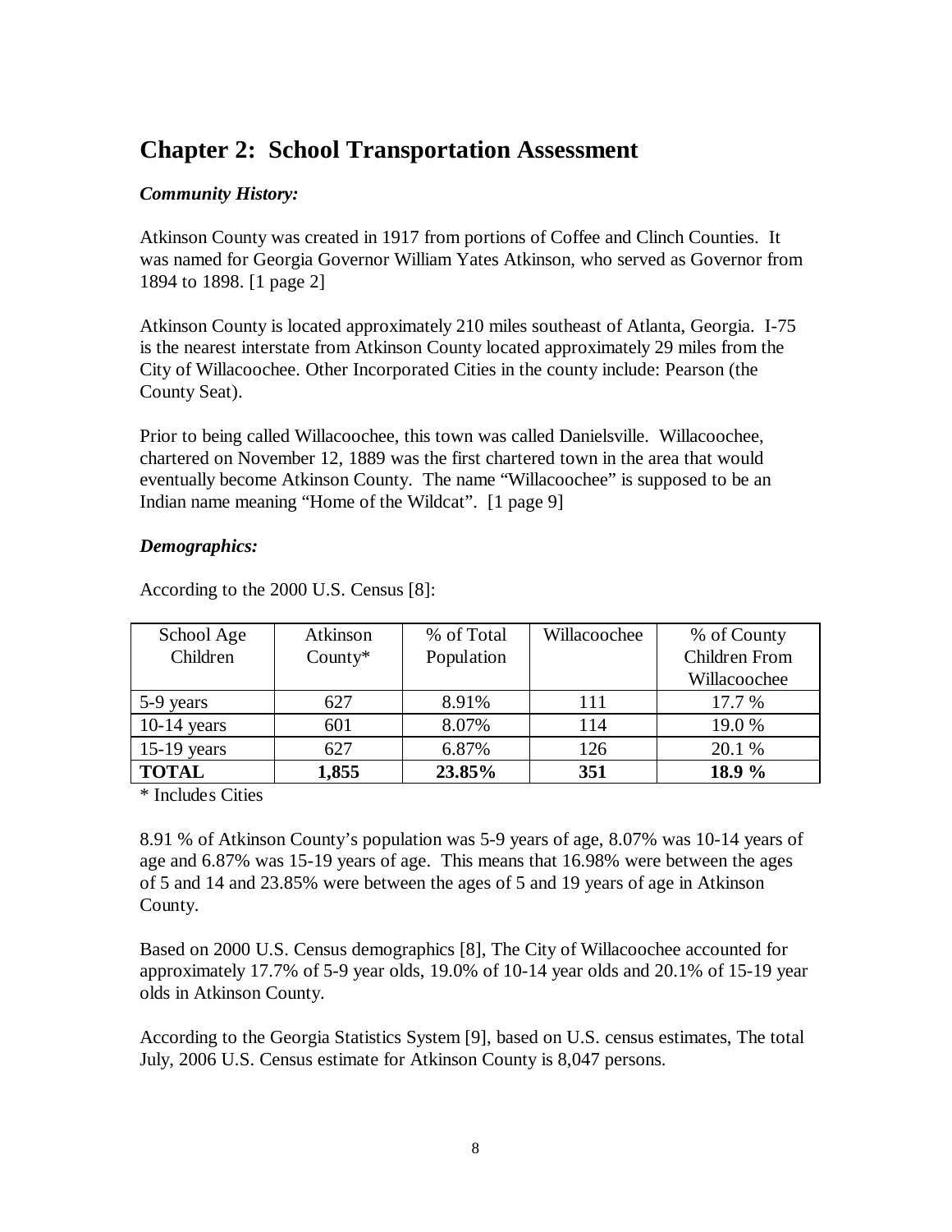## Chapter 2: School Transportation Assessment

***Community History:***

Atkinson County was created in 1917 from portions of Coffee and Clinch Counties. It was named for Georgia Governor William Yates Atkinson, who served as Governor from 1894 to 1898. [1 page 2]

Atkinson County is located approximately 210 miles southeast of Atlanta, Georgia. I-75 is the nearest interstate from Atkinson County located approximately 29 miles from the City of Willacoochee. Other Incorporated Cities in the county include: Pearson (the County Seat).

Prior to being called Willacoochee, this town was called Danielsville. Willacoochee, chartered on November 12, 1889 was the first chartered town in the area that would eventually become Atkinson County. The name "Willacoochee" is supposed to be an Indian name meaning "Home of the Wildcat". [1 page 9]

***Demographics:***

According to the 2000 U.S. Census [8]:

| School Age Children | Atkinson County* | % of Total Population | Willacoochee | % of County Children From Willacoochee |
|---|---|---|---|---|
| 5-9 years | 627 | 8.91% | 111 | 17.7 % |
| 10-14 years | 601 | 8.07% | 114 | 19.0 % |
| 15-19 years | 627 | 6.87% | 126 | 20.1 % |
| **TOTAL** | **1,855** | **23.85%** | **351** | **18.9 %** |

\* Includes Cities

8.91 % of Atkinson County's population was 5-9 years of age, 8.07% was 10-14 years of age and 6.87% was 15-19 years of age. This means that 16.98% were between the ages of 5 and 14 and 23.85% were between the ages of 5 and 19 years of age in Atkinson County.

Based on 2000 U.S. Census demographics [8], The City of Willacoochee accounted for approximately 17.7% of 5-9 year olds, 19.0% of 10-14 year olds and 20.1% of 15-19 year olds in Atkinson County.

According to the Georgia Statistics System [9], based on U.S. census estimates, The total July, 2006 U.S. Census estimate for Atkinson County is 8,047 persons.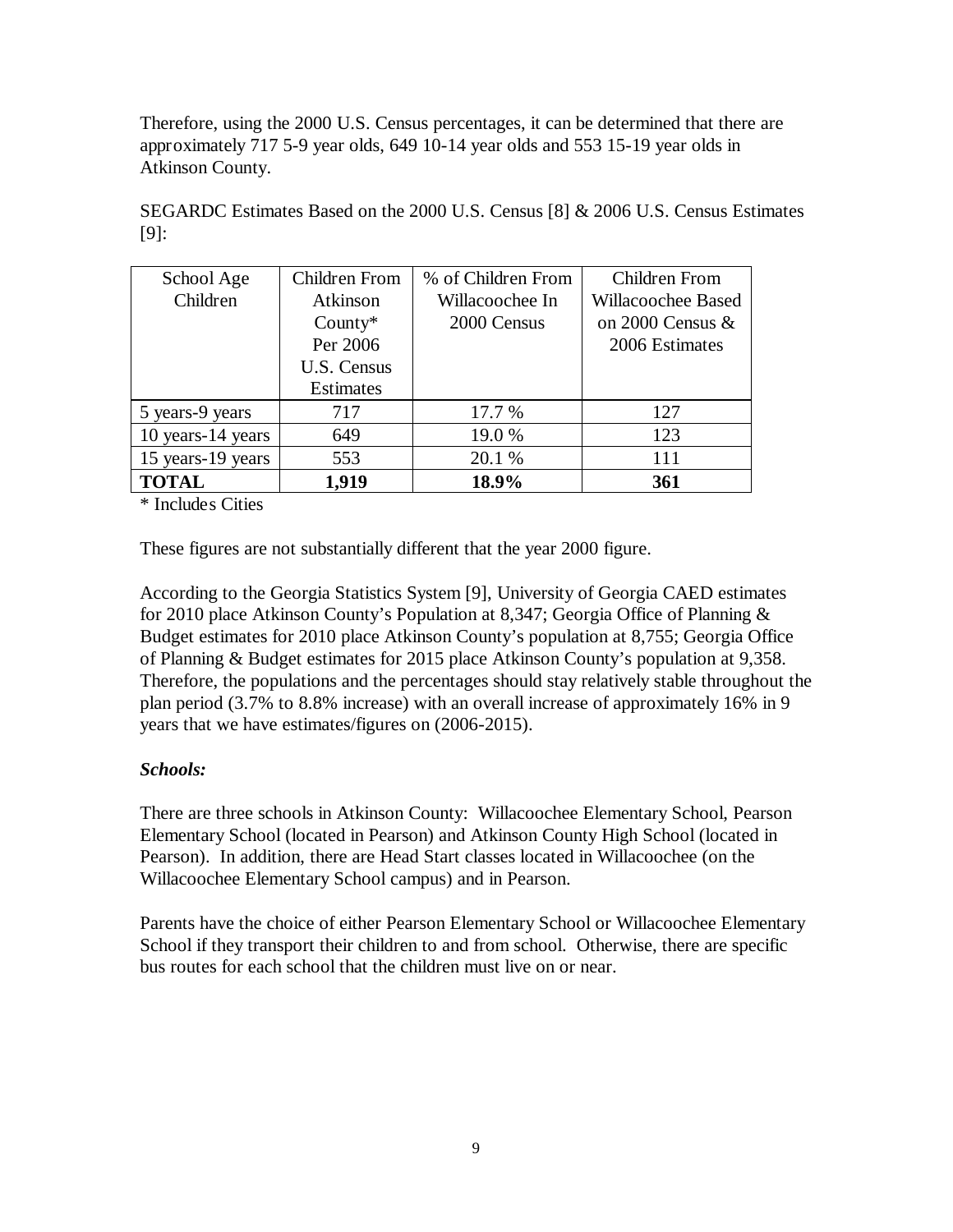Therefore, using the 2000 U.S. Census percentages, it can be determined that there are approximately 717 5-9 year olds, 649 10-14 year olds and 553 15-19 year olds in Atkinson County.

SEGARDC Estimates Based on the 2000 U.S. Census [8] & 2006 U.S. Census Estimates [9]:

| School Age Children | Children From Atkinson County* Per 2006 U.S. Census Estimates | % of Children From Willacoochee In 2000 Census | Children From Willacoochee Based on 2000 Census & 2006 Estimates |
|---|---|---|---|
| 5 years-9 years | 717 | 17.7 % | 127 |
| 10 years-14 years | 649 | 19.0 % | 123 |
| 15 years-19 years | 553 | 20.1 % | 111 |
| **TOTAL** | **1,919** | **18.9%** | **361** |

\* Includes Cities

These figures are not substantially different that the year 2000 figure.

According to the Georgia Statistics System [9], University of Georgia CAED estimates for 2010 place Atkinson County's Population at 8,347; Georgia Office of Planning & Budget estimates for 2010 place Atkinson County's population at 8,755; Georgia Office of Planning & Budget estimates for 2015 place Atkinson County's population at 9,358. Therefore, the populations and the percentages should stay relatively stable throughout the plan period (3.7% to 8.8% increase) with an overall increase of approximately 16% in 9 years that we have estimates/figures on (2006-2015).

***Schools:***

There are three schools in Atkinson County: Willacoochee Elementary School, Pearson Elementary School (located in Pearson) and Atkinson County High School (located in Pearson). In addition, there are Head Start classes located in Willacoochee (on the Willacoochee Elementary School campus) and in Pearson.

Parents have the choice of either Pearson Elementary School or Willacoochee Elementary School if they transport their children to and from school. Otherwise, there are specific bus routes for each school that the children must live on or near.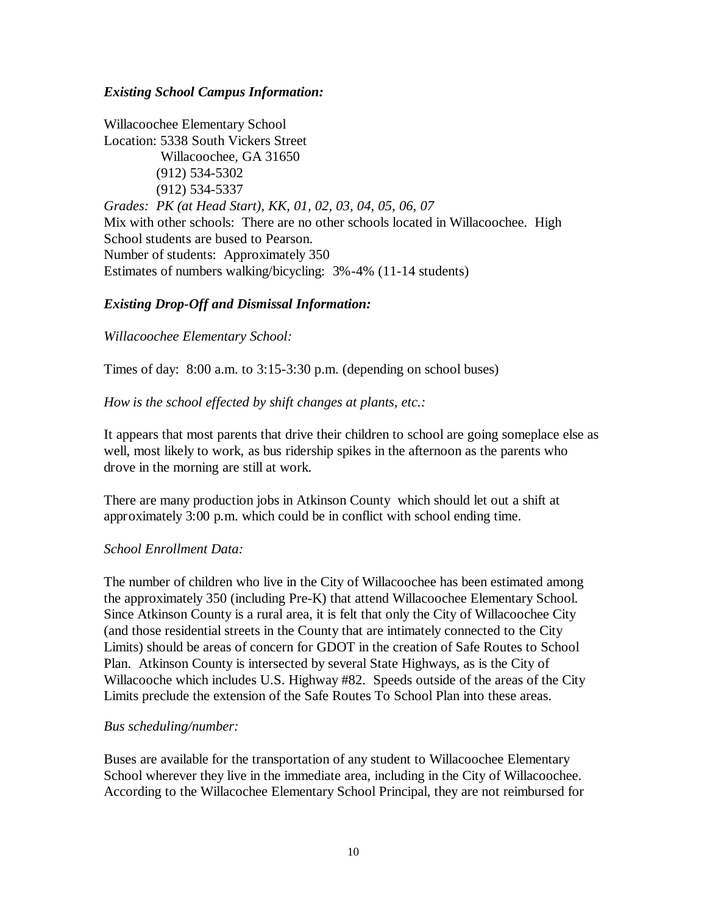***Existing School Campus Information:***

Willacoochee Elementary School
Location: 5338 South Vickers Street
Willacoochee, GA 31650
(912) 534-5302
(912) 534-5337
*Grades: PK (at Head Start), KK, 01, 02, 03, 04, 05, 06, 07*
Mix with other schools: There are no other schools located in Willacoochee. High School students are bused to Pearson.
Number of students: Approximately 350
Estimates of numbers walking/bicycling: 3%-4% (11-14 students)

***Existing Drop-Off and Dismissal Information:***

*Willacoochee Elementary School:*

Times of day: 8:00 a.m. to 3:15-3:30 p.m. (depending on school buses)

*How is the school effected by shift changes at plants, etc.:*

It appears that most parents that drive their children to school are going someplace else as well, most likely to work, as bus ridership spikes in the afternoon as the parents who drove in the morning are still at work.

There are many production jobs in Atkinson County which should let out a shift at approximately 3:00 p.m. which could be in conflict with school ending time.

*School Enrollment Data:*

The number of children who live in the City of Willacoochee has been estimated among the approximately 350 (including Pre-K) that attend Willacoochee Elementary School. Since Atkinson County is a rural area, it is felt that only the City of Willacoochee City (and those residential streets in the County that are intimately connected to the City Limits) should be areas of concern for GDOT in the creation of Safe Routes to School Plan. Atkinson County is intersected by several State Highways, as is the City of Willacooche which includes U.S. Highway #82. Speeds outside of the areas of the City Limits preclude the extension of the Safe Routes To School Plan into these areas.

*Bus scheduling/number:*

Buses are available for the transportation of any student to Willacoochee Elementary School wherever they live in the immediate area, including in the City of Willacoochee. According to the Willacochee Elementary School Principal, they are not reimbursed for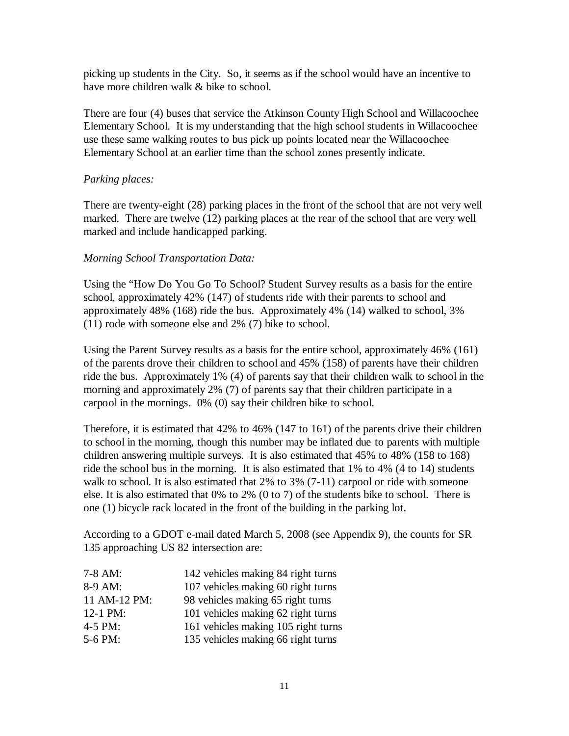picking up students in the City. So, it seems as if the school would have an incentive to have more children walk & bike to school.

There are four (4) buses that service the Atkinson County High School and Willacoochee Elementary School. It is my understanding that the high school students in Willacoochee use these same walking routes to bus pick up points located near the Willacoochee Elementary School at an earlier time than the school zones presently indicate.

*Parking places:*

There are twenty-eight (28) parking places in the front of the school that are not very well marked. There are twelve (12) parking places at the rear of the school that are very well marked and include handicapped parking.

*Morning School Transportation Data:*

Using the "How Do You Go To School? Student Survey results as a basis for the entire school, approximately 42% (147) of students ride with their parents to school and approximately 48% (168) ride the bus. Approximately 4% (14) walked to school, 3% (11) rode with someone else and 2% (7) bike to school.

Using the Parent Survey results as a basis for the entire school, approximately 46% (161) of the parents drove their children to school and 45% (158) of parents have their children ride the bus. Approximately 1% (4) of parents say that their children walk to school in the morning and approximately 2% (7) of parents say that their children participate in a carpool in the mornings. 0% (0) say their children bike to school.

Therefore, it is estimated that 42% to 46% (147 to 161) of the parents drive their children to school in the morning, though this number may be inflated due to parents with multiple children answering multiple surveys. It is also estimated that 45% to 48% (158 to 168) ride the school bus in the morning. It is also estimated that 1% to 4% (4 to 14) students walk to school. It is also estimated that 2% to 3% (7-11) carpool or ride with someone else. It is also estimated that 0% to 2% (0 to 7) of the students bike to school. There is one (1) bicycle rack located in the front of the building in the parking lot.

According to a GDOT e-mail dated March 5, 2008 (see Appendix 9), the counts for SR 135 approaching US 82 intersection are:

| | |
|---|---|
| 7-8 AM: | 142 vehicles making 84 right turns |
| 8-9 AM: | 107 vehicles making 60 right turns |
| 11 AM-12 PM: | 98 vehicles making 65 right turns |
| 12-1 PM: | 101 vehicles making 62 right turns |
| 4-5 PM: | 161 vehicles making 105 right turns |
| 5-6 PM: | 135 vehicles making 66 right turns |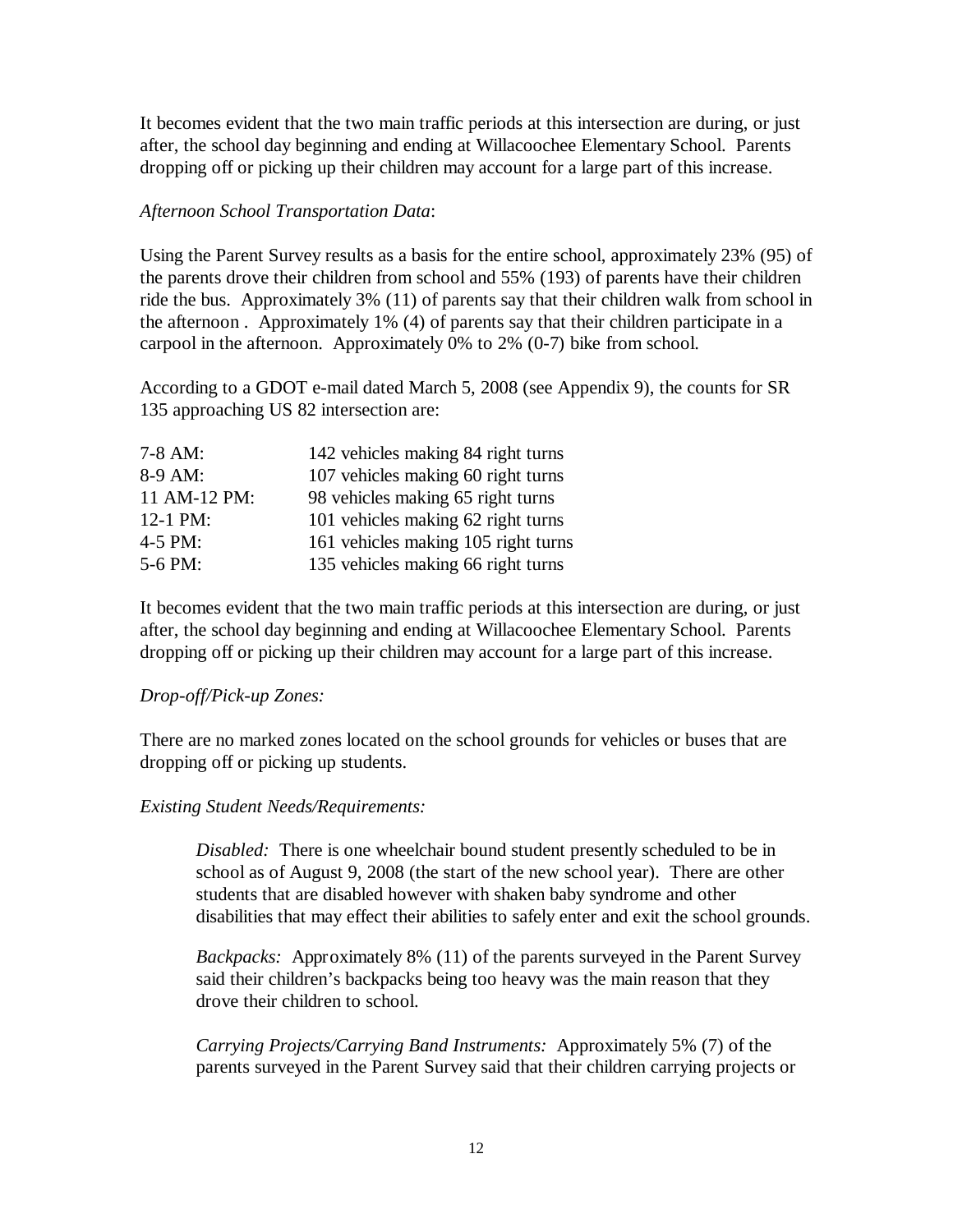It becomes evident that the two main traffic periods at this intersection are during, or just after, the school day beginning and ending at Willacoochee Elementary School. Parents dropping off or picking up their children may account for a large part of this increase.

*Afternoon School Transportation Data*:

Using the Parent Survey results as a basis for the entire school, approximately 23% (95) of the parents drove their children from school and 55% (193) of parents have their children ride the bus. Approximately 3% (11) of parents say that their children walk from school in the afternoon . Approximately 1% (4) of parents say that their children participate in a carpool in the afternoon. Approximately 0% to 2% (0-7) bike from school.

According to a GDOT e-mail dated March 5, 2008 (see Appendix 9), the counts for SR 135 approaching US 82 intersection are:

| | |
|---|---|
| 7-8 AM: | 142 vehicles making 84 right turns |
| 8-9 AM: | 107 vehicles making 60 right turns |
| 11 AM-12 PM: | 98 vehicles making 65 right turns |
| 12-1 PM: | 101 vehicles making 62 right turns |
| 4-5 PM: | 161 vehicles making 105 right turns |
| 5-6 PM: | 135 vehicles making 66 right turns |

It becomes evident that the two main traffic periods at this intersection are during, or just after, the school day beginning and ending at Willacoochee Elementary School. Parents dropping off or picking up their children may account for a large part of this increase.

*Drop-off/Pick-up Zones:*

There are no marked zones located on the school grounds for vehicles or buses that are dropping off or picking up students.

*Existing Student Needs/Requirements:*

*Disabled:* There is one wheelchair bound student presently scheduled to be in school as of August 9, 2008 (the start of the new school year). There are other students that are disabled however with shaken baby syndrome and other disabilities that may effect their abilities to safely enter and exit the school grounds.

*Backpacks:* Approximately 8% (11) of the parents surveyed in the Parent Survey said their children's backpacks being too heavy was the main reason that they drove their children to school.

*Carrying Projects/Carrying Band Instruments:* Approximately 5% (7) of the parents surveyed in the Parent Survey said that their children carrying projects or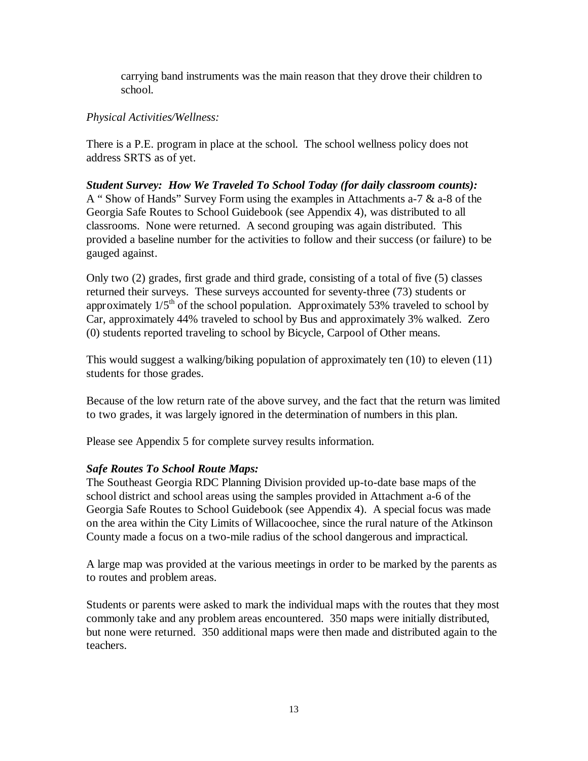carrying band instruments was the main reason that they drove their children to school.

*Physical Activities/Wellness:*

There is a P.E. program in place at the school. The school wellness policy does not address SRTS as of yet.

***Student Survey: How We Traveled To School Today (for daily classroom counts):***
A " Show of Hands" Survey Form using the examples in Attachments a-7 & a-8 of the Georgia Safe Routes to School Guidebook (see Appendix 4), was distributed to all classrooms. None were returned. A second grouping was again distributed. This provided a baseline number for the activities to follow and their success (or failure) to be gauged against.

Only two (2) grades, first grade and third grade, consisting of a total of five (5) classes returned their surveys. These surveys accounted for seventy-three (73) students or approximately 1/5th of the school population. Approximately 53% traveled to school by Car, approximately 44% traveled to school by Bus and approximately 3% walked. Zero (0) students reported traveling to school by Bicycle, Carpool of Other means.

This would suggest a walking/biking population of approximately ten (10) to eleven (11) students for those grades.

Because of the low return rate of the above survey, and the fact that the return was limited to two grades, it was largely ignored in the determination of numbers in this plan.

Please see Appendix 5 for complete survey results information.

***Safe Routes To School Route Maps:***
The Southeast Georgia RDC Planning Division provided up-to-date base maps of the school district and school areas using the samples provided in Attachment a-6 of the Georgia Safe Routes to School Guidebook (see Appendix 4). A special focus was made on the area within the City Limits of Willacoochee, since the rural nature of the Atkinson County made a focus on a two-mile radius of the school dangerous and impractical.

A large map was provided at the various meetings in order to be marked by the parents as to routes and problem areas.

Students or parents were asked to mark the individual maps with the routes that they most commonly take and any problem areas encountered. 350 maps were initially distributed, but none were returned. 350 additional maps were then made and distributed again to the teachers.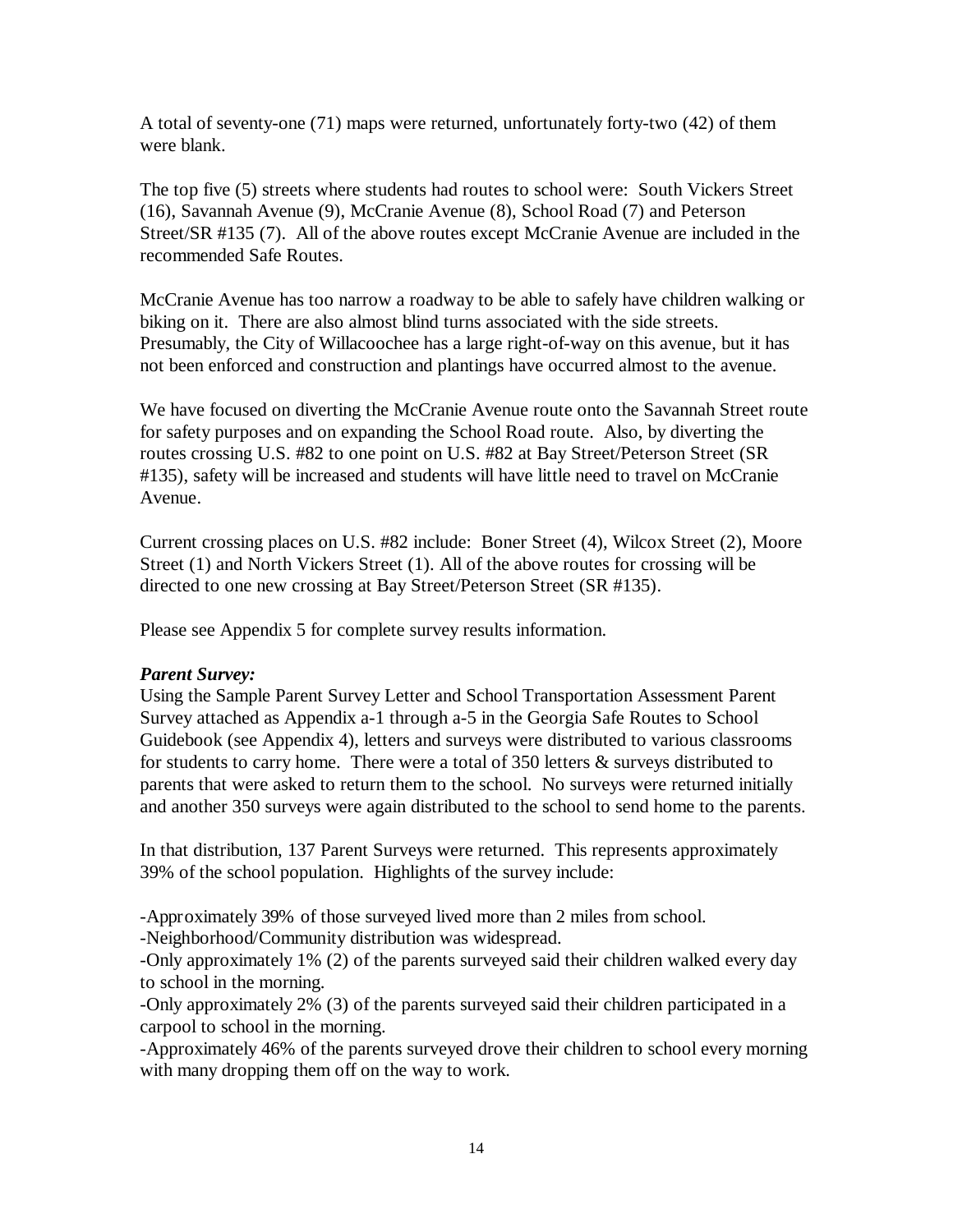A total of seventy-one (71) maps were returned, unfortunately forty-two (42) of them were blank.

The top five (5) streets where students had routes to school were: South Vickers Street (16), Savannah Avenue (9), McCranie Avenue (8), School Road (7) and Peterson Street/SR #135 (7). All of the above routes except McCranie Avenue are included in the recommended Safe Routes.

McCranie Avenue has too narrow a roadway to be able to safely have children walking or biking on it. There are also almost blind turns associated with the side streets. Presumably, the City of Willacoochee has a large right-of-way on this avenue, but it has not been enforced and construction and plantings have occurred almost to the avenue.

We have focused on diverting the McCranie Avenue route onto the Savannah Street route for safety purposes and on expanding the School Road route. Also, by diverting the routes crossing U.S. #82 to one point on U.S. #82 at Bay Street/Peterson Street (SR #135), safety will be increased and students will have little need to travel on McCranie Avenue.

Current crossing places on U.S. #82 include: Boner Street (4), Wilcox Street (2), Moore Street (1) and North Vickers Street (1). All of the above routes for crossing will be directed to one new crossing at Bay Street/Peterson Street (SR #135).

Please see Appendix 5 for complete survey results information.

***Parent Survey:***

Using the Sample Parent Survey Letter and School Transportation Assessment Parent Survey attached as Appendix a-1 through a-5 in the Georgia Safe Routes to School Guidebook (see Appendix 4), letters and surveys were distributed to various classrooms for students to carry home. There were a total of 350 letters & surveys distributed to parents that were asked to return them to the school. No surveys were returned initially and another 350 surveys were again distributed to the school to send home to the parents.

In that distribution, 137 Parent Surveys were returned. This represents approximately 39% of the school population. Highlights of the survey include:

-Approximately 39% of those surveyed lived more than 2 miles from school.

-Neighborhood/Community distribution was widespread.

-Only approximately 1% (2) of the parents surveyed said their children walked every day to school in the morning.

-Only approximately 2% (3) of the parents surveyed said their children participated in a carpool to school in the morning.

-Approximately 46% of the parents surveyed drove their children to school every morning with many dropping them off on the way to work.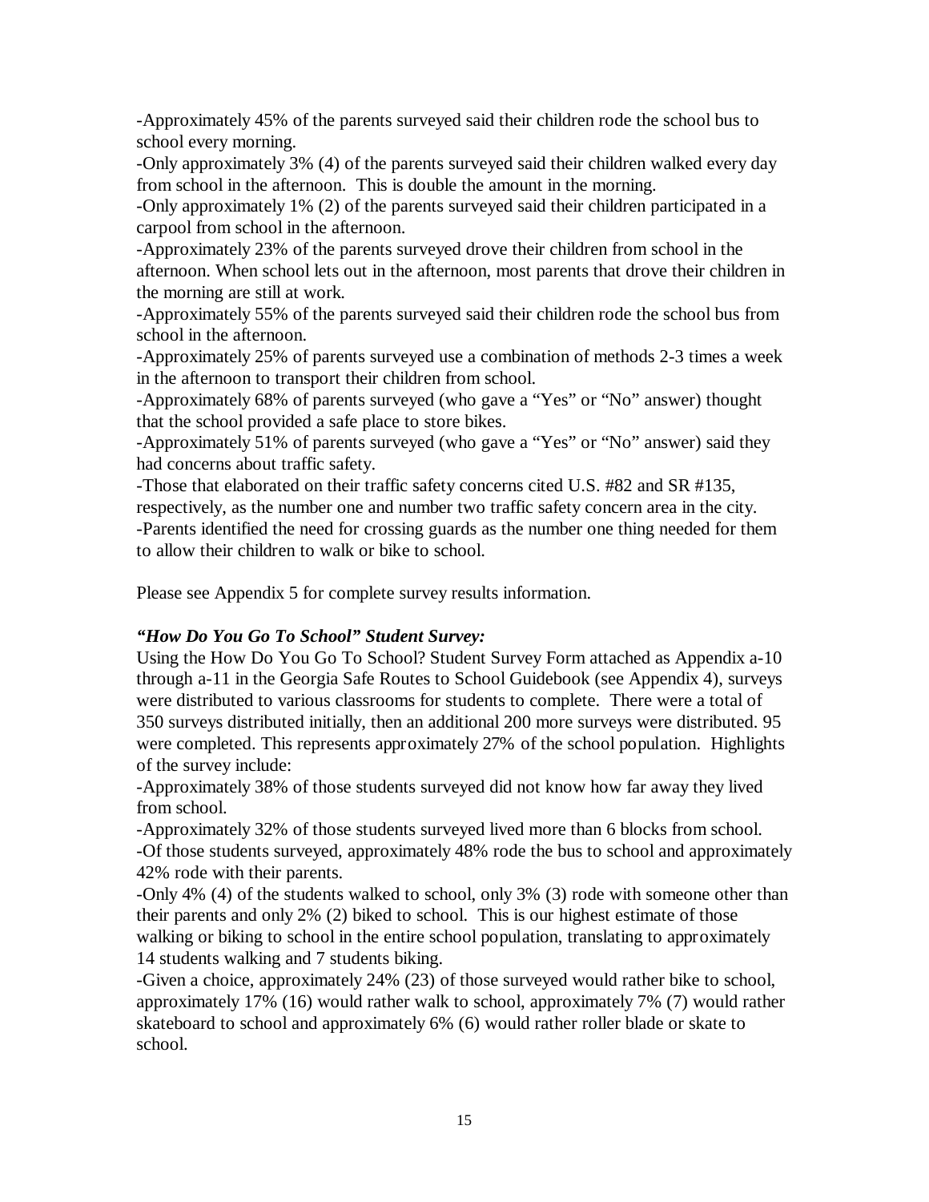-Approximately 45% of the parents surveyed said their children rode the school bus to school every morning.

-Only approximately 3% (4) of the parents surveyed said their children walked every day from school in the afternoon. This is double the amount in the morning.

-Only approximately 1% (2) of the parents surveyed said their children participated in a carpool from school in the afternoon.

-Approximately 23% of the parents surveyed drove their children from school in the afternoon. When school lets out in the afternoon, most parents that drove their children in the morning are still at work.

-Approximately 55% of the parents surveyed said their children rode the school bus from school in the afternoon.

-Approximately 25% of parents surveyed use a combination of methods 2-3 times a week in the afternoon to transport their children from school.

-Approximately 68% of parents surveyed (who gave a "Yes" or "No" answer) thought that the school provided a safe place to store bikes.

-Approximately 51% of parents surveyed (who gave a "Yes" or "No" answer) said they had concerns about traffic safety.

-Those that elaborated on their traffic safety concerns cited U.S. #82 and SR #135, respectively, as the number one and number two traffic safety concern area in the city.

-Parents identified the need for crossing guards as the number one thing needed for them to allow their children to walk or bike to school.

Please see Appendix 5 for complete survey results information.

***"How Do You Go To School" Student Survey:***

Using the How Do You Go To School? Student Survey Form attached as Appendix a-10 through a-11 in the Georgia Safe Routes to School Guidebook (see Appendix 4), surveys were distributed to various classrooms for students to complete. There were a total of 350 surveys distributed initially, then an additional 200 more surveys were distributed. 95 were completed. This represents approximately 27% of the school population. Highlights of the survey include:

-Approximately 38% of those students surveyed did not know how far away they lived from school.

-Approximately 32% of those students surveyed lived more than 6 blocks from school.

-Of those students surveyed, approximately 48% rode the bus to school and approximately 42% rode with their parents.

-Only 4% (4) of the students walked to school, only 3% (3) rode with someone other than their parents and only 2% (2) biked to school. This is our highest estimate of those walking or biking to school in the entire school population, translating to approximately 14 students walking and 7 students biking.

-Given a choice, approximately 24% (23) of those surveyed would rather bike to school, approximately 17% (16) would rather walk to school, approximately 7% (7) would rather skateboard to school and approximately 6% (6) would rather roller blade or skate to school.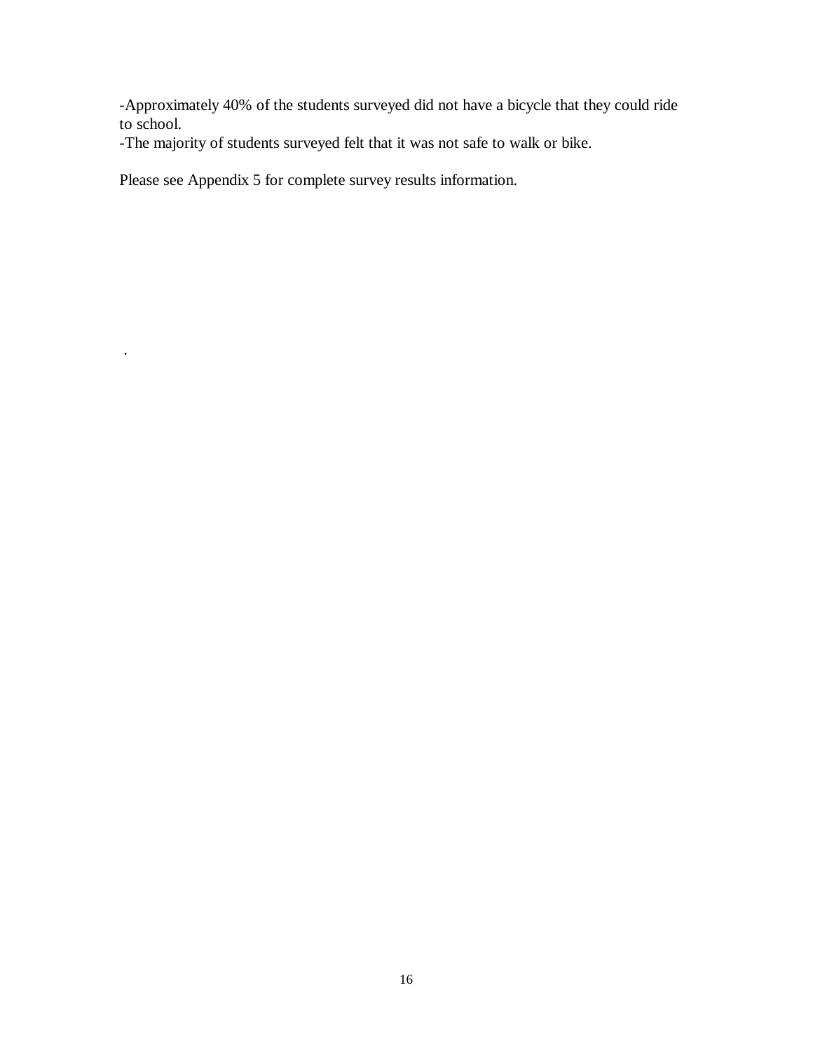-Approximately 40% of the students surveyed did not have a bicycle that they could ride to school.
-The majority of students surveyed felt that it was not safe to walk or bike.

Please see Appendix 5 for complete survey results information.

.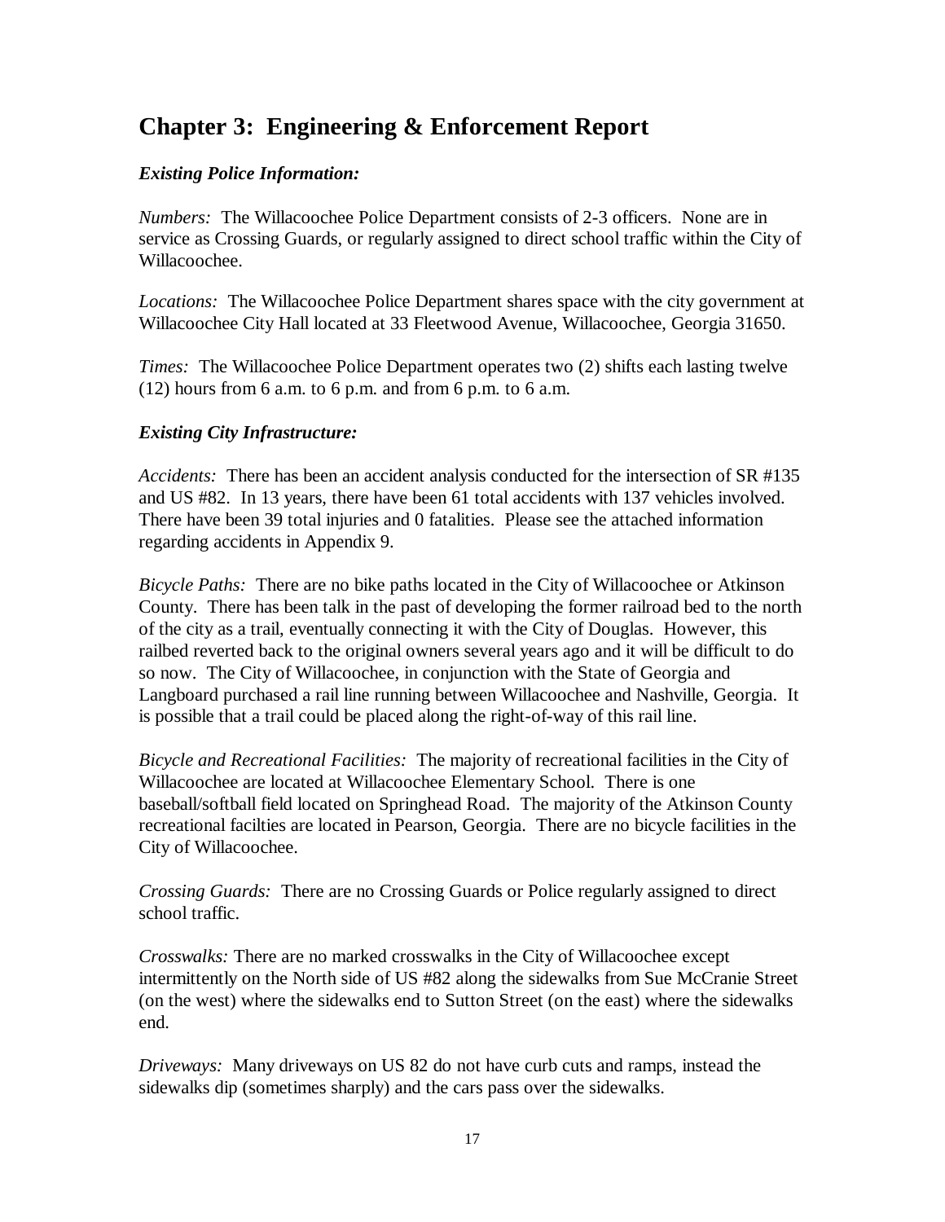## Chapter 3: Engineering & Enforcement Report

### *Existing Police Information:*

*Numbers:* The Willacoochee Police Department consists of 2-3 officers. None are in service as Crossing Guards, or regularly assigned to direct school traffic within the City of Willacoochee.

*Locations:* The Willacoochee Police Department shares space with the city government at Willacoochee City Hall located at 33 Fleetwood Avenue, Willacoochee, Georgia 31650.

*Times:* The Willacoochee Police Department operates two (2) shifts each lasting twelve (12) hours from 6 a.m. to 6 p.m. and from 6 p.m. to 6 a.m.

### *Existing City Infrastructure:*

*Accidents:* There has been an accident analysis conducted for the intersection of SR #135 and US #82. In 13 years, there have been 61 total accidents with 137 vehicles involved. There have been 39 total injuries and 0 fatalities. Please see the attached information regarding accidents in Appendix 9.

*Bicycle Paths:* There are no bike paths located in the City of Willacoochee or Atkinson County. There has been talk in the past of developing the former railroad bed to the north of the city as a trail, eventually connecting it with the City of Douglas. However, this railbed reverted back to the original owners several years ago and it will be difficult to do so now. The City of Willacoochee, in conjunction with the State of Georgia and Langboard purchased a rail line running between Willacoochee and Nashville, Georgia. It is possible that a trail could be placed along the right-of-way of this rail line.

*Bicycle and Recreational Facilities:* The majority of recreational facilities in the City of Willacoochee are located at Willacoochee Elementary School. There is one baseball/softball field located on Springhead Road. The majority of the Atkinson County recreational facilties are located in Pearson, Georgia. There are no bicycle facilities in the City of Willacoochee.

*Crossing Guards:* There are no Crossing Guards or Police regularly assigned to direct school traffic.

*Crosswalks:* There are no marked crosswalks in the City of Willacoochee except intermittently on the North side of US #82 along the sidewalks from Sue McCranie Street (on the west) where the sidewalks end to Sutton Street (on the east) where the sidewalks end.

*Driveways:* Many driveways on US 82 do not have curb cuts and ramps, instead the sidewalks dip (sometimes sharply) and the cars pass over the sidewalks.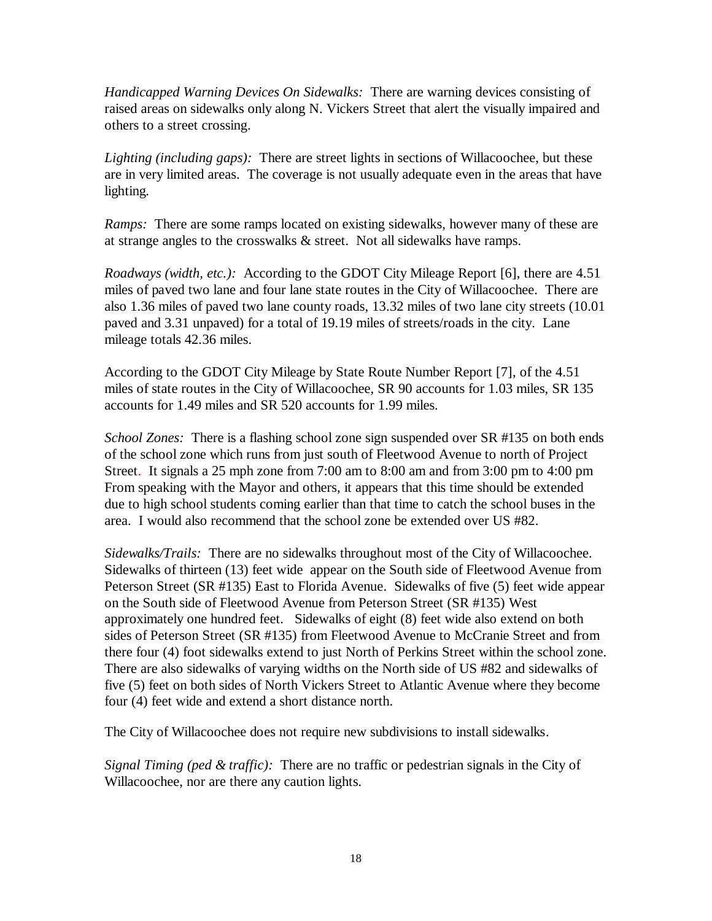*Handicapped Warning Devices On Sidewalks:* There are warning devices consisting of raised areas on sidewalks only along N. Vickers Street that alert the visually impaired and others to a street crossing.

*Lighting (including gaps):* There are street lights in sections of Willacoochee, but these are in very limited areas. The coverage is not usually adequate even in the areas that have lighting.

*Ramps:* There are some ramps located on existing sidewalks, however many of these are at strange angles to the crosswalks & street. Not all sidewalks have ramps.

*Roadways (width, etc.):* According to the GDOT City Mileage Report [6], there are 4.51 miles of paved two lane and four lane state routes in the City of Willacoochee. There are also 1.36 miles of paved two lane county roads, 13.32 miles of two lane city streets (10.01 paved and 3.31 unpaved) for a total of 19.19 miles of streets/roads in the city. Lane mileage totals 42.36 miles.

According to the GDOT City Mileage by State Route Number Report [7], of the 4.51 miles of state routes in the City of Willacoochee, SR 90 accounts for 1.03 miles, SR 135 accounts for 1.49 miles and SR 520 accounts for 1.99 miles.

*School Zones:* There is a flashing school zone sign suspended over SR #135 on both ends of the school zone which runs from just south of Fleetwood Avenue to north of Project Street. It signals a 25 mph zone from 7:00 am to 8:00 am and from 3:00 pm to 4:00 pm From speaking with the Mayor and others, it appears that this time should be extended due to high school students coming earlier than that time to catch the school buses in the area. I would also recommend that the school zone be extended over US #82.

*Sidewalks/Trails:* There are no sidewalks throughout most of the City of Willacoochee. Sidewalks of thirteen (13) feet wide appear on the South side of Fleetwood Avenue from Peterson Street (SR #135) East to Florida Avenue. Sidewalks of five (5) feet wide appear on the South side of Fleetwood Avenue from Peterson Street (SR #135) West approximately one hundred feet. Sidewalks of eight (8) feet wide also extend on both sides of Peterson Street (SR #135) from Fleetwood Avenue to McCranie Street and from there four (4) foot sidewalks extend to just North of Perkins Street within the school zone. There are also sidewalks of varying widths on the North side of US #82 and sidewalks of five (5) feet on both sides of North Vickers Street to Atlantic Avenue where they become four (4) feet wide and extend a short distance north.

The City of Willacoochee does not require new subdivisions to install sidewalks.

*Signal Timing (ped & traffic):* There are no traffic or pedestrian signals in the City of Willacoochee, nor are there any caution lights.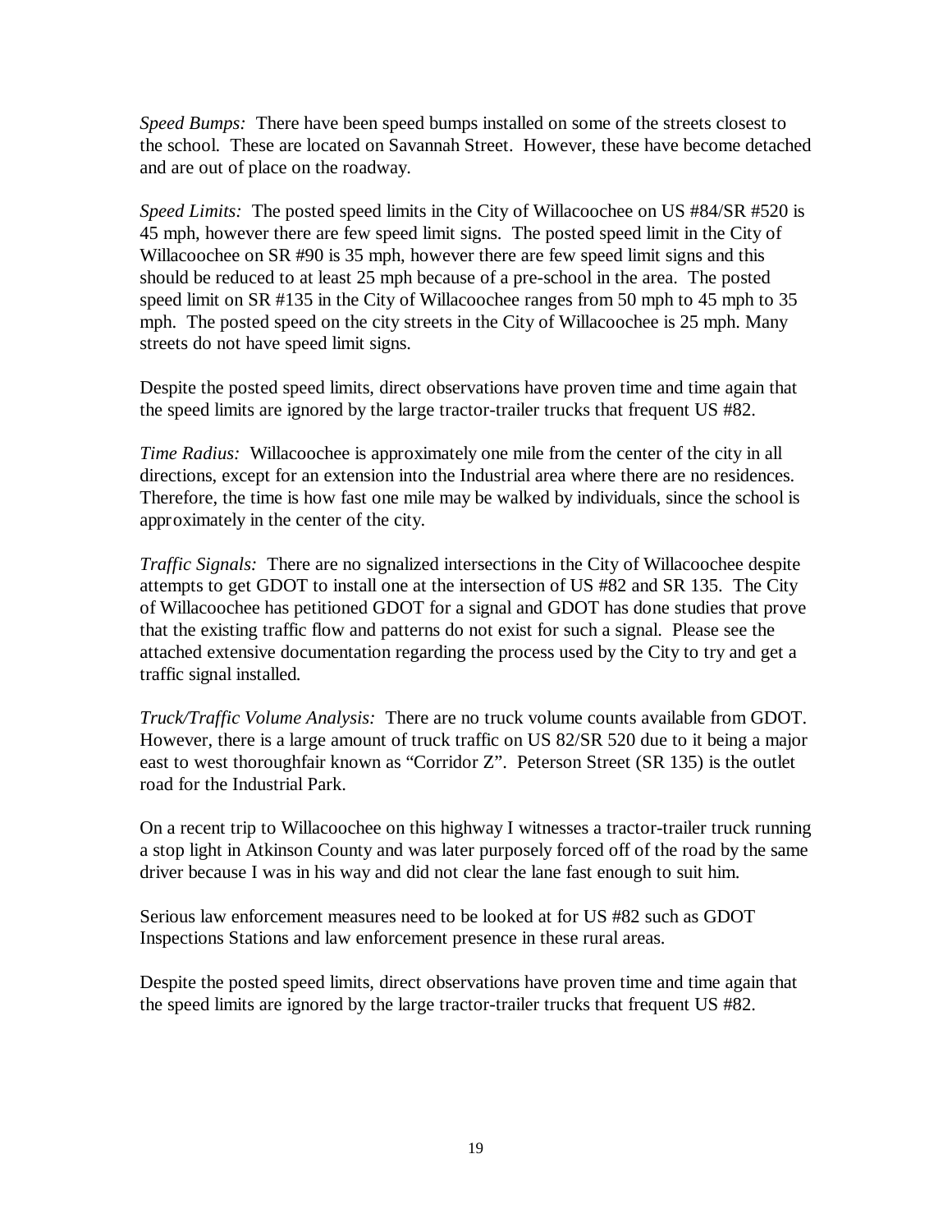*Speed Bumps:* There have been speed bumps installed on some of the streets closest to the school. These are located on Savannah Street. However, these have become detached and are out of place on the roadway.

*Speed Limits:* The posted speed limits in the City of Willacoochee on US #84/SR #520 is 45 mph, however there are few speed limit signs. The posted speed limit in the City of Willacoochee on SR #90 is 35 mph, however there are few speed limit signs and this should be reduced to at least 25 mph because of a pre-school in the area. The posted speed limit on SR #135 in the City of Willacoochee ranges from 50 mph to 45 mph to 35 mph. The posted speed on the city streets in the City of Willacoochee is 25 mph. Many streets do not have speed limit signs.

Despite the posted speed limits, direct observations have proven time and time again that the speed limits are ignored by the large tractor-trailer trucks that frequent US #82.

*Time Radius:* Willacoochee is approximately one mile from the center of the city in all directions, except for an extension into the Industrial area where there are no residences. Therefore, the time is how fast one mile may be walked by individuals, since the school is approximately in the center of the city.

*Traffic Signals:* There are no signalized intersections in the City of Willacoochee despite attempts to get GDOT to install one at the intersection of US #82 and SR 135. The City of Willacoochee has petitioned GDOT for a signal and GDOT has done studies that prove that the existing traffic flow and patterns do not exist for such a signal. Please see the attached extensive documentation regarding the process used by the City to try and get a traffic signal installed.

*Truck/Traffic Volume Analysis:* There are no truck volume counts available from GDOT. However, there is a large amount of truck traffic on US 82/SR 520 due to it being a major east to west thoroughfair known as "Corridor Z". Peterson Street (SR 135) is the outlet road for the Industrial Park.

On a recent trip to Willacoochee on this highway I witnesses a tractor-trailer truck running a stop light in Atkinson County and was later purposely forced off of the road by the same driver because I was in his way and did not clear the lane fast enough to suit him.

Serious law enforcement measures need to be looked at for US #82 such as GDOT Inspections Stations and law enforcement presence in these rural areas.

Despite the posted speed limits, direct observations have proven time and time again that the speed limits are ignored by the large tractor-trailer trucks that frequent US #82.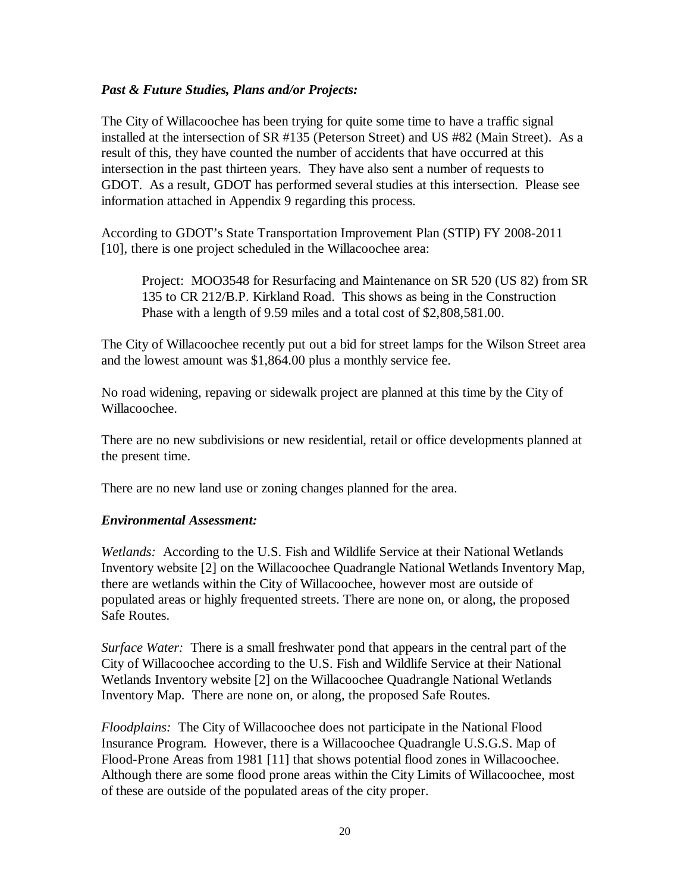***Past & Future Studies, Plans and/or Projects:***

The City of Willacoochee has been trying for quite some time to have a traffic signal installed at the intersection of SR #135 (Peterson Street) and US #82 (Main Street). As a result of this, they have counted the number of accidents that have occurred at this intersection in the past thirteen years. They have also sent a number of requests to GDOT. As a result, GDOT has performed several studies at this intersection. Please see information attached in Appendix 9 regarding this process.

According to GDOT's State Transportation Improvement Plan (STIP) FY 2008-2011 [10], there is one project scheduled in the Willacoochee area:

> Project: MOO3548 for Resurfacing and Maintenance on SR 520 (US 82) from SR 135 to CR 212/B.P. Kirkland Road. This shows as being in the Construction Phase with a length of 9.59 miles and a total cost of $2,808,581.00.

The City of Willacoochee recently put out a bid for street lamps for the Wilson Street area and the lowest amount was $1,864.00 plus a monthly service fee.

No road widening, repaving or sidewalk project are planned at this time by the City of Willacoochee.

There are no new subdivisions or new residential, retail or office developments planned at the present time.

There are no new land use or zoning changes planned for the area.

***Environmental Assessment:***

*Wetlands:* According to the U.S. Fish and Wildlife Service at their National Wetlands Inventory website [2] on the Willacoochee Quadrangle National Wetlands Inventory Map, there are wetlands within the City of Willacoochee, however most are outside of populated areas or highly frequented streets. There are none on, or along, the proposed Safe Routes.

*Surface Water:* There is a small freshwater pond that appears in the central part of the City of Willacoochee according to the U.S. Fish and Wildlife Service at their National Wetlands Inventory website [2] on the Willacoochee Quadrangle National Wetlands Inventory Map. There are none on, or along, the proposed Safe Routes.

*Floodplains:* The City of Willacoochee does not participate in the National Flood Insurance Program. However, there is a Willacoochee Quadrangle U.S.G.S. Map of Flood-Prone Areas from 1981 [11] that shows potential flood zones in Willacoochee. Although there are some flood prone areas within the City Limits of Willacoochee, most of these are outside of the populated areas of the city proper.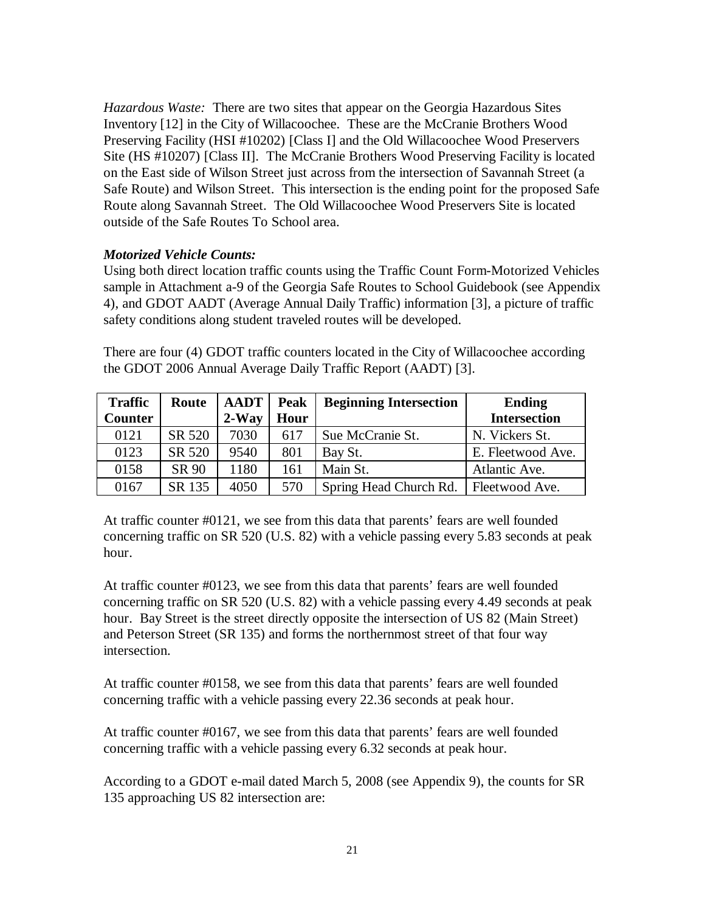*Hazardous Waste:* There are two sites that appear on the Georgia Hazardous Sites Inventory [12] in the City of Willacoochee. These are the McCranie Brothers Wood Preserving Facility (HSI #10202) [Class I] and the Old Willacoochee Wood Preservers Site (HS #10207) [Class II]. The McCranie Brothers Wood Preserving Facility is located on the East side of Wilson Street just across from the intersection of Savannah Street (a Safe Route) and Wilson Street. This intersection is the ending point for the proposed Safe Route along Savannah Street. The Old Willacoochee Wood Preservers Site is located outside of the Safe Routes To School area.

***Motorized Vehicle Counts:***

Using both direct location traffic counts using the Traffic Count Form-Motorized Vehicles sample in Attachment a-9 of the Georgia Safe Routes to School Guidebook (see Appendix 4), and GDOT AADT (Average Annual Daily Traffic) information [3], a picture of traffic safety conditions along student traveled routes will be developed.

There are four (4) GDOT traffic counters located in the City of Willacoochee according the GDOT 2006 Annual Average Daily Traffic Report (AADT) [3].

| Traffic Counter | Route | AADT 2-Way | Peak Hour | Beginning Intersection | Ending Intersection |
|---|---|---|---|---|---|
| 0121 | SR 520 | 7030 | 617 | Sue McCranie St. | N. Vickers St. |
| 0123 | SR 520 | 9540 | 801 | Bay St. | E. Fleetwood Ave. |
| 0158 | SR 90 | 1180 | 161 | Main St. | Atlantic Ave. |
| 0167 | SR 135 | 4050 | 570 | Spring Head Church Rd. | Fleetwood Ave. |

At traffic counter #0121, we see from this data that parents' fears are well founded concerning traffic on SR 520 (U.S. 82) with a vehicle passing every 5.83 seconds at peak hour.

At traffic counter #0123, we see from this data that parents' fears are well founded concerning traffic on SR 520 (U.S. 82) with a vehicle passing every 4.49 seconds at peak hour. Bay Street is the street directly opposite the intersection of US 82 (Main Street) and Peterson Street (SR 135) and forms the northernmost street of that four way intersection.

At traffic counter #0158, we see from this data that parents' fears are well founded concerning traffic with a vehicle passing every 22.36 seconds at peak hour.

At traffic counter #0167, we see from this data that parents' fears are well founded concerning traffic with a vehicle passing every 6.32 seconds at peak hour.

According to a GDOT e-mail dated March 5, 2008 (see Appendix 9), the counts for SR 135 approaching US 82 intersection are: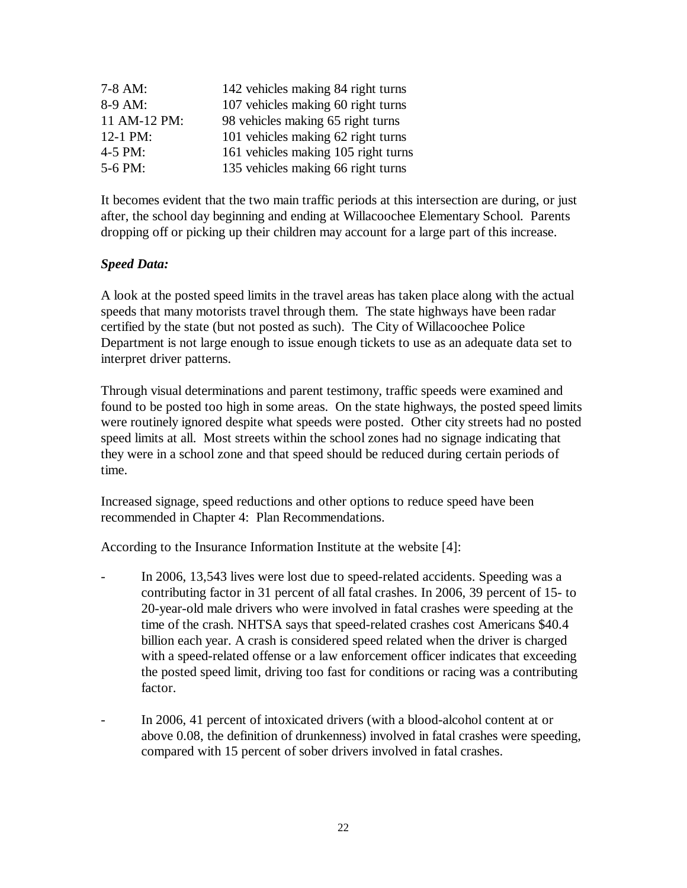| | |
|---|---|
| 7-8 AM: | 142 vehicles making 84 right turns |
| 8-9 AM: | 107 vehicles making 60 right turns |
| 11 AM-12 PM: | 98 vehicles making 65 right turns |
| 12-1 PM: | 101 vehicles making 62 right turns |
| 4-5 PM: | 161 vehicles making 105 right turns |
| 5-6 PM: | 135 vehicles making 66 right turns |

It becomes evident that the two main traffic periods at this intersection are during, or just after, the school day beginning and ending at Willacoochee Elementary School. Parents dropping off or picking up their children may account for a large part of this increase.

***Speed Data:***

A look at the posted speed limits in the travel areas has taken place along with the actual speeds that many motorists travel through them. The state highways have been radar certified by the state (but not posted as such). The City of Willacoochee Police Department is not large enough to issue enough tickets to use as an adequate data set to interpret driver patterns.

Through visual determinations and parent testimony, traffic speeds were examined and found to be posted too high in some areas. On the state highways, the posted speed limits were routinely ignored despite what speeds were posted. Other city streets had no posted speed limits at all. Most streets within the school zones had no signage indicating that they were in a school zone and that speed should be reduced during certain periods of time.

Increased signage, speed reductions and other options to reduce speed have been recommended in Chapter 4: Plan Recommendations.

According to the Insurance Information Institute at the website [4]:

- In 2006, 13,543 lives were lost due to speed-related accidents. Speeding was a contributing factor in 31 percent of all fatal crashes. In 2006, 39 percent of 15- to 20-year-old male drivers who were involved in fatal crashes were speeding at the time of the crash. NHTSA says that speed-related crashes cost Americans $40.4 billion each year. A crash is considered speed related when the driver is charged with a speed-related offense or a law enforcement officer indicates that exceeding the posted speed limit, driving too fast for conditions or racing was a contributing factor.

- In 2006, 41 percent of intoxicated drivers (with a blood-alcohol content at or above 0.08, the definition of drunkenness) involved in fatal crashes were speeding, compared with 15 percent of sober drivers involved in fatal crashes.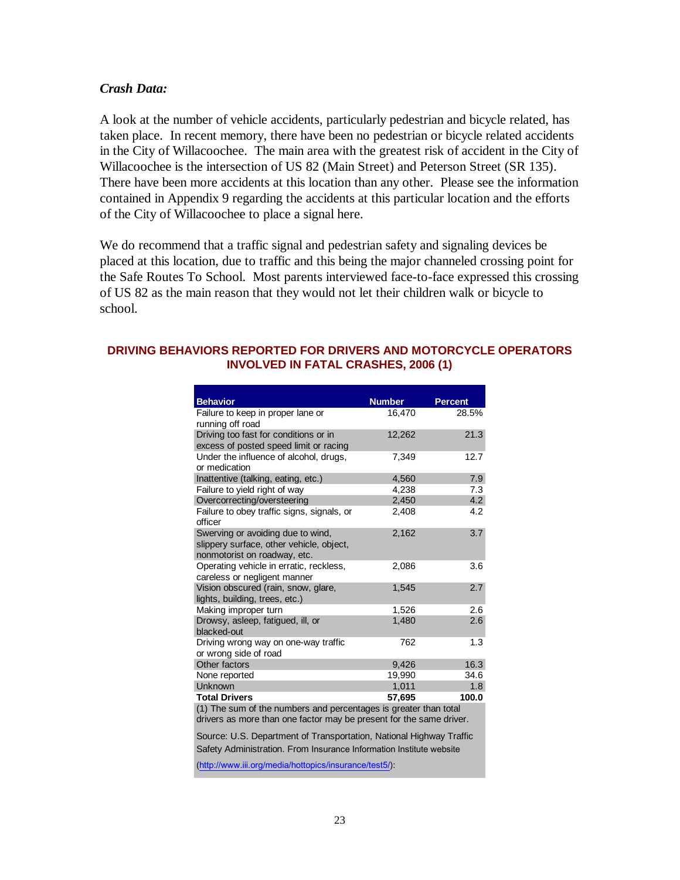### *Crash Data:*

A look at the number of vehicle accidents, particularly pedestrian and bicycle related, has taken place. In recent memory, there have been no pedestrian or bicycle related accidents in the City of Willacoochee. The main area with the greatest risk of accident in the City of Willacoochee is the intersection of US 82 (Main Street) and Peterson Street (SR 135). There have been more accidents at this location than any other. Please see the information contained in Appendix 9 regarding the accidents at this particular location and the efforts of the City of Willacoochee to place a signal here.

We do recommend that a traffic signal and pedestrian safety and signaling devices be placed at this location, due to traffic and this being the major channeled crossing point for the Safe Routes To School. Most parents interviewed face-to-face expressed this crossing of US 82 as the main reason that they would not let their children walk or bicycle to school.

**DRIVING BEHAVIORS REPORTED FOR DRIVERS AND MOTORCYCLE OPERATORS INVOLVED IN FATAL CRASHES, 2006 (1)**

| Behavior | Number | Percent |
|---|---|---|
| Failure to keep in proper lane or running off road | 16,470 | 28.5% |
| Driving too fast for conditions or in excess of posted speed limit or racing | 12,262 | 21.3 |
| Under the influence of alcohol, drugs, or medication | 7,349 | 12.7 |
| Inattentive (talking, eating, etc.) | 4,560 | 7.9 |
| Failure to yield right of way | 4,238 | 7.3 |
| Overcorrecting/oversteering | 2,450 | 4.2 |
| Failure to obey traffic signs, signals, or officer | 2,408 | 4.2 |
| Swerving or avoiding due to wind, slippery surface, other vehicle, object, nonmotorist on roadway, etc. | 2,162 | 3.7 |
| Operating vehicle in erratic, reckless, careless or negligent manner | 2,086 | 3.6 |
| Vision obscured (rain, snow, glare, lights, building, trees, etc.) | 1,545 | 2.7 |
| Making improper turn | 1,526 | 2.6 |
| Drowsy, asleep, fatigued, ill, or blacked-out | 1,480 | 2.6 |
| Driving wrong way on one-way traffic or wrong side of road | 762 | 1.3 |
| Other factors | 9,426 | 16.3 |
| None reported | 19,990 | 34.6 |
| Unknown | 1,011 | 1.8 |
| **Total Drivers** | **57,695** | **100.0** |

(1) The sum of the numbers and percentages is greater than total drivers as more than one factor may be present for the same driver.

Source: U.S. Department of Transportation, National Highway Traffic Safety Administration. From Insurance Information Institute website (http://www.iii.org/media/hottopics/insurance/test5/):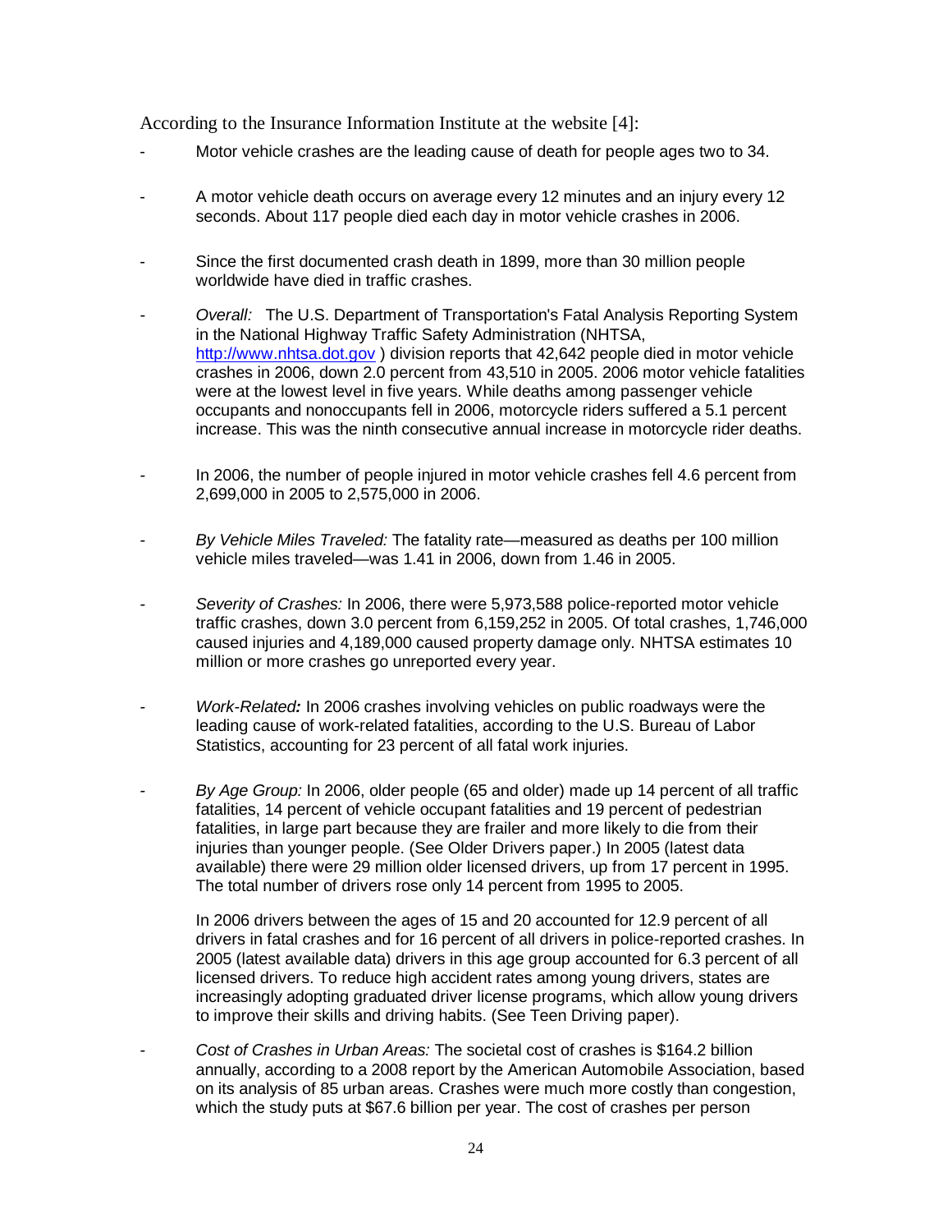According to the Insurance Information Institute at the website [4]:

- Motor vehicle crashes are the leading cause of death for people ages two to 34.

- A motor vehicle death occurs on average every 12 minutes and an injury every 12 seconds. About 117 people died each day in motor vehicle crashes in 2006.

- Since the first documented crash death in 1899, more than 30 million people worldwide have died in traffic crashes.

- *Overall:* The U.S. Department of Transportation's Fatal Analysis Reporting System in the National Highway Traffic Safety Administration (NHTSA, http://www.nhtsa.dot.gov ) division reports that 42,642 people died in motor vehicle crashes in 2006, down 2.0 percent from 43,510 in 2005. 2006 motor vehicle fatalities were at the lowest level in five years. While deaths among passenger vehicle occupants and nonoccupants fell in 2006, motorcycle riders suffered a 5.1 percent increase. This was the ninth consecutive annual increase in motorcycle rider deaths.

- In 2006, the number of people injured in motor vehicle crashes fell 4.6 percent from 2,699,000 in 2005 to 2,575,000 in 2006.

- *By Vehicle Miles Traveled:* The fatality rate—measured as deaths per 100 million vehicle miles traveled—was 1.41 in 2006, down from 1.46 in 2005.

- *Severity of Crashes:* In 2006, there were 5,973,588 police-reported motor vehicle traffic crashes, down 3.0 percent from 6,159,252 in 2005. Of total crashes, 1,746,000 caused injuries and 4,189,000 caused property damage only. NHTSA estimates 10 million or more crashes go unreported every year.

- *Work-Related**:*** In 2006 crashes involving vehicles on public roadways were the leading cause of work-related fatalities, according to the U.S. Bureau of Labor Statistics, accounting for 23 percent of all fatal work injuries.

- *By Age Group:* In 2006, older people (65 and older) made up 14 percent of all traffic fatalities, 14 percent of vehicle occupant fatalities and 19 percent of pedestrian fatalities, in large part because they are frailer and more likely to die from their injuries than younger people. (See Older Drivers paper.) In 2005 (latest data available) there were 29 million older licensed drivers, up from 17 percent in 1995. The total number of drivers rose only 14 percent from 1995 to 2005.

  In 2006 drivers between the ages of 15 and 20 accounted for 12.9 percent of all drivers in fatal crashes and for 16 percent of all drivers in police-reported crashes. In 2005 (latest available data) drivers in this age group accounted for 6.3 percent of all licensed drivers. To reduce high accident rates among young drivers, states are increasingly adopting graduated driver license programs, which allow young drivers to improve their skills and driving habits. (See Teen Driving paper).

- *Cost of Crashes in Urban Areas:* The societal cost of crashes is $164.2 billion annually, according to a 2008 report by the American Automobile Association, based on its analysis of 85 urban areas. Crashes were much more costly than congestion, which the study puts at $67.6 billion per year. The cost of crashes per person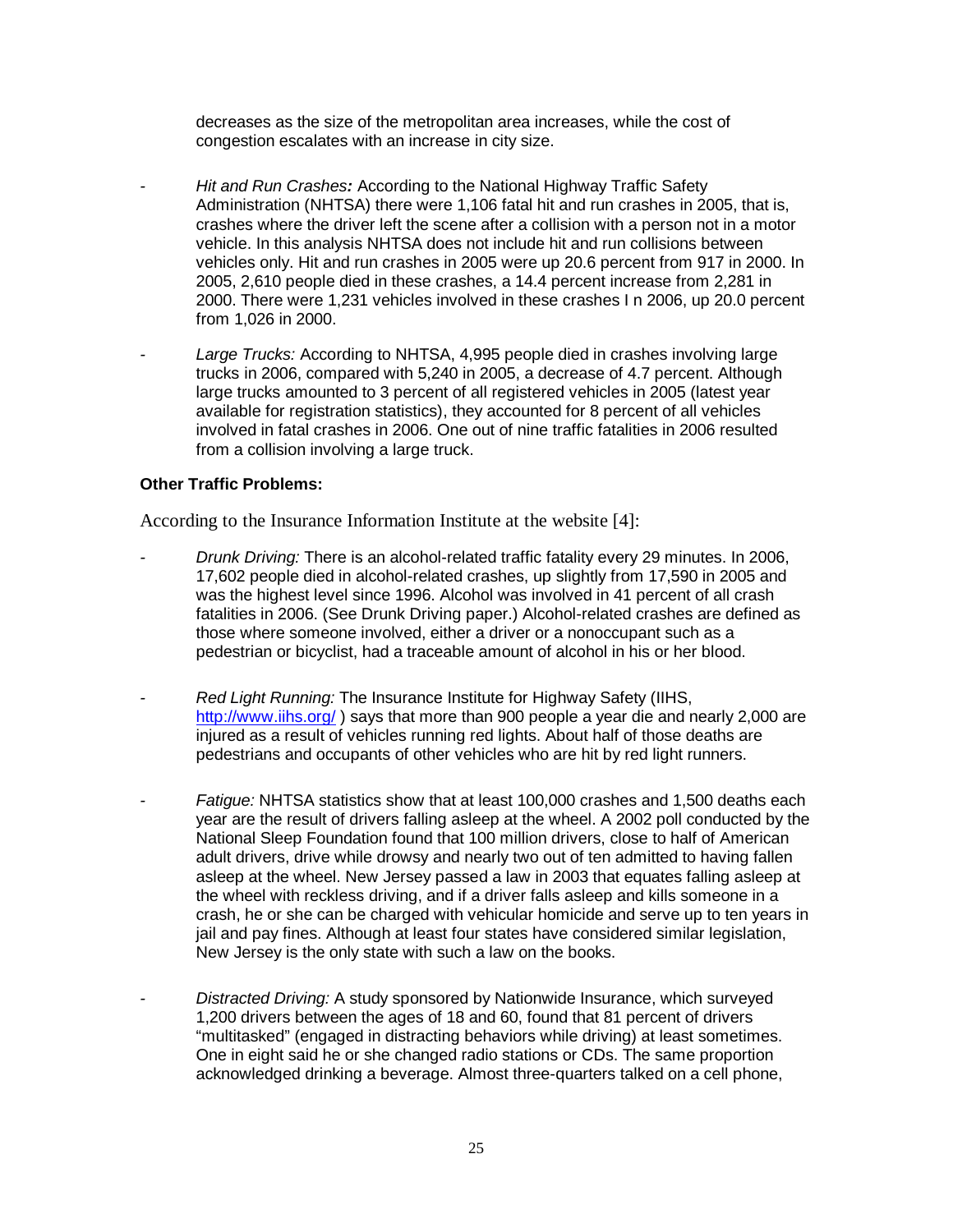decreases as the size of the metropolitan area increases, while the cost of congestion escalates with an increase in city size.

- *Hit and Run Crashes:* According to the National Highway Traffic Safety Administration (NHTSA) there were 1,106 fatal hit and run crashes in 2005, that is, crashes where the driver left the scene after a collision with a person not in a motor vehicle. In this analysis NHTSA does not include hit and run collisions between vehicles only. Hit and run crashes in 2005 were up 20.6 percent from 917 in 2000. In 2005, 2,610 people died in these crashes, a 14.4 percent increase from 2,281 in 2000. There were 1,231 vehicles involved in these crashes I n 2006, up 20.0 percent from 1,026 in 2000.

- *Large Trucks:* According to NHTSA, 4,995 people died in crashes involving large trucks in 2006, compared with 5,240 in 2005, a decrease of 4.7 percent. Although large trucks amounted to 3 percent of all registered vehicles in 2005 (latest year available for registration statistics), they accounted for 8 percent of all vehicles involved in fatal crashes in 2006. One out of nine traffic fatalities in 2006 resulted from a collision involving a large truck.

**Other Traffic Problems:**

According to the Insurance Information Institute at the website [4]:

- *Drunk Driving:* There is an alcohol-related traffic fatality every 29 minutes. In 2006, 17,602 people died in alcohol-related crashes, up slightly from 17,590 in 2005 and was the highest level since 1996. Alcohol was involved in 41 percent of all crash fatalities in 2006. (See Drunk Driving paper.) Alcohol-related crashes are defined as those where someone involved, either a driver or a nonoccupant such as a pedestrian or bicyclist, had a traceable amount of alcohol in his or her blood.

- *Red Light Running:* The Insurance Institute for Highway Safety (IIHS, http://www.iihs.org/ ) says that more than 900 people a year die and nearly 2,000 are injured as a result of vehicles running red lights. About half of those deaths are pedestrians and occupants of other vehicles who are hit by red light runners.

- *Fatigue:* NHTSA statistics show that at least 100,000 crashes and 1,500 deaths each year are the result of drivers falling asleep at the wheel. A 2002 poll conducted by the National Sleep Foundation found that 100 million drivers, close to half of American adult drivers, drive while drowsy and nearly two out of ten admitted to having fallen asleep at the wheel. New Jersey passed a law in 2003 that equates falling asleep at the wheel with reckless driving, and if a driver falls asleep and kills someone in a crash, he or she can be charged with vehicular homicide and serve up to ten years in jail and pay fines. Although at least four states have considered similar legislation, New Jersey is the only state with such a law on the books.

- *Distracted Driving:* A study sponsored by Nationwide Insurance, which surveyed 1,200 drivers between the ages of 18 and 60, found that 81 percent of drivers "multitasked" (engaged in distracting behaviors while driving) at least sometimes. One in eight said he or she changed radio stations or CDs. The same proportion acknowledged drinking a beverage. Almost three-quarters talked on a cell phone,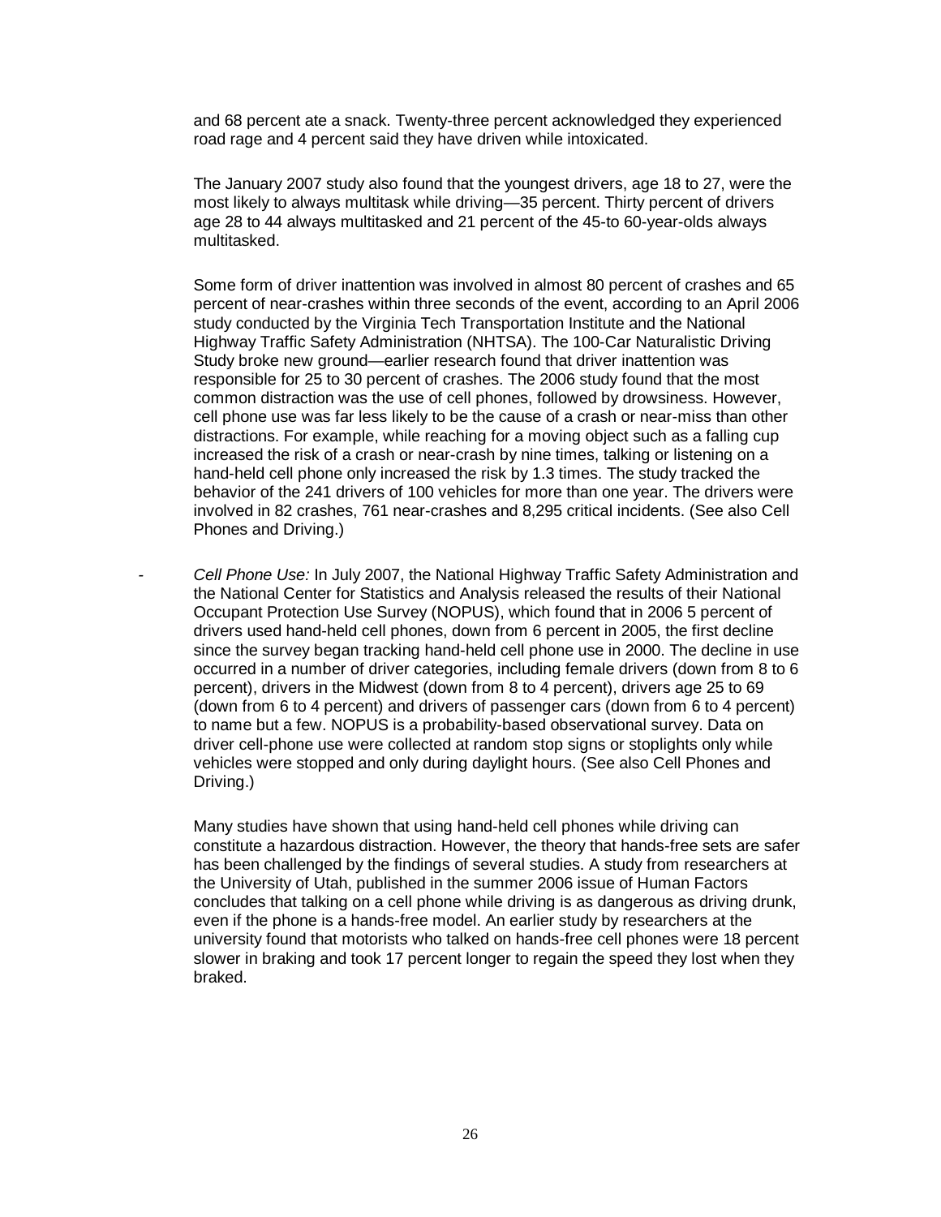and 68 percent ate a snack. Twenty-three percent acknowledged they experienced road rage and 4 percent said they have driven while intoxicated.

The January 2007 study also found that the youngest drivers, age 18 to 27, were the most likely to always multitask while driving—35 percent. Thirty percent of drivers age 28 to 44 always multitasked and 21 percent of the 45-to 60-year-olds always multitasked.

Some form of driver inattention was involved in almost 80 percent of crashes and 65 percent of near-crashes within three seconds of the event, according to an April 2006 study conducted by the Virginia Tech Transportation Institute and the National Highway Traffic Safety Administration (NHTSA). The 100-Car Naturalistic Driving Study broke new ground—earlier research found that driver inattention was responsible for 25 to 30 percent of crashes. The 2006 study found that the most common distraction was the use of cell phones, followed by drowsiness. However, cell phone use was far less likely to be the cause of a crash or near-miss than other distractions. For example, while reaching for a moving object such as a falling cup increased the risk of a crash or near-crash by nine times, talking or listening on a hand-held cell phone only increased the risk by 1.3 times. The study tracked the behavior of the 241 drivers of 100 vehicles for more than one year. The drivers were involved in 82 crashes, 761 near-crashes and 8,295 critical incidents. (See also Cell Phones and Driving.)

- *Cell Phone Use:* In July 2007, the National Highway Traffic Safety Administration and the National Center for Statistics and Analysis released the results of their National Occupant Protection Use Survey (NOPUS), which found that in 2006 5 percent of drivers used hand-held cell phones, down from 6 percent in 2005, the first decline since the survey began tracking hand-held cell phone use in 2000. The decline in use occurred in a number of driver categories, including female drivers (down from 8 to 6 percent), drivers in the Midwest (down from 8 to 4 percent), drivers age 25 to 69 (down from 6 to 4 percent) and drivers of passenger cars (down from 6 to 4 percent) to name but a few. NOPUS is a probability-based observational survey. Data on driver cell-phone use were collected at random stop signs or stoplights only while vehicles were stopped and only during daylight hours. (See also Cell Phones and Driving.)

  Many studies have shown that using hand-held cell phones while driving can constitute a hazardous distraction. However, the theory that hands-free sets are safer has been challenged by the findings of several studies. A study from researchers at the University of Utah, published in the summer 2006 issue of Human Factors concludes that talking on a cell phone while driving is as dangerous as driving drunk, even if the phone is a hands-free model. An earlier study by researchers at the university found that motorists who talked on hands-free cell phones were 18 percent slower in braking and took 17 percent longer to regain the speed they lost when they braked.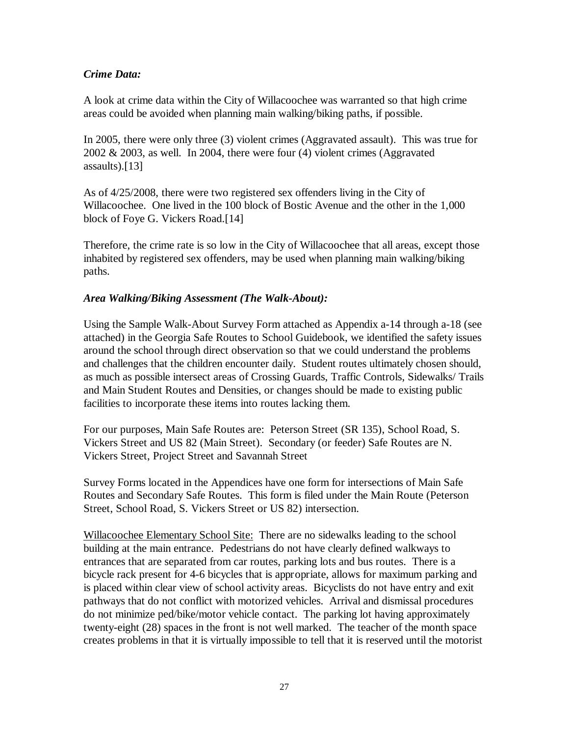### *Crime Data:*

A look at crime data within the City of Willacoochee was warranted so that high crime areas could be avoided when planning main walking/biking paths, if possible.

In 2005, there were only three (3) violent crimes (Aggravated assault). This was true for 2002 & 2003, as well. In 2004, there were four (4) violent crimes (Aggravated assaults).[13]

As of 4/25/2008, there were two registered sex offenders living in the City of Willacoochee. One lived in the 100 block of Bostic Avenue and the other in the 1,000 block of Foye G. Vickers Road.[14]

Therefore, the crime rate is so low in the City of Willacoochee that all areas, except those inhabited by registered sex offenders, may be used when planning main walking/biking paths.

### *Area Walking/Biking Assessment (The Walk-About):*

Using the Sample Walk-About Survey Form attached as Appendix a-14 through a-18 (see attached) in the Georgia Safe Routes to School Guidebook, we identified the safety issues around the school through direct observation so that we could understand the problems and challenges that the children encounter daily. Student routes ultimately chosen should, as much as possible intersect areas of Crossing Guards, Traffic Controls, Sidewalks/ Trails and Main Student Routes and Densities, or changes should be made to existing public facilities to incorporate these items into routes lacking them.

For our purposes, Main Safe Routes are: Peterson Street (SR 135), School Road, S. Vickers Street and US 82 (Main Street). Secondary (or feeder) Safe Routes are N. Vickers Street, Project Street and Savannah Street

Survey Forms located in the Appendices have one form for intersections of Main Safe Routes and Secondary Safe Routes. This form is filed under the Main Route (Peterson Street, School Road, S. Vickers Street or US 82) intersection.

<u>Willacoochee Elementary School Site:</u> There are no sidewalks leading to the school building at the main entrance. Pedestrians do not have clearly defined walkways to entrances that are separated from car routes, parking lots and bus routes. There is a bicycle rack present for 4-6 bicycles that is appropriate, allows for maximum parking and is placed within clear view of school activity areas. Bicyclists do not have entry and exit pathways that do not conflict with motorized vehicles. Arrival and dismissal procedures do not minimize ped/bike/motor vehicle contact. The parking lot having approximately twenty-eight (28) spaces in the front is not well marked. The teacher of the month space creates problems in that it is virtually impossible to tell that it is reserved until the motorist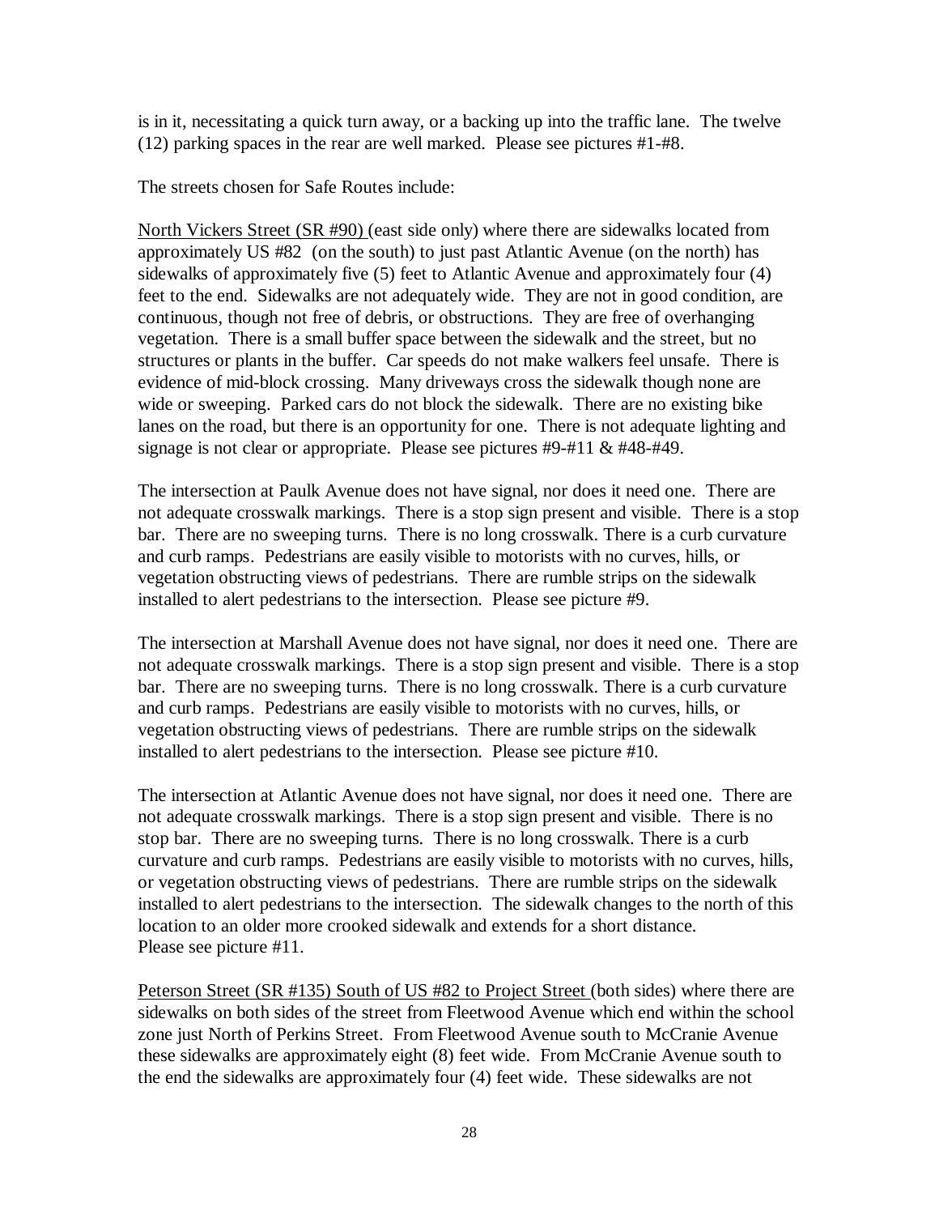is in it, necessitating a quick turn away, or a backing up into the traffic lane. The twelve (12) parking spaces in the rear are well marked. Please see pictures #1-#8.

The streets chosen for Safe Routes include:

<u>North Vickers Street (SR #90)</u> (east side only) where there are sidewalks located from approximately US #82 (on the south) to just past Atlantic Avenue (on the north) has sidewalks of approximately five (5) feet to Atlantic Avenue and approximately four (4) feet to the end. Sidewalks are not adequately wide. They are not in good condition, are continuous, though not free of debris, or obstructions. They are free of overhanging vegetation. There is a small buffer space between the sidewalk and the street, but no structures or plants in the buffer. Car speeds do not make walkers feel unsafe. There is evidence of mid-block crossing. Many driveways cross the sidewalk though none are wide or sweeping. Parked cars do not block the sidewalk. There are no existing bike lanes on the road, but there is an opportunity for one. There is not adequate lighting and signage is not clear or appropriate. Please see pictures #9-#11 & #48-#49.

The intersection at Paulk Avenue does not have signal, nor does it need one. There are not adequate crosswalk markings. There is a stop sign present and visible. There is a stop bar. There are no sweeping turns. There is no long crosswalk. There is a curb curvature and curb ramps. Pedestrians are easily visible to motorists with no curves, hills, or vegetation obstructing views of pedestrians. There are rumble strips on the sidewalk installed to alert pedestrians to the intersection. Please see picture #9.

The intersection at Marshall Avenue does not have signal, nor does it need one. There are not adequate crosswalk markings. There is a stop sign present and visible. There is a stop bar. There are no sweeping turns. There is no long crosswalk. There is a curb curvature and curb ramps. Pedestrians are easily visible to motorists with no curves, hills, or vegetation obstructing views of pedestrians. There are rumble strips on the sidewalk installed to alert pedestrians to the intersection. Please see picture #10.

The intersection at Atlantic Avenue does not have signal, nor does it need one. There are not adequate crosswalk markings. There is a stop sign present and visible. There is no stop bar. There are no sweeping turns. There is no long crosswalk. There is a curb curvature and curb ramps. Pedestrians are easily visible to motorists with no curves, hills, or vegetation obstructing views of pedestrians. There are rumble strips on the sidewalk installed to alert pedestrians to the intersection. The sidewalk changes to the north of this location to an older more crooked sidewalk and extends for a short distance.
Please see picture #11.

<u>Peterson Street (SR #135) South of US #82 to Project Street</u> (both sides) where there are sidewalks on both sides of the street from Fleetwood Avenue which end within the school zone just North of Perkins Street. From Fleetwood Avenue south to McCranie Avenue these sidewalks are approximately eight (8) feet wide. From McCranie Avenue south to the end the sidewalks are approximately four (4) feet wide. These sidewalks are not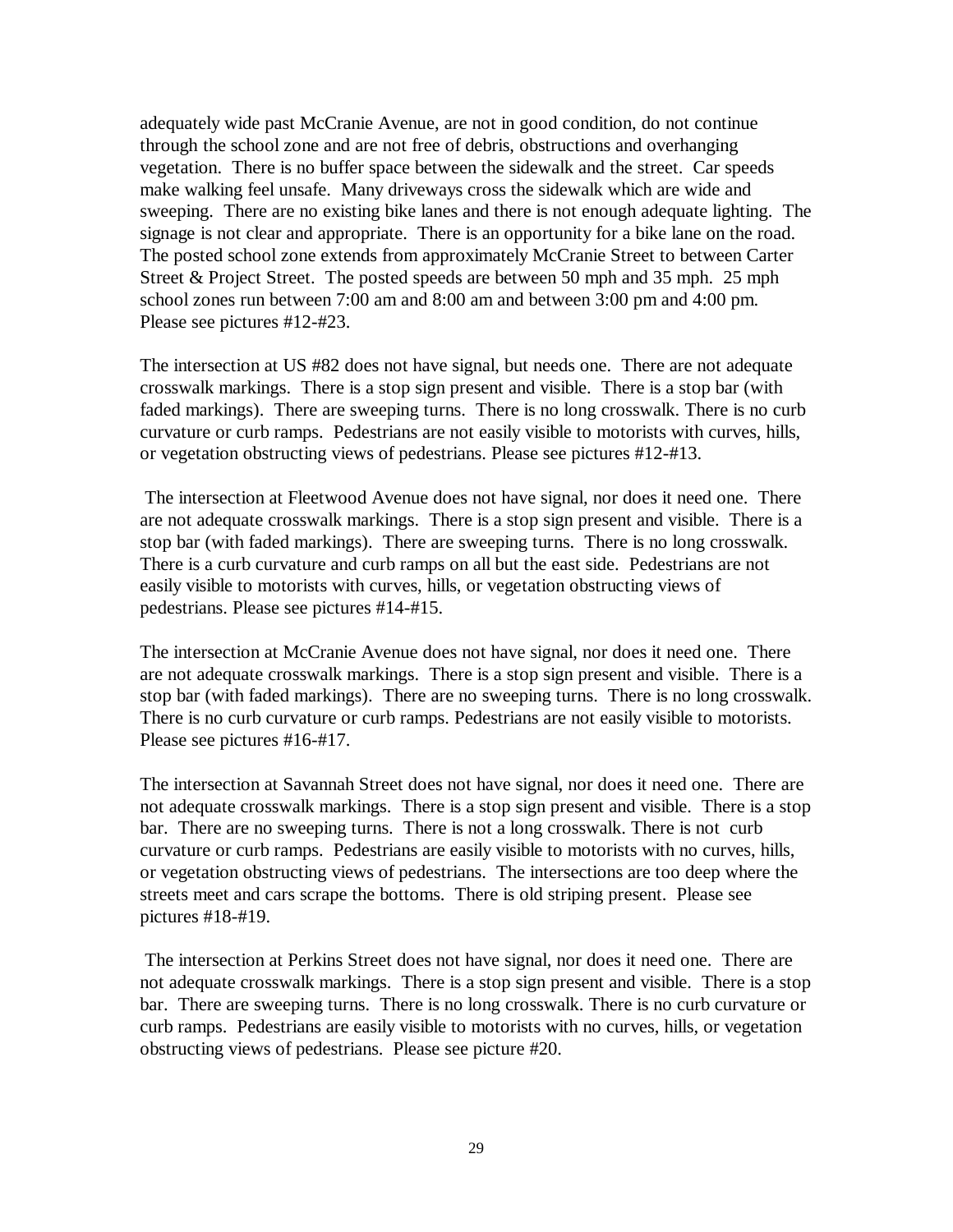adequately wide past McCranie Avenue, are not in good condition, do not continue through the school zone and are not free of debris, obstructions and overhanging vegetation. There is no buffer space between the sidewalk and the street. Car speeds make walking feel unsafe. Many driveways cross the sidewalk which are wide and sweeping. There are no existing bike lanes and there is not enough adequate lighting. The signage is not clear and appropriate. There is an opportunity for a bike lane on the road. The posted school zone extends from approximately McCranie Street to between Carter Street & Project Street. The posted speeds are between 50 mph and 35 mph. 25 mph school zones run between 7:00 am and 8:00 am and between 3:00 pm and 4:00 pm. Please see pictures #12-#23.

The intersection at US #82 does not have signal, but needs one. There are not adequate crosswalk markings. There is a stop sign present and visible. There is a stop bar (with faded markings). There are sweeping turns. There is no long crosswalk. There is no curb curvature or curb ramps. Pedestrians are not easily visible to motorists with curves, hills, or vegetation obstructing views of pedestrians. Please see pictures #12-#13.

The intersection at Fleetwood Avenue does not have signal, nor does it need one. There are not adequate crosswalk markings. There is a stop sign present and visible. There is a stop bar (with faded markings). There are sweeping turns. There is no long crosswalk. There is a curb curvature and curb ramps on all but the east side. Pedestrians are not easily visible to motorists with curves, hills, or vegetation obstructing views of pedestrians. Please see pictures #14-#15.

The intersection at McCranie Avenue does not have signal, nor does it need one. There are not adequate crosswalk markings. There is a stop sign present and visible. There is a stop bar (with faded markings). There are no sweeping turns. There is no long crosswalk. There is no curb curvature or curb ramps. Pedestrians are not easily visible to motorists. Please see pictures #16-#17.

The intersection at Savannah Street does not have signal, nor does it need one. There are not adequate crosswalk markings. There is a stop sign present and visible. There is a stop bar. There are no sweeping turns. There is not a long crosswalk. There is not curb curvature or curb ramps. Pedestrians are easily visible to motorists with no curves, hills, or vegetation obstructing views of pedestrians. The intersections are too deep where the streets meet and cars scrape the bottoms. There is old striping present. Please see pictures #18-#19.

The intersection at Perkins Street does not have signal, nor does it need one. There are not adequate crosswalk markings. There is a stop sign present and visible. There is a stop bar. There are sweeping turns. There is no long crosswalk. There is no curb curvature or curb ramps. Pedestrians are easily visible to motorists with no curves, hills, or vegetation obstructing views of pedestrians. Please see picture #20.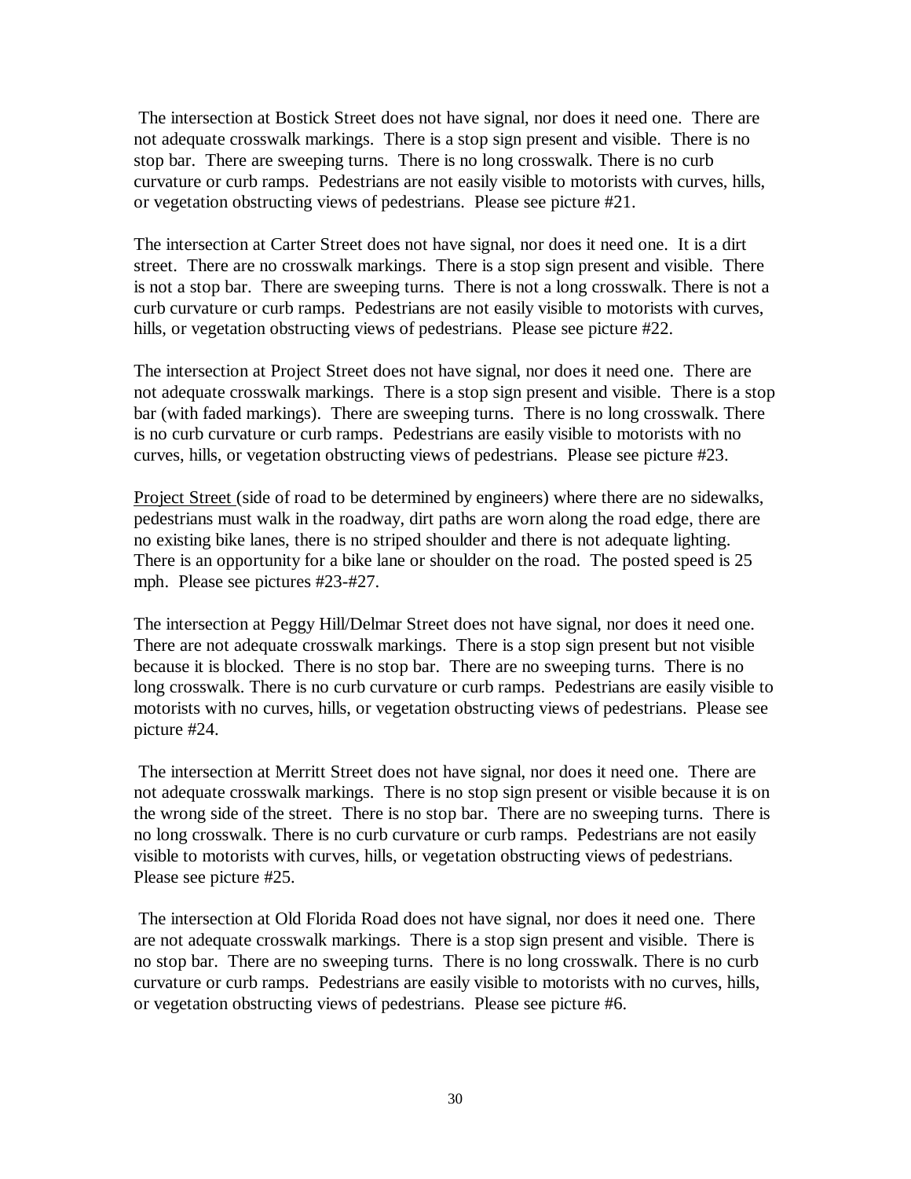The intersection at Bostick Street does not have signal, nor does it need one. There are not adequate crosswalk markings. There is a stop sign present and visible. There is no stop bar. There are sweeping turns. There is no long crosswalk. There is no curb curvature or curb ramps. Pedestrians are not easily visible to motorists with curves, hills, or vegetation obstructing views of pedestrians. Please see picture #21.

The intersection at Carter Street does not have signal, nor does it need one. It is a dirt street. There are no crosswalk markings. There is a stop sign present and visible. There is not a stop bar. There are sweeping turns. There is not a long crosswalk. There is not a curb curvature or curb ramps. Pedestrians are not easily visible to motorists with curves, hills, or vegetation obstructing views of pedestrians. Please see picture #22.

The intersection at Project Street does not have signal, nor does it need one. There are not adequate crosswalk markings. There is a stop sign present and visible. There is a stop bar (with faded markings). There are sweeping turns. There is no long crosswalk. There is no curb curvature or curb ramps. Pedestrians are easily visible to motorists with no curves, hills, or vegetation obstructing views of pedestrians. Please see picture #23.

<u>Project Street</u> (side of road to be determined by engineers) where there are no sidewalks, pedestrians must walk in the roadway, dirt paths are worn along the road edge, there are no existing bike lanes, there is no striped shoulder and there is not adequate lighting. There is an opportunity for a bike lane or shoulder on the road. The posted speed is 25 mph. Please see pictures #23-#27.

The intersection at Peggy Hill/Delmar Street does not have signal, nor does it need one. There are not adequate crosswalk markings. There is a stop sign present but not visible because it is blocked. There is no stop bar. There are no sweeping turns. There is no long crosswalk. There is no curb curvature or curb ramps. Pedestrians are easily visible to motorists with no curves, hills, or vegetation obstructing views of pedestrians. Please see picture #24.

The intersection at Merritt Street does not have signal, nor does it need one. There are not adequate crosswalk markings. There is no stop sign present or visible because it is on the wrong side of the street. There is no stop bar. There are no sweeping turns. There is no long crosswalk. There is no curb curvature or curb ramps. Pedestrians are not easily visible to motorists with curves, hills, or vegetation obstructing views of pedestrians. Please see picture #25.

The intersection at Old Florida Road does not have signal, nor does it need one. There are not adequate crosswalk markings. There is a stop sign present and visible. There is no stop bar. There are no sweeping turns. There is no long crosswalk. There is no curb curvature or curb ramps. Pedestrians are easily visible to motorists with no curves, hills, or vegetation obstructing views of pedestrians. Please see picture #6.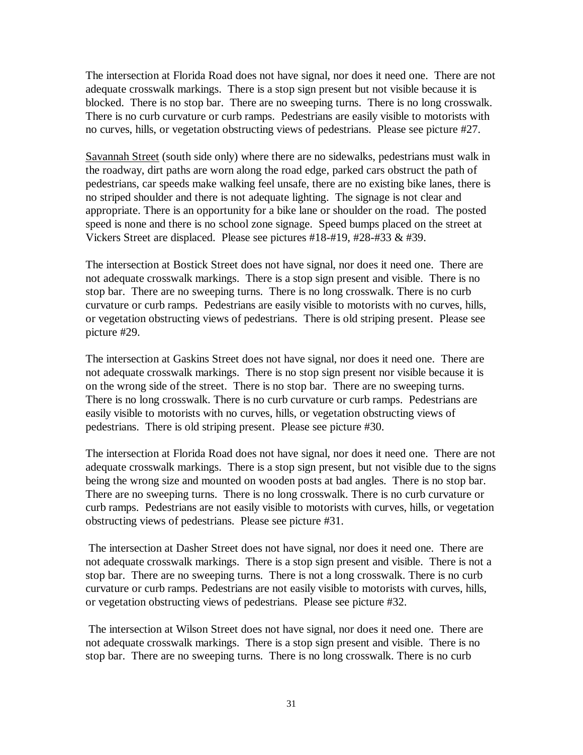The intersection at Florida Road does not have signal, nor does it need one. There are not adequate crosswalk markings. There is a stop sign present but not visible because it is blocked. There is no stop bar. There are no sweeping turns. There is no long crosswalk. There is no curb curvature or curb ramps. Pedestrians are easily visible to motorists with no curves, hills, or vegetation obstructing views of pedestrians. Please see picture #27.

<u>Savannah Street</u> (south side only) where there are no sidewalks, pedestrians must walk in the roadway, dirt paths are worn along the road edge, parked cars obstruct the path of pedestrians, car speeds make walking feel unsafe, there are no existing bike lanes, there is no striped shoulder and there is not adequate lighting. The signage is not clear and appropriate. There is an opportunity for a bike lane or shoulder on the road. The posted speed is none and there is no school zone signage. Speed bumps placed on the street at Vickers Street are displaced. Please see pictures #18-#19, #28-#33 & #39.

The intersection at Bostick Street does not have signal, nor does it need one. There are not adequate crosswalk markings. There is a stop sign present and visible. There is no stop bar. There are no sweeping turns. There is no long crosswalk. There is no curb curvature or curb ramps. Pedestrians are easily visible to motorists with no curves, hills, or vegetation obstructing views of pedestrians. There is old striping present. Please see picture #29.

The intersection at Gaskins Street does not have signal, nor does it need one. There are not adequate crosswalk markings. There is no stop sign present nor visible because it is on the wrong side of the street. There is no stop bar. There are no sweeping turns. There is no long crosswalk. There is no curb curvature or curb ramps. Pedestrians are easily visible to motorists with no curves, hills, or vegetation obstructing views of pedestrians. There is old striping present. Please see picture #30.

The intersection at Florida Road does not have signal, nor does it need one. There are not adequate crosswalk markings. There is a stop sign present, but not visible due to the signs being the wrong size and mounted on wooden posts at bad angles. There is no stop bar. There are no sweeping turns. There is no long crosswalk. There is no curb curvature or curb ramps. Pedestrians are not easily visible to motorists with curves, hills, or vegetation obstructing views of pedestrians. Please see picture #31.

The intersection at Dasher Street does not have signal, nor does it need one. There are not adequate crosswalk markings. There is a stop sign present and visible. There is not a stop bar. There are no sweeping turns. There is not a long crosswalk. There is no curb curvature or curb ramps. Pedestrians are not easily visible to motorists with curves, hills, or vegetation obstructing views of pedestrians. Please see picture #32.

The intersection at Wilson Street does not have signal, nor does it need one. There are not adequate crosswalk markings. There is a stop sign present and visible. There is no stop bar. There are no sweeping turns. There is no long crosswalk. There is no curb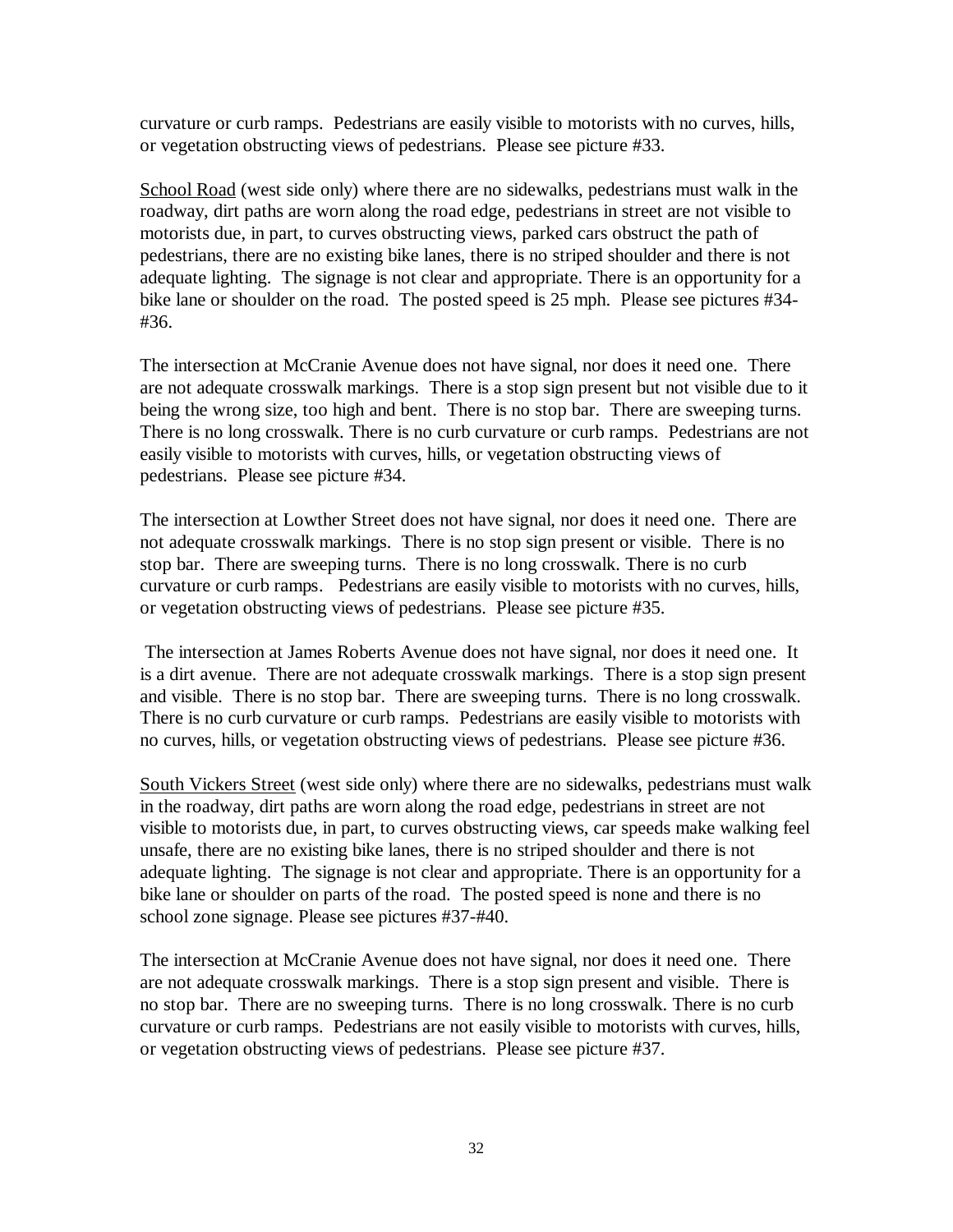curvature or curb ramps. Pedestrians are easily visible to motorists with no curves, hills, or vegetation obstructing views of pedestrians. Please see picture #33.

<u>School Road</u> (west side only) where there are no sidewalks, pedestrians must walk in the roadway, dirt paths are worn along the road edge, pedestrians in street are not visible to motorists due, in part, to curves obstructing views, parked cars obstruct the path of pedestrians, there are no existing bike lanes, there is no striped shoulder and there is not adequate lighting. The signage is not clear and appropriate. There is an opportunity for a bike lane or shoulder on the road. The posted speed is 25 mph. Please see pictures #34-#36.

The intersection at McCranie Avenue does not have signal, nor does it need one. There are not adequate crosswalk markings. There is a stop sign present but not visible due to it being the wrong size, too high and bent. There is no stop bar. There are sweeping turns. There is no long crosswalk. There is no curb curvature or curb ramps. Pedestrians are not easily visible to motorists with curves, hills, or vegetation obstructing views of pedestrians. Please see picture #34.

The intersection at Lowther Street does not have signal, nor does it need one. There are not adequate crosswalk markings. There is no stop sign present or visible. There is no stop bar. There are sweeping turns. There is no long crosswalk. There is no curb curvature or curb ramps. Pedestrians are easily visible to motorists with no curves, hills, or vegetation obstructing views of pedestrians. Please see picture #35.

The intersection at James Roberts Avenue does not have signal, nor does it need one. It is a dirt avenue. There are not adequate crosswalk markings. There is a stop sign present and visible. There is no stop bar. There are sweeping turns. There is no long crosswalk. There is no curb curvature or curb ramps. Pedestrians are easily visible to motorists with no curves, hills, or vegetation obstructing views of pedestrians. Please see picture #36.

<u>South Vickers Street</u> (west side only) where there are no sidewalks, pedestrians must walk in the roadway, dirt paths are worn along the road edge, pedestrians in street are not visible to motorists due, in part, to curves obstructing views, car speeds make walking feel unsafe, there are no existing bike lanes, there is no striped shoulder and there is not adequate lighting. The signage is not clear and appropriate. There is an opportunity for a bike lane or shoulder on parts of the road. The posted speed is none and there is no school zone signage. Please see pictures #37-#40.

The intersection at McCranie Avenue does not have signal, nor does it need one. There are not adequate crosswalk markings. There is a stop sign present and visible. There is no stop bar. There are no sweeping turns. There is no long crosswalk. There is no curb curvature or curb ramps. Pedestrians are not easily visible to motorists with curves, hills, or vegetation obstructing views of pedestrians. Please see picture #37.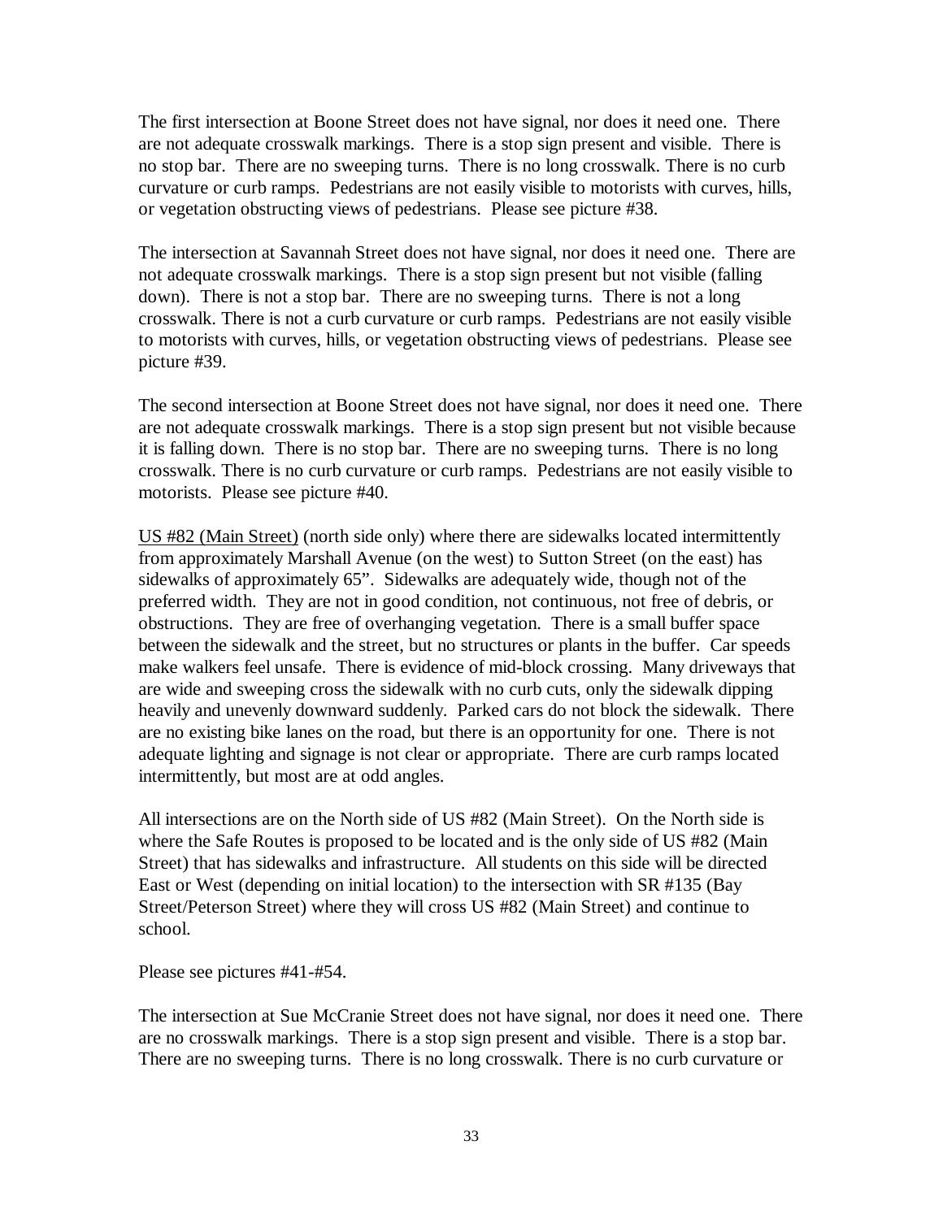The first intersection at Boone Street does not have signal, nor does it need one. There are not adequate crosswalk markings. There is a stop sign present and visible. There is no stop bar. There are no sweeping turns. There is no long crosswalk. There is no curb curvature or curb ramps. Pedestrians are not easily visible to motorists with curves, hills, or vegetation obstructing views of pedestrians. Please see picture #38.

The intersection at Savannah Street does not have signal, nor does it need one. There are not adequate crosswalk markings. There is a stop sign present but not visible (falling down). There is not a stop bar. There are no sweeping turns. There is not a long crosswalk. There is not a curb curvature or curb ramps. Pedestrians are not easily visible to motorists with curves, hills, or vegetation obstructing views of pedestrians. Please see picture #39.

The second intersection at Boone Street does not have signal, nor does it need one. There are not adequate crosswalk markings. There is a stop sign present but not visible because it is falling down. There is no stop bar. There are no sweeping turns. There is no long crosswalk. There is no curb curvature or curb ramps. Pedestrians are not easily visible to motorists. Please see picture #40.

<u>US #82 (Main Street)</u> (north side only) where there are sidewalks located intermittently from approximately Marshall Avenue (on the west) to Sutton Street (on the east) has sidewalks of approximately 65". Sidewalks are adequately wide, though not of the preferred width. They are not in good condition, not continuous, not free of debris, or obstructions. They are free of overhanging vegetation. There is a small buffer space between the sidewalk and the street, but no structures or plants in the buffer. Car speeds make walkers feel unsafe. There is evidence of mid-block crossing. Many driveways that are wide and sweeping cross the sidewalk with no curb cuts, only the sidewalk dipping heavily and unevenly downward suddenly. Parked cars do not block the sidewalk. There are no existing bike lanes on the road, but there is an opportunity for one. There is not adequate lighting and signage is not clear or appropriate. There are curb ramps located intermittently, but most are at odd angles.

All intersections are on the North side of US #82 (Main Street). On the North side is where the Safe Routes is proposed to be located and is the only side of US #82 (Main Street) that has sidewalks and infrastructure. All students on this side will be directed East or West (depending on initial location) to the intersection with SR #135 (Bay Street/Peterson Street) where they will cross US #82 (Main Street) and continue to school.

Please see pictures #41-#54.

The intersection at Sue McCranie Street does not have signal, nor does it need one. There are no crosswalk markings. There is a stop sign present and visible. There is a stop bar. There are no sweeping turns. There is no long crosswalk. There is no curb curvature or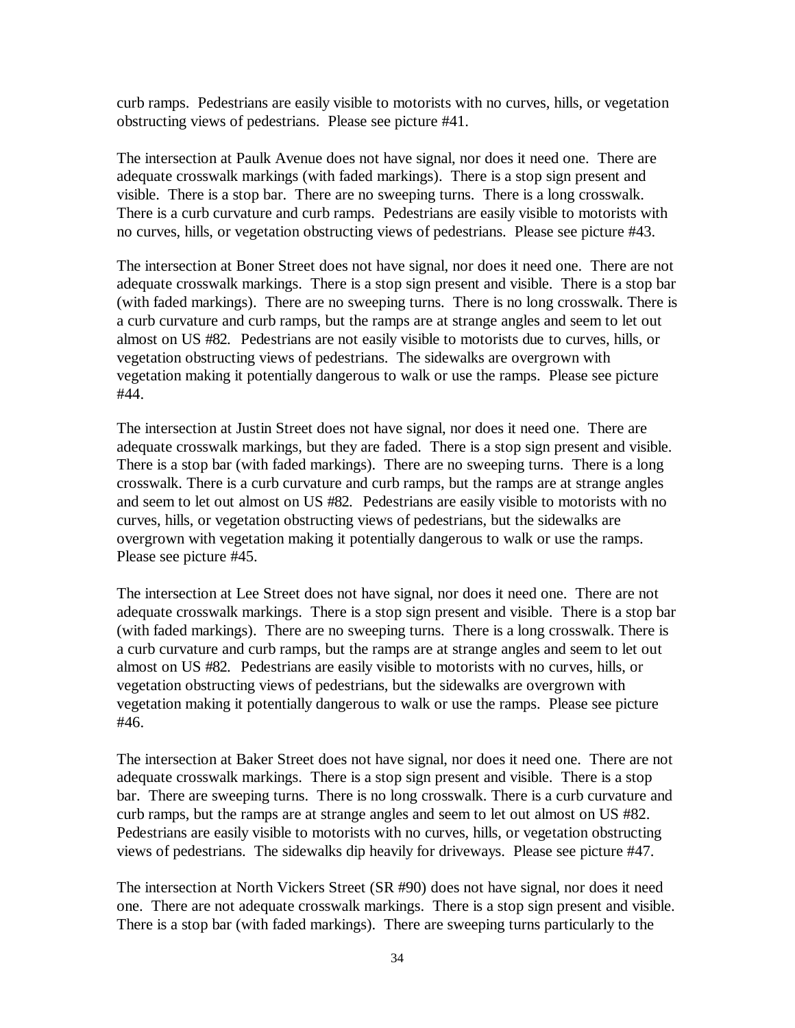curb ramps. Pedestrians are easily visible to motorists with no curves, hills, or vegetation obstructing views of pedestrians. Please see picture #41.

The intersection at Paulk Avenue does not have signal, nor does it need one. There are adequate crosswalk markings (with faded markings). There is a stop sign present and visible. There is a stop bar. There are no sweeping turns. There is a long crosswalk. There is a curb curvature and curb ramps. Pedestrians are easily visible to motorists with no curves, hills, or vegetation obstructing views of pedestrians. Please see picture #43.

The intersection at Boner Street does not have signal, nor does it need one. There are not adequate crosswalk markings. There is a stop sign present and visible. There is a stop bar (with faded markings). There are no sweeping turns. There is no long crosswalk. There is a curb curvature and curb ramps, but the ramps are at strange angles and seem to let out almost on US #82. Pedestrians are not easily visible to motorists due to curves, hills, or vegetation obstructing views of pedestrians. The sidewalks are overgrown with vegetation making it potentially dangerous to walk or use the ramps. Please see picture #44.

The intersection at Justin Street does not have signal, nor does it need one. There are adequate crosswalk markings, but they are faded. There is a stop sign present and visible. There is a stop bar (with faded markings). There are no sweeping turns. There is a long crosswalk. There is a curb curvature and curb ramps, but the ramps are at strange angles and seem to let out almost on US #82. Pedestrians are easily visible to motorists with no curves, hills, or vegetation obstructing views of pedestrians, but the sidewalks are overgrown with vegetation making it potentially dangerous to walk or use the ramps. Please see picture #45.

The intersection at Lee Street does not have signal, nor does it need one. There are not adequate crosswalk markings. There is a stop sign present and visible. There is a stop bar (with faded markings). There are no sweeping turns. There is a long crosswalk. There is a curb curvature and curb ramps, but the ramps are at strange angles and seem to let out almost on US #82. Pedestrians are easily visible to motorists with no curves, hills, or vegetation obstructing views of pedestrians, but the sidewalks are overgrown with vegetation making it potentially dangerous to walk or use the ramps. Please see picture #46.

The intersection at Baker Street does not have signal, nor does it need one. There are not adequate crosswalk markings. There is a stop sign present and visible. There is a stop bar. There are sweeping turns. There is no long crosswalk. There is a curb curvature and curb ramps, but the ramps are at strange angles and seem to let out almost on US #82. Pedestrians are easily visible to motorists with no curves, hills, or vegetation obstructing views of pedestrians. The sidewalks dip heavily for driveways. Please see picture #47.

The intersection at North Vickers Street (SR #90) does not have signal, nor does it need one. There are not adequate crosswalk markings. There is a stop sign present and visible. There is a stop bar (with faded markings). There are sweeping turns particularly to the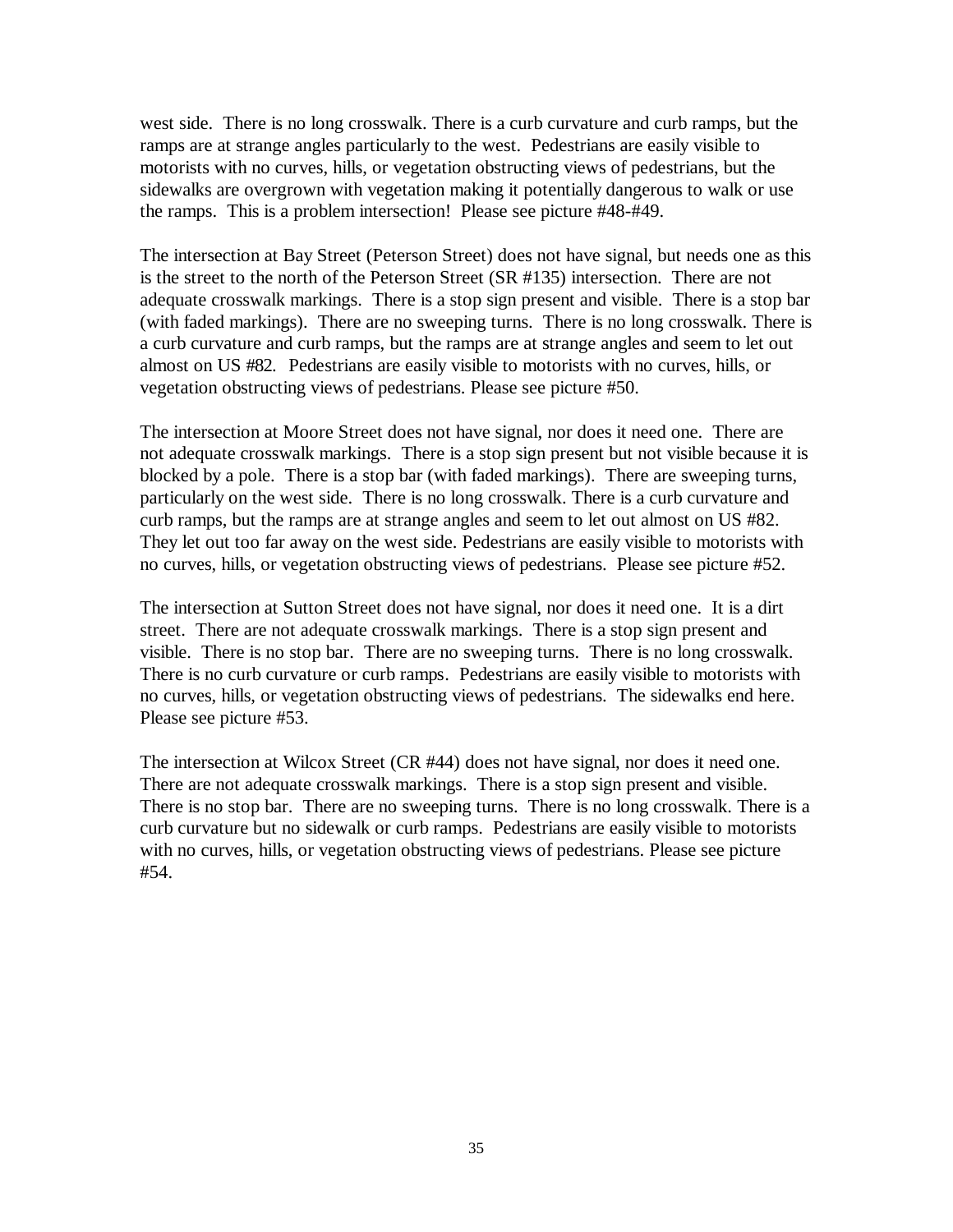west side. There is no long crosswalk. There is a curb curvature and curb ramps, but the ramps are at strange angles particularly to the west. Pedestrians are easily visible to motorists with no curves, hills, or vegetation obstructing views of pedestrians, but the sidewalks are overgrown with vegetation making it potentially dangerous to walk or use the ramps. This is a problem intersection! Please see picture #48-#49.

The intersection at Bay Street (Peterson Street) does not have signal, but needs one as this is the street to the north of the Peterson Street (SR #135) intersection. There are not adequate crosswalk markings. There is a stop sign present and visible. There is a stop bar (with faded markings). There are no sweeping turns. There is no long crosswalk. There is a curb curvature and curb ramps, but the ramps are at strange angles and seem to let out almost on US #82. Pedestrians are easily visible to motorists with no curves, hills, or vegetation obstructing views of pedestrians. Please see picture #50.

The intersection at Moore Street does not have signal, nor does it need one. There are not adequate crosswalk markings. There is a stop sign present but not visible because it is blocked by a pole. There is a stop bar (with faded markings). There are sweeping turns, particularly on the west side. There is no long crosswalk. There is a curb curvature and curb ramps, but the ramps are at strange angles and seem to let out almost on US #82. They let out too far away on the west side. Pedestrians are easily visible to motorists with no curves, hills, or vegetation obstructing views of pedestrians. Please see picture #52.

The intersection at Sutton Street does not have signal, nor does it need one. It is a dirt street. There are not adequate crosswalk markings. There is a stop sign present and visible. There is no stop bar. There are no sweeping turns. There is no long crosswalk. There is no curb curvature or curb ramps. Pedestrians are easily visible to motorists with no curves, hills, or vegetation obstructing views of pedestrians. The sidewalks end here. Please see picture #53.

The intersection at Wilcox Street (CR #44) does not have signal, nor does it need one. There are not adequate crosswalk markings. There is a stop sign present and visible. There is no stop bar. There are no sweeping turns. There is no long crosswalk. There is a curb curvature but no sidewalk or curb ramps. Pedestrians are easily visible to motorists with no curves, hills, or vegetation obstructing views of pedestrians. Please see picture #54.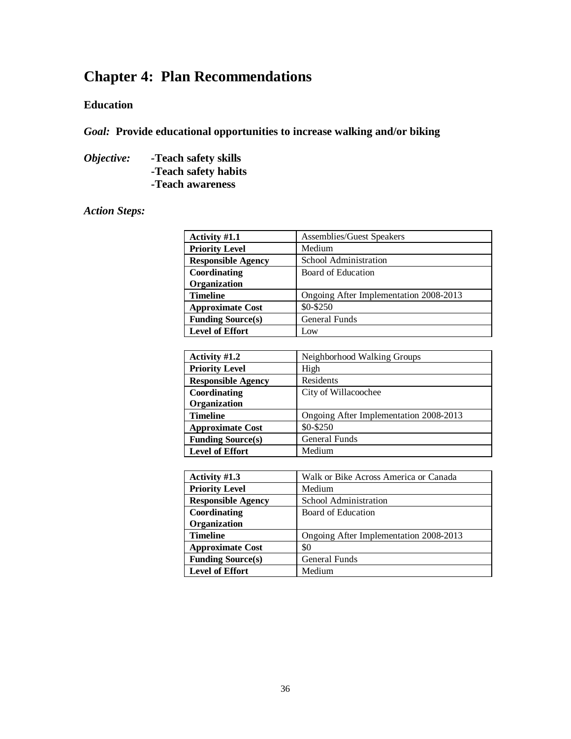# Chapter 4: Plan Recommendations

## Education

***Goal:*** **Provide educational opportunities to increase walking and/or biking**

***Objective:*** **-Teach safety skills**
**-Teach safety habits**
**-Teach awareness**

***Action Steps:***

| **Activity #1.1** | Assemblies/Guest Speakers |
|---|---|
| **Priority Level** | Medium |
| **Responsible Agency** | School Administration |
| **Coordinating Organization** | Board of Education |
| **Timeline** | Ongoing After Implementation 2008-2013 |
| **Approximate Cost** | $0-$250 |
| **Funding Source(s)** | General Funds |
| **Level of Effort** | Low |

| **Activity #1.2** | Neighborhood Walking Groups |
|---|---|
| **Priority Level** | High |
| **Responsible Agency** | Residents |
| **Coordinating Organization** | City of Willacoochee |
| **Timeline** | Ongoing After Implementation 2008-2013 |
| **Approximate Cost** | $0-$250 |
| **Funding Source(s)** | General Funds |
| **Level of Effort** | Medium |

| **Activity #1.3** | Walk or Bike Across America or Canada |
|---|---|
| **Priority Level** | Medium |
| **Responsible Agency** | School Administration |
| **Coordinating Organization** | Board of Education |
| **Timeline** | Ongoing After Implementation 2008-2013 |
| **Approximate Cost** | $0 |
| **Funding Source(s)** | General Funds |
| **Level of Effort** | Medium |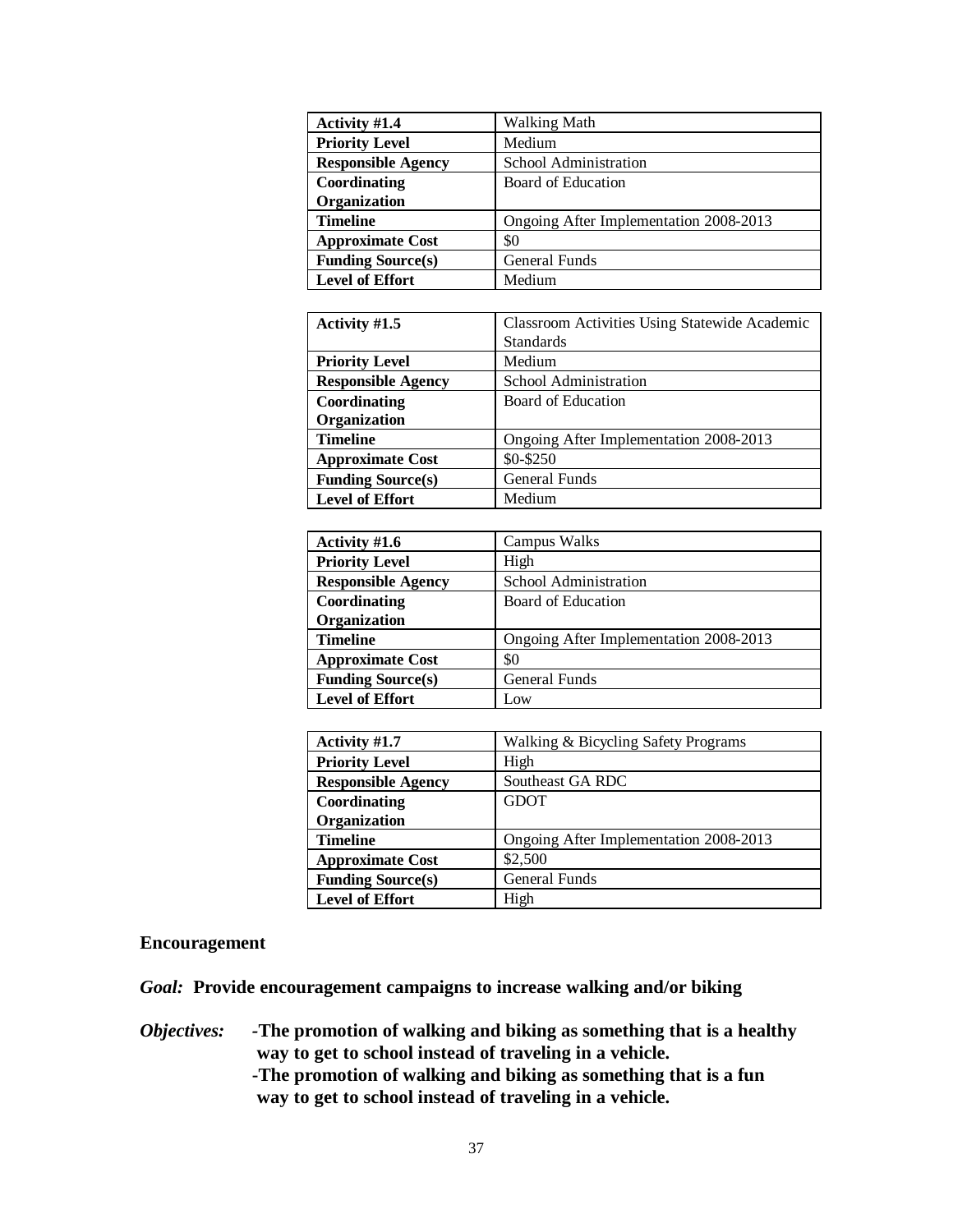| Activity #1.4 | Walking Math |
|---|---|
| **Priority Level** | Medium |
| **Responsible Agency** | School Administration |
| **Coordinating Organization** | Board of Education |
| **Timeline** | Ongoing After Implementation 2008-2013 |
| **Approximate Cost** | $0 |
| **Funding Source(s)** | General Funds |
| **Level of Effort** | Medium |

| Activity #1.5 | Classroom Activities Using Statewide Academic Standards |
|---|---|
| **Priority Level** | Medium |
| **Responsible Agency** | School Administration |
| **Coordinating Organization** | Board of Education |
| **Timeline** | Ongoing After Implementation 2008-2013 |
| **Approximate Cost** | $0-$250 |
| **Funding Source(s)** | General Funds |
| **Level of Effort** | Medium |

| Activity #1.6 | Campus Walks |
|---|---|
| **Priority Level** | High |
| **Responsible Agency** | School Administration |
| **Coordinating Organization** | Board of Education |
| **Timeline** | Ongoing After Implementation 2008-2013 |
| **Approximate Cost** | $0 |
| **Funding Source(s)** | General Funds |
| **Level of Effort** | Low |

| Activity #1.7 | Walking & Bicycling Safety Programs |
|---|---|
| **Priority Level** | High |
| **Responsible Agency** | Southeast GA RDC |
| **Coordinating Organization** | GDOT |
| **Timeline** | Ongoing After Implementation 2008-2013 |
| **Approximate Cost** | $2,500 |
| **Funding Source(s)** | General Funds |
| **Level of Effort** | High |

**Encouragement**

***Goal:*** **Provide encouragement campaigns to increase walking and/or biking**

***Objectives:***
- **The promotion of walking and biking as something that is a healthy way to get to school instead of traveling in a vehicle.**
- **The promotion of walking and biking as something that is a fun way to get to school instead of traveling in a vehicle.**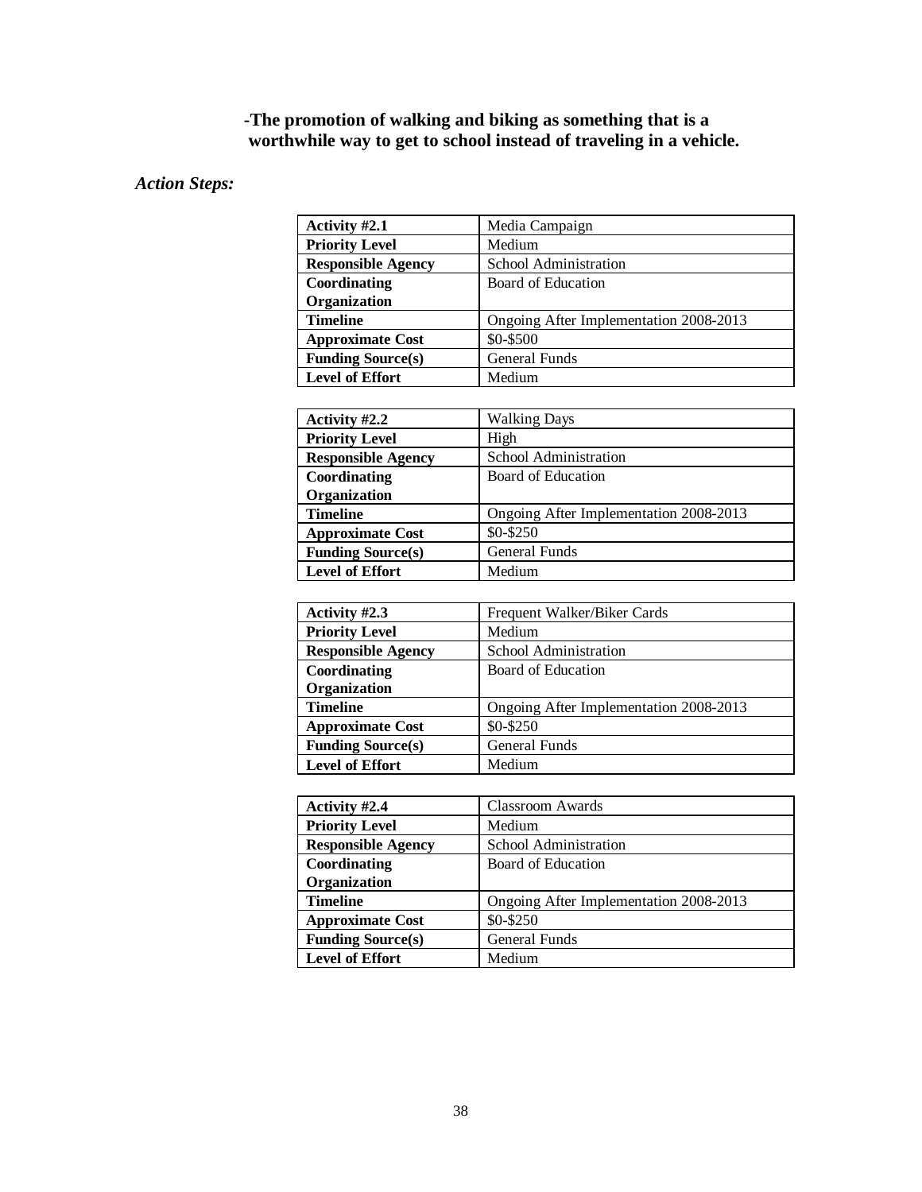**-The promotion of walking and biking as something that is a worthwhile way to get to school instead of traveling in a vehicle.**

***Action Steps:***

| **Activity #2.1** | Media Campaign |
|---|---|
| **Priority Level** | Medium |
| **Responsible Agency** | School Administration |
| **Coordinating Organization** | Board of Education |
| **Timeline** | Ongoing After Implementation 2008-2013 |
| **Approximate Cost** | $0-$500 |
| **Funding Source(s)** | General Funds |
| **Level of Effort** | Medium |

| **Activity #2.2** | Walking Days |
|---|---|
| **Priority Level** | High |
| **Responsible Agency** | School Administration |
| **Coordinating Organization** | Board of Education |
| **Timeline** | Ongoing After Implementation 2008-2013 |
| **Approximate Cost** | $0-$250 |
| **Funding Source(s)** | General Funds |
| **Level of Effort** | Medium |

| **Activity #2.3** | Frequent Walker/Biker Cards |
|---|---|
| **Priority Level** | Medium |
| **Responsible Agency** | School Administration |
| **Coordinating Organization** | Board of Education |
| **Timeline** | Ongoing After Implementation 2008-2013 |
| **Approximate Cost** | $0-$250 |
| **Funding Source(s)** | General Funds |
| **Level of Effort** | Medium |

| **Activity #2.4** | Classroom Awards |
|---|---|
| **Priority Level** | Medium |
| **Responsible Agency** | School Administration |
| **Coordinating Organization** | Board of Education |
| **Timeline** | Ongoing After Implementation 2008-2013 |
| **Approximate Cost** | $0-$250 |
| **Funding Source(s)** | General Funds |
| **Level of Effort** | Medium |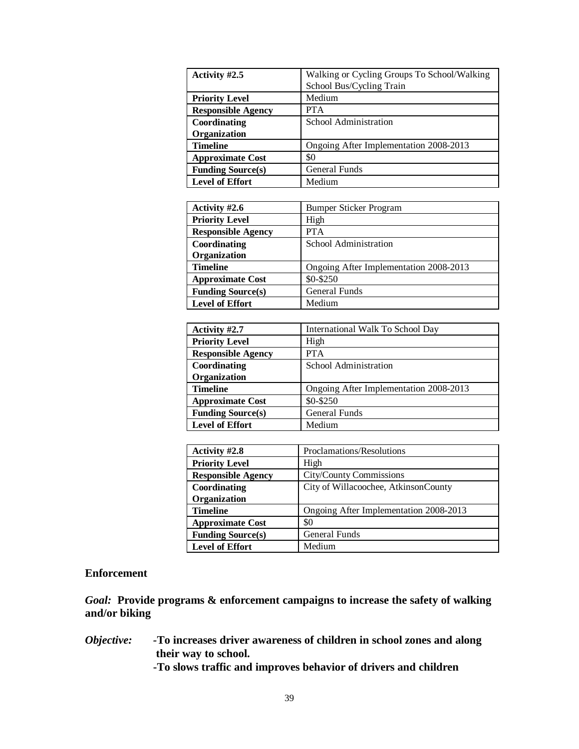| Activity #2.5 | Walking or Cycling Groups To School/Walking School Bus/Cycling Train |
| --- | --- |
| **Priority Level** | Medium |
| **Responsible Agency** | PTA |
| **Coordinating Organization** | School Administration |
| **Timeline** | Ongoing After Implementation 2008-2013 |
| **Approximate Cost** | $0 |
| **Funding Source(s)** | General Funds |
| **Level of Effort** | Medium |

| Activity #2.6 | Bumper Sticker Program |
| --- | --- |
| **Priority Level** | High |
| **Responsible Agency** | PTA |
| **Coordinating Organization** | School Administration |
| **Timeline** | Ongoing After Implementation 2008-2013 |
| **Approximate Cost** | $0-$250 |
| **Funding Source(s)** | General Funds |
| **Level of Effort** | Medium |

| Activity #2.7 | International Walk To School Day |
| --- | --- |
| **Priority Level** | High |
| **Responsible Agency** | PTA |
| **Coordinating Organization** | School Administration |
| **Timeline** | Ongoing After Implementation 2008-2013 |
| **Approximate Cost** | $0-$250 |
| **Funding Source(s)** | General Funds |
| **Level of Effort** | Medium |

| Activity #2.8 | Proclamations/Resolutions |
| --- | --- |
| **Priority Level** | High |
| **Responsible Agency** | City/County Commissions |
| **Coordinating Organization** | City of Willacoochee, AtkinsonCounty |
| **Timeline** | Ongoing After Implementation 2008-2013 |
| **Approximate Cost** | $0 |
| **Funding Source(s)** | General Funds |
| **Level of Effort** | Medium |

## Enforcement

***Goal:*** **Provide programs & enforcement campaigns to increase the safety of walking and/or biking**

***Objective:*** **-To increases driver awareness of children in school zones and along their way to school.**
**-To slows traffic and improves behavior of drivers and children**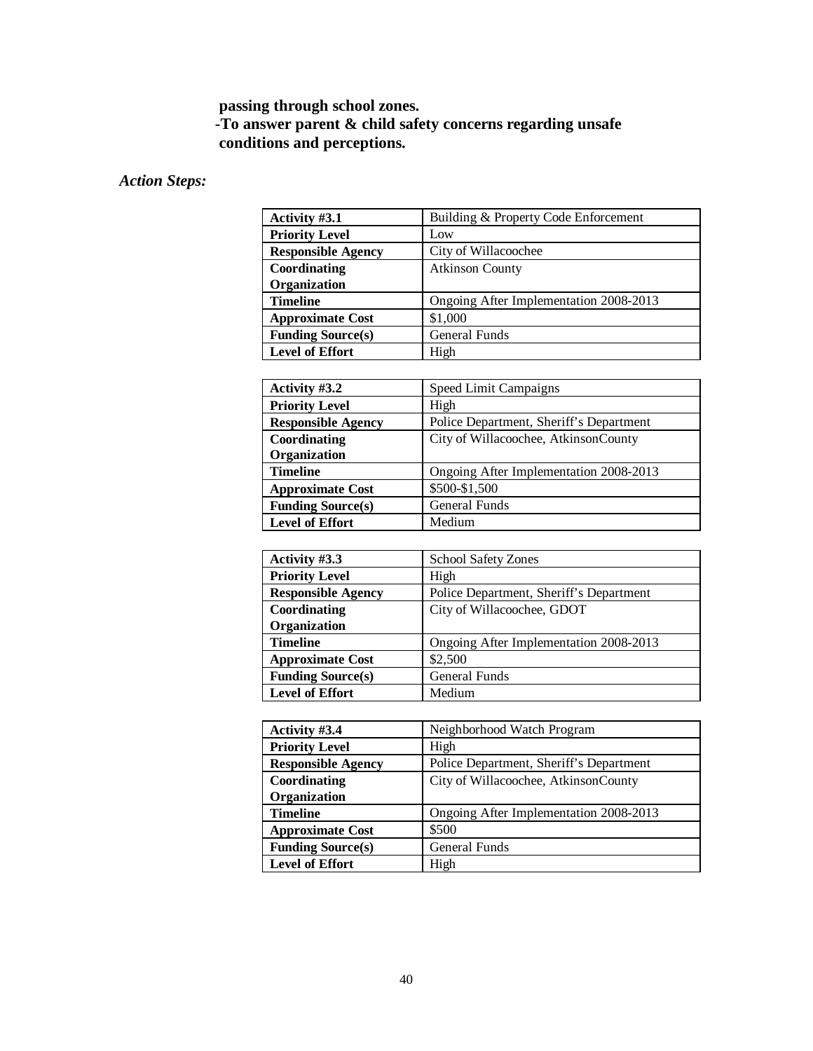**passing through school zones.**

**-To answer parent & child safety concerns regarding unsafe conditions and perceptions.**

***Action Steps:***

| **Activity #3.1** | Building & Property Code Enforcement |
|---|---|
| **Priority Level** | Low |
| **Responsible Agency** | City of Willacoochee |
| **Coordinating Organization** | Atkinson County |
| **Timeline** | Ongoing After Implementation 2008-2013 |
| **Approximate Cost** | $1,000 |
| **Funding Source(s)** | General Funds |
| **Level of Effort** | High |

| **Activity #3.2** | Speed Limit Campaigns |
|---|---|
| **Priority Level** | High |
| **Responsible Agency** | Police Department, Sheriff's Department |
| **Coordinating Organization** | City of Willacoochee, AtkinsonCounty |
| **Timeline** | Ongoing After Implementation 2008-2013 |
| **Approximate Cost** | $500-$1,500 |
| **Funding Source(s)** | General Funds |
| **Level of Effort** | Medium |

| **Activity #3.3** | School Safety Zones |
|---|---|
| **Priority Level** | High |
| **Responsible Agency** | Police Department, Sheriff's Department |
| **Coordinating Organization** | City of Willacoochee, GDOT |
| **Timeline** | Ongoing After Implementation 2008-2013 |
| **Approximate Cost** | $2,500 |
| **Funding Source(s)** | General Funds |
| **Level of Effort** | Medium |

| **Activity #3.4** | Neighborhood Watch Program |
|---|---|
| **Priority Level** | High |
| **Responsible Agency** | Police Department, Sheriff's Department |
| **Coordinating Organization** | City of Willacoochee, AtkinsonCounty |
| **Timeline** | Ongoing After Implementation 2008-2013 |
| **Approximate Cost** | $500 |
| **Funding Source(s)** | General Funds |
| **Level of Effort** | High |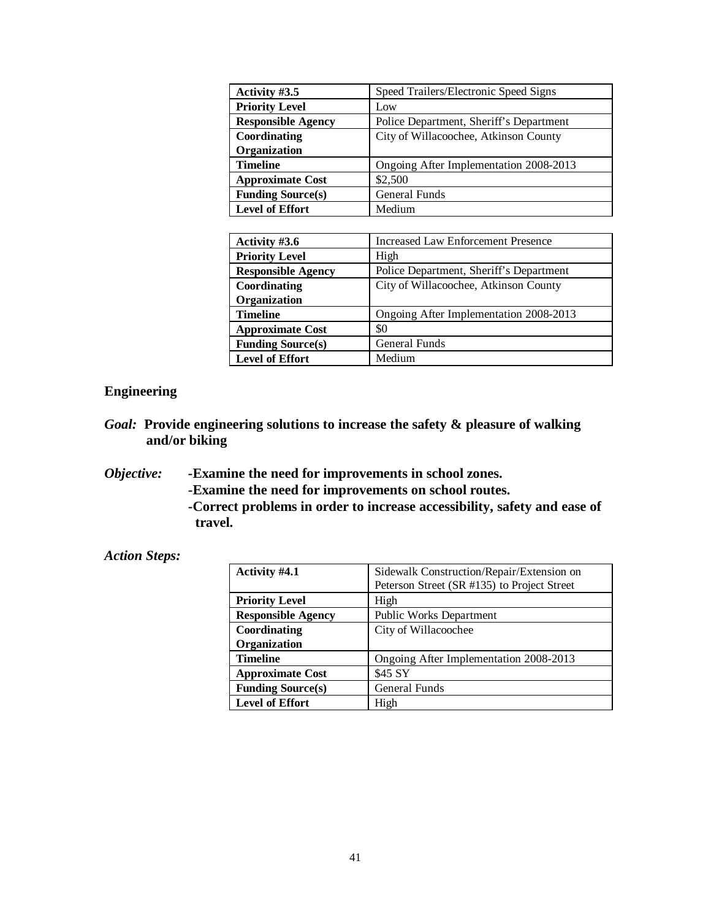| Activity #3.5 | Speed Trailers/Electronic Speed Signs |
|---|---|
| **Priority Level** | Low |
| **Responsible Agency** | Police Department, Sheriff's Department |
| **Coordinating Organization** | City of Willacoochee, Atkinson County |
| **Timeline** | Ongoing After Implementation 2008-2013 |
| **Approximate Cost** | $2,500 |
| **Funding Source(s)** | General Funds |
| **Level of Effort** | Medium |

| Activity #3.6 | Increased Law Enforcement Presence |
|---|---|
| **Priority Level** | High |
| **Responsible Agency** | Police Department, Sheriff's Department |
| **Coordinating Organization** | City of Willacoochee, Atkinson County |
| **Timeline** | Ongoing After Implementation 2008-2013 |
| **Approximate Cost** | $0 |
| **Funding Source(s)** | General Funds |
| **Level of Effort** | Medium |

## Engineering

***Goal:*** **Provide engineering solutions to increase the safety & pleasure of walking and/or biking**

***Objective:***

**-Examine the need for improvements in school zones.**

**-Examine the need for improvements on school routes.**

**-Correct problems in order to increase accessibility, safety and ease of travel.**

***Action Steps:***

| Activity #4.1 | Sidewalk Construction/Repair/Extension on Peterson Street (SR #135) to Project Street |
|---|---|
| **Priority Level** | High |
| **Responsible Agency** | Public Works Department |
| **Coordinating Organization** | City of Willacoochee |
| **Timeline** | Ongoing After Implementation 2008-2013 |
| **Approximate Cost** | $45 SY |
| **Funding Source(s)** | General Funds |
| **Level of Effort** | High |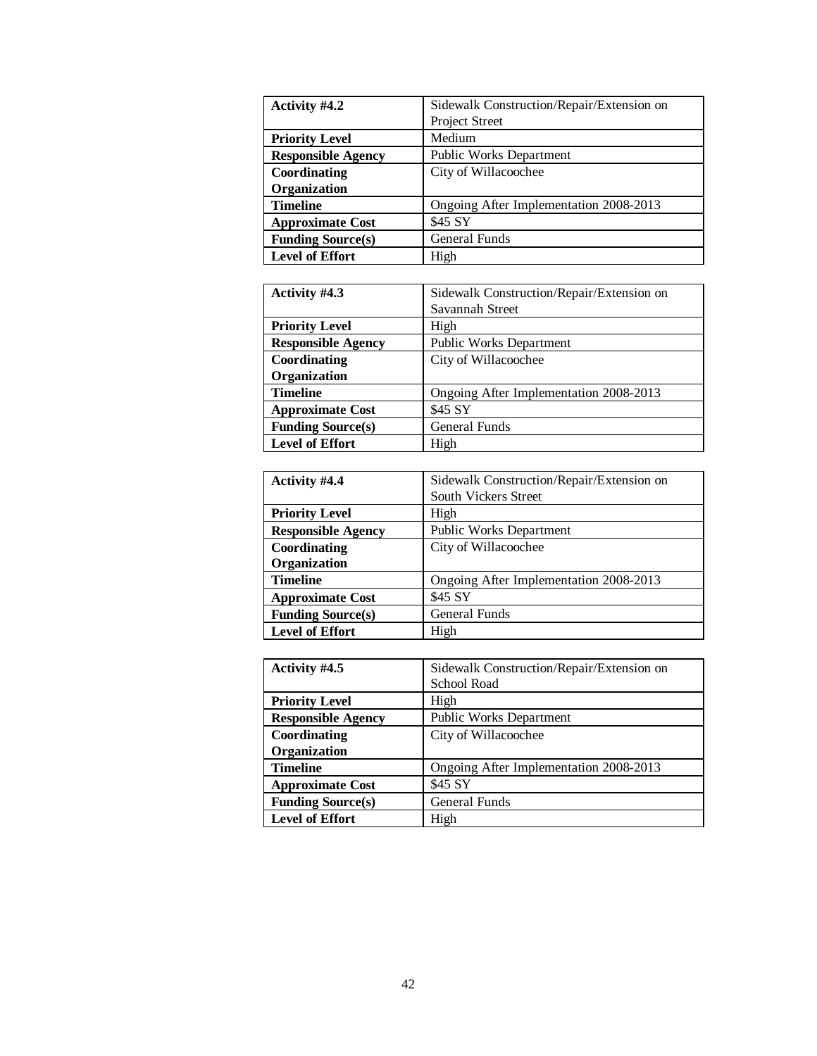| Activity #4.2 | Sidewalk Construction/Repair/Extension on Project Street |
|---|---|
| **Priority Level** | Medium |
| **Responsible Agency** | Public Works Department |
| **Coordinating Organization** | City of Willacoochee |
| **Timeline** | Ongoing After Implementation 2008-2013 |
| **Approximate Cost** | $45 SY |
| **Funding Source(s)** | General Funds |
| **Level of Effort** | High |

| Activity #4.3 | Sidewalk Construction/Repair/Extension on Savannah Street |
|---|---|
| **Priority Level** | High |
| **Responsible Agency** | Public Works Department |
| **Coordinating Organization** | City of Willacoochee |
| **Timeline** | Ongoing After Implementation 2008-2013 |
| **Approximate Cost** | $45 SY |
| **Funding Source(s)** | General Funds |
| **Level of Effort** | High |

| Activity #4.4 | Sidewalk Construction/Repair/Extension on South Vickers Street |
|---|---|
| **Priority Level** | High |
| **Responsible Agency** | Public Works Department |
| **Coordinating Organization** | City of Willacoochee |
| **Timeline** | Ongoing After Implementation 2008-2013 |
| **Approximate Cost** | $45 SY |
| **Funding Source(s)** | General Funds |
| **Level of Effort** | High |

| Activity #4.5 | Sidewalk Construction/Repair/Extension on School Road |
|---|---|
| **Priority Level** | High |
| **Responsible Agency** | Public Works Department |
| **Coordinating Organization** | City of Willacoochee |
| **Timeline** | Ongoing After Implementation 2008-2013 |
| **Approximate Cost** | $45 SY |
| **Funding Source(s)** | General Funds |
| **Level of Effort** | High |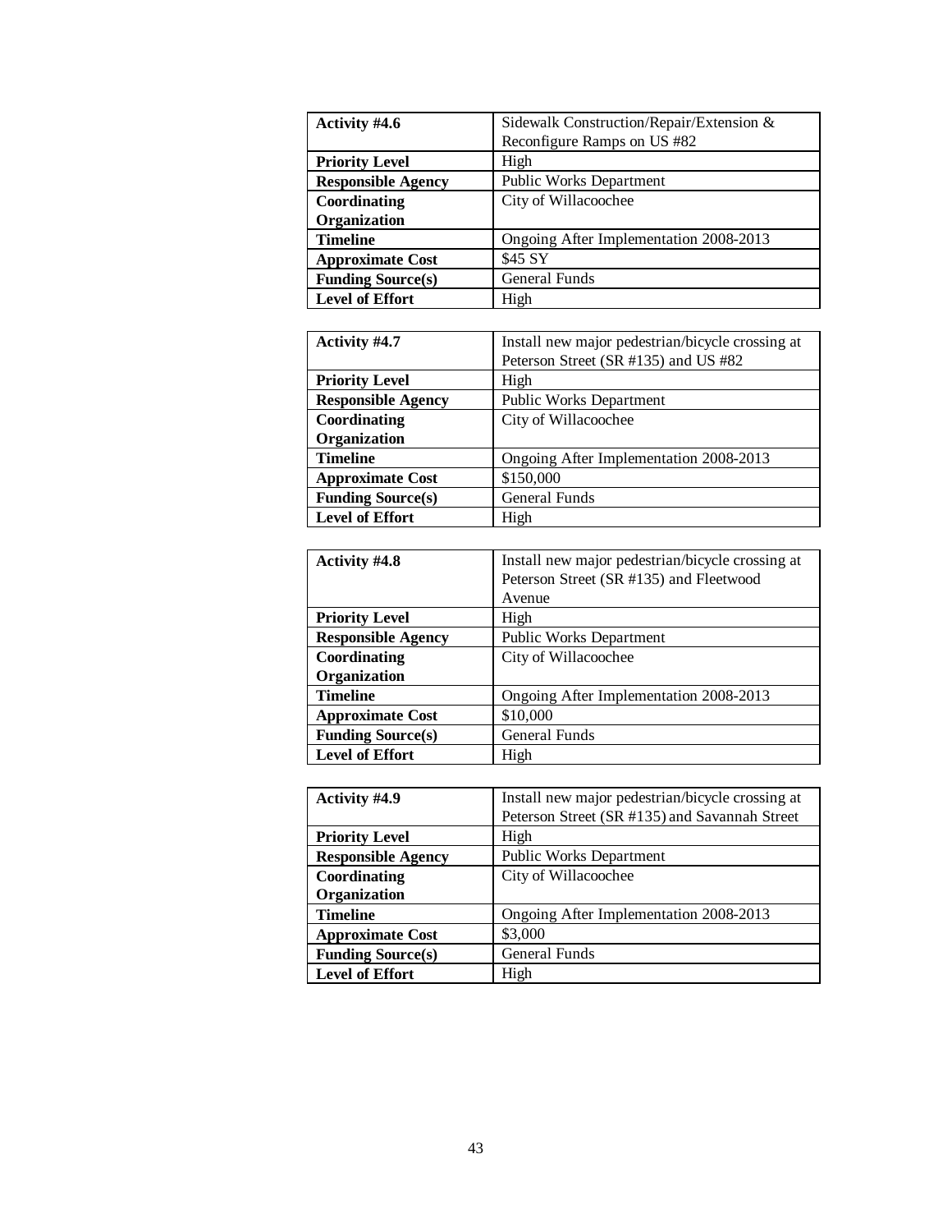| Activity #4.6 | Sidewalk Construction/Repair/Extension & Reconfigure Ramps on US #82 |
|---|---|
| **Priority Level** | High |
| **Responsible Agency** | Public Works Department |
| **Coordinating Organization** | City of Willacoochee |
| **Timeline** | Ongoing After Implementation 2008-2013 |
| **Approximate Cost** | $45 SY |
| **Funding Source(s)** | General Funds |
| **Level of Effort** | High |

| Activity #4.7 | Install new major pedestrian/bicycle crossing at Peterson Street (SR #135) and US #82 |
|---|---|
| **Priority Level** | High |
| **Responsible Agency** | Public Works Department |
| **Coordinating Organization** | City of Willacoochee |
| **Timeline** | Ongoing After Implementation 2008-2013 |
| **Approximate Cost** | $150,000 |
| **Funding Source(s)** | General Funds |
| **Level of Effort** | High |

| Activity #4.8 | Install new major pedestrian/bicycle crossing at Peterson Street (SR #135) and Fleetwood Avenue |
|---|---|
| **Priority Level** | High |
| **Responsible Agency** | Public Works Department |
| **Coordinating Organization** | City of Willacoochee |
| **Timeline** | Ongoing After Implementation 2008-2013 |
| **Approximate Cost** | $10,000 |
| **Funding Source(s)** | General Funds |
| **Level of Effort** | High |

| Activity #4.9 | Install new major pedestrian/bicycle crossing at Peterson Street (SR #135) and Savannah Street |
|---|---|
| **Priority Level** | High |
| **Responsible Agency** | Public Works Department |
| **Coordinating Organization** | City of Willacoochee |
| **Timeline** | Ongoing After Implementation 2008-2013 |
| **Approximate Cost** | $3,000 |
| **Funding Source(s)** | General Funds |
| **Level of Effort** | High |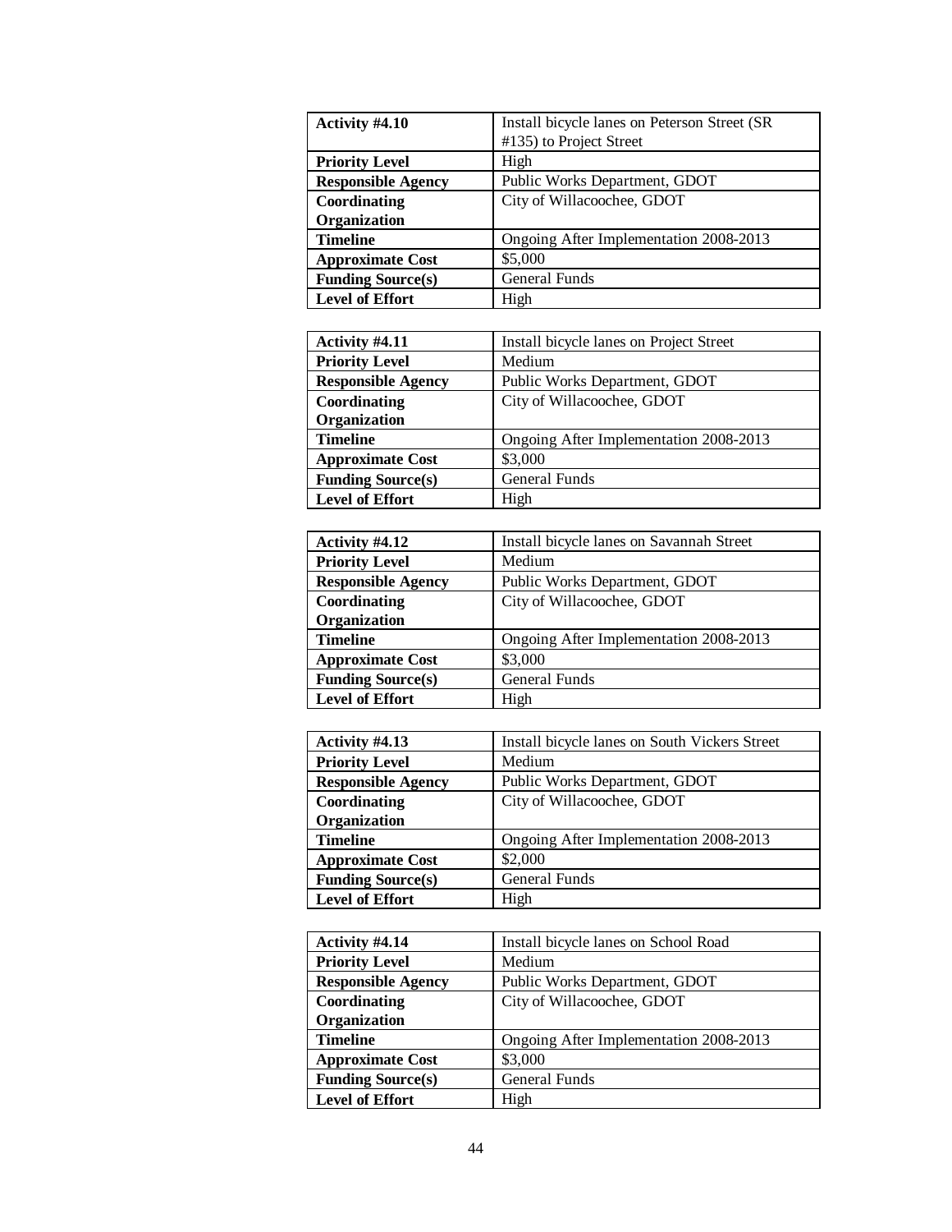| **Activity #4.10** | Install bicycle lanes on Peterson Street (SR #135) to Project Street |
|---|---|
| **Priority Level** | High |
| **Responsible Agency** | Public Works Department, GDOT |
| **Coordinating Organization** | City of Willacoochee, GDOT |
| **Timeline** | Ongoing After Implementation 2008-2013 |
| **Approximate Cost** | $5,000 |
| **Funding Source(s)** | General Funds |
| **Level of Effort** | High |

| **Activity #4.11** | Install bicycle lanes on Project Street |
|---|---|
| **Priority Level** | Medium |
| **Responsible Agency** | Public Works Department, GDOT |
| **Coordinating Organization** | City of Willacoochee, GDOT |
| **Timeline** | Ongoing After Implementation 2008-2013 |
| **Approximate Cost** | $3,000 |
| **Funding Source(s)** | General Funds |
| **Level of Effort** | High |

| **Activity #4.12** | Install bicycle lanes on Savannah Street |
|---|---|
| **Priority Level** | Medium |
| **Responsible Agency** | Public Works Department, GDOT |
| **Coordinating Organization** | City of Willacoochee, GDOT |
| **Timeline** | Ongoing After Implementation 2008-2013 |
| **Approximate Cost** | $3,000 |
| **Funding Source(s)** | General Funds |
| **Level of Effort** | High |

| **Activity #4.13** | Install bicycle lanes on South Vickers Street |
|---|---|
| **Priority Level** | Medium |
| **Responsible Agency** | Public Works Department, GDOT |
| **Coordinating Organization** | City of Willacoochee, GDOT |
| **Timeline** | Ongoing After Implementation 2008-2013 |
| **Approximate Cost** | $2,000 |
| **Funding Source(s)** | General Funds |
| **Level of Effort** | High |

| **Activity #4.14** | Install bicycle lanes on School Road |
|---|---|
| **Priority Level** | Medium |
| **Responsible Agency** | Public Works Department, GDOT |
| **Coordinating Organization** | City of Willacoochee, GDOT |
| **Timeline** | Ongoing After Implementation 2008-2013 |
| **Approximate Cost** | $3,000 |
| **Funding Source(s)** | General Funds |
| **Level of Effort** | High |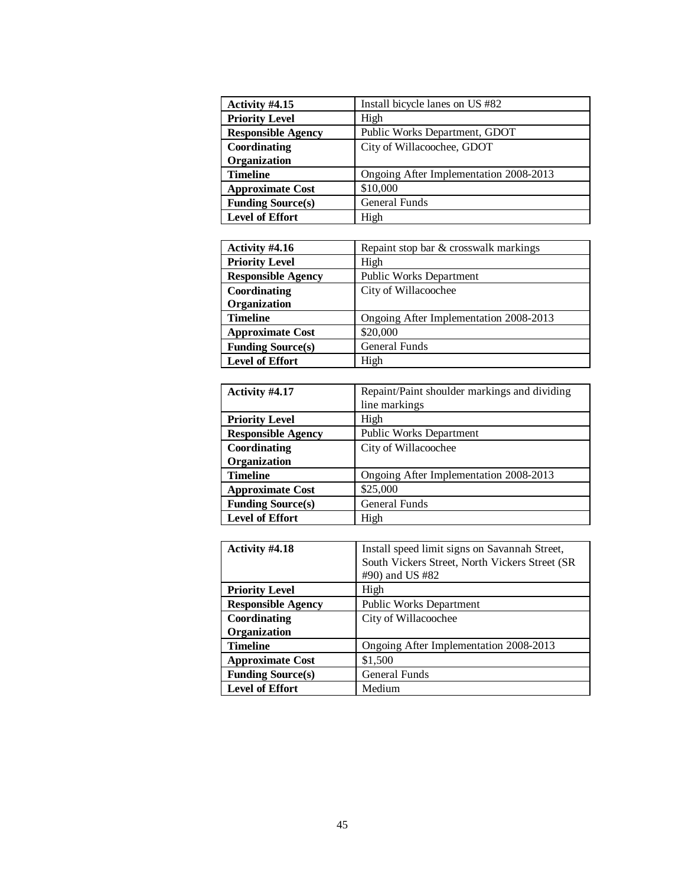| Activity #4.15 | Install bicycle lanes on US #82 |
|---|---|
| **Priority Level** | High |
| **Responsible Agency** | Public Works Department, GDOT |
| **Coordinating Organization** | City of Willacoochee, GDOT |
| **Timeline** | Ongoing After Implementation 2008-2013 |
| **Approximate Cost** | $10,000 |
| **Funding Source(s)** | General Funds |
| **Level of Effort** | High |

| Activity #4.16 | Repaint stop bar & crosswalk markings |
|---|---|
| **Priority Level** | High |
| **Responsible Agency** | Public Works Department |
| **Coordinating Organization** | City of Willacoochee |
| **Timeline** | Ongoing After Implementation 2008-2013 |
| **Approximate Cost** | $20,000 |
| **Funding Source(s)** | General Funds |
| **Level of Effort** | High |

| Activity #4.17 | Repaint/Paint shoulder markings and dividing line markings |
|---|---|
| **Priority Level** | High |
| **Responsible Agency** | Public Works Department |
| **Coordinating Organization** | City of Willacoochee |
| **Timeline** | Ongoing After Implementation 2008-2013 |
| **Approximate Cost** | $25,000 |
| **Funding Source(s)** | General Funds |
| **Level of Effort** | High |

| Activity #4.18 | Install speed limit signs on Savannah Street, South Vickers Street, North Vickers Street (SR #90) and US #82 |
|---|---|
| **Priority Level** | High |
| **Responsible Agency** | Public Works Department |
| **Coordinating Organization** | City of Willacoochee |
| **Timeline** | Ongoing After Implementation 2008-2013 |
| **Approximate Cost** | $1,500 |
| **Funding Source(s)** | General Funds |
| **Level of Effort** | Medium |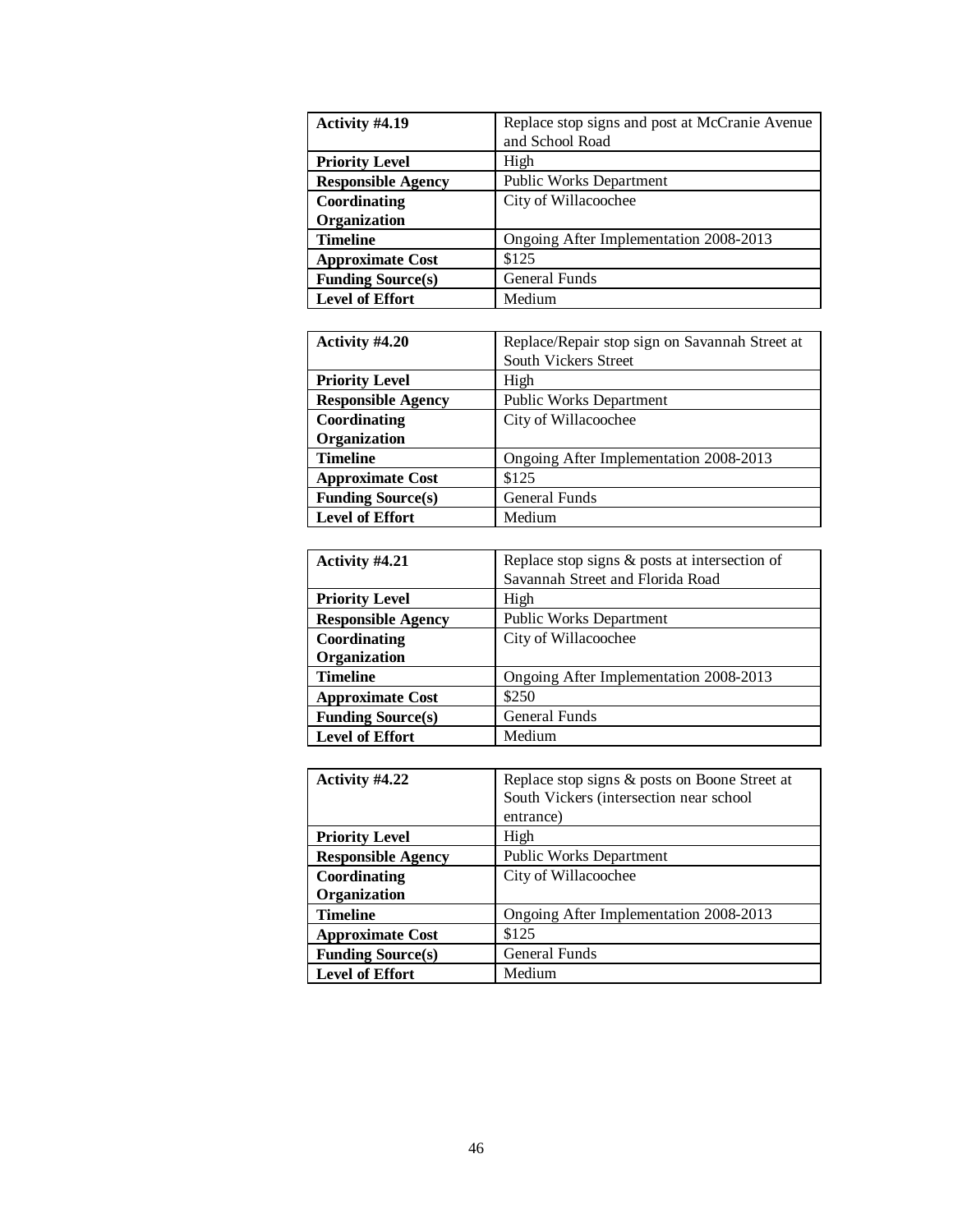| Activity #4.19 | Replace stop signs and post at McCranie Avenue and School Road |
|---|---|
| **Priority Level** | High |
| **Responsible Agency** | Public Works Department |
| **Coordinating Organization** | City of Willacoochee |
| **Timeline** | Ongoing After Implementation 2008-2013 |
| **Approximate Cost** | $125 |
| **Funding Source(s)** | General Funds |
| **Level of Effort** | Medium |

| Activity #4.20 | Replace/Repair stop sign on Savannah Street at South Vickers Street |
|---|---|
| **Priority Level** | High |
| **Responsible Agency** | Public Works Department |
| **Coordinating Organization** | City of Willacoochee |
| **Timeline** | Ongoing After Implementation 2008-2013 |
| **Approximate Cost** | $125 |
| **Funding Source(s)** | General Funds |
| **Level of Effort** | Medium |

| Activity #4.21 | Replace stop signs & posts at intersection of Savannah Street and Florida Road |
|---|---|
| **Priority Level** | High |
| **Responsible Agency** | Public Works Department |
| **Coordinating Organization** | City of Willacoochee |
| **Timeline** | Ongoing After Implementation 2008-2013 |
| **Approximate Cost** | $250 |
| **Funding Source(s)** | General Funds |
| **Level of Effort** | Medium |

| Activity #4.22 | Replace stop signs & posts on Boone Street at South Vickers (intersection near school entrance) |
|---|---|
| **Priority Level** | High |
| **Responsible Agency** | Public Works Department |
| **Coordinating Organization** | City of Willacoochee |
| **Timeline** | Ongoing After Implementation 2008-2013 |
| **Approximate Cost** | $125 |
| **Funding Source(s)** | General Funds |
| **Level of Effort** | Medium |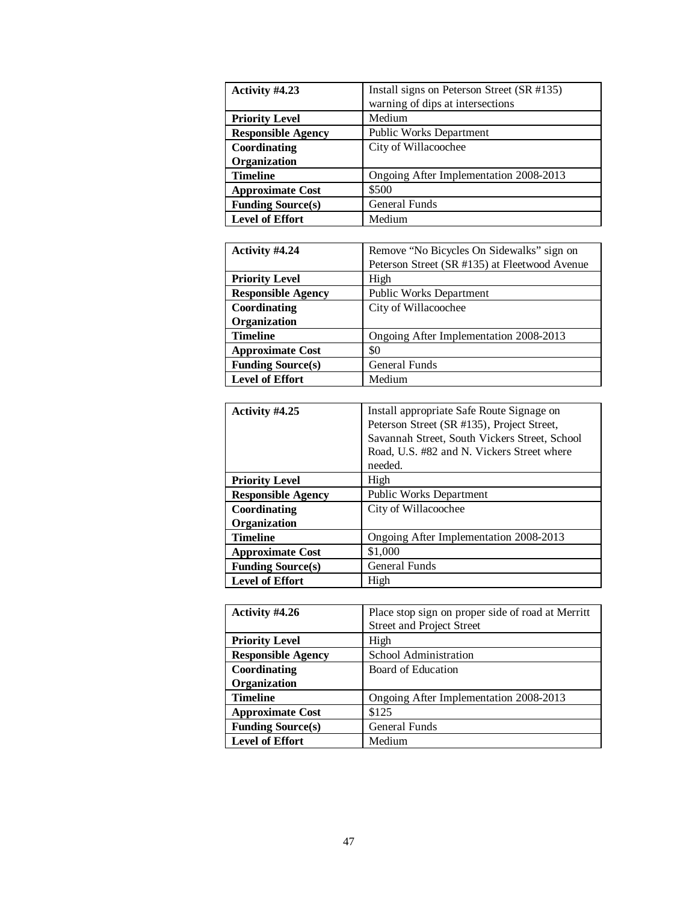| **Activity #4.23** | Install signs on Peterson Street (SR #135) warning of dips at intersections |
|---|---|
| **Priority Level** | Medium |
| **Responsible Agency** | Public Works Department |
| **Coordinating Organization** | City of Willacoochee |
| **Timeline** | Ongoing After Implementation 2008-2013 |
| **Approximate Cost** | $500 |
| **Funding Source(s)** | General Funds |
| **Level of Effort** | Medium |

| **Activity #4.24** | Remove "No Bicycles On Sidewalks" sign on Peterson Street (SR #135) at Fleetwood Avenue |
|---|---|
| **Priority Level** | High |
| **Responsible Agency** | Public Works Department |
| **Coordinating Organization** | City of Willacoochee |
| **Timeline** | Ongoing After Implementation 2008-2013 |
| **Approximate Cost** | $0 |
| **Funding Source(s)** | General Funds |
| **Level of Effort** | Medium |

| **Activity #4.25** | Install appropriate Safe Route Signage on Peterson Street (SR #135), Project Street, Savannah Street, South Vickers Street, School Road, U.S. #82 and N. Vickers Street where needed. |
|---|---|
| **Priority Level** | High |
| **Responsible Agency** | Public Works Department |
| **Coordinating Organization** | City of Willacoochee |
| **Timeline** | Ongoing After Implementation 2008-2013 |
| **Approximate Cost** | $1,000 |
| **Funding Source(s)** | General Funds |
| **Level of Effort** | High |

| **Activity #4.26** | Place stop sign on proper side of road at Merritt Street and Project Street |
|---|---|
| **Priority Level** | High |
| **Responsible Agency** | School Administration |
| **Coordinating Organization** | Board of Education |
| **Timeline** | Ongoing After Implementation 2008-2013 |
| **Approximate Cost** | $125 |
| **Funding Source(s)** | General Funds |
| **Level of Effort** | Medium |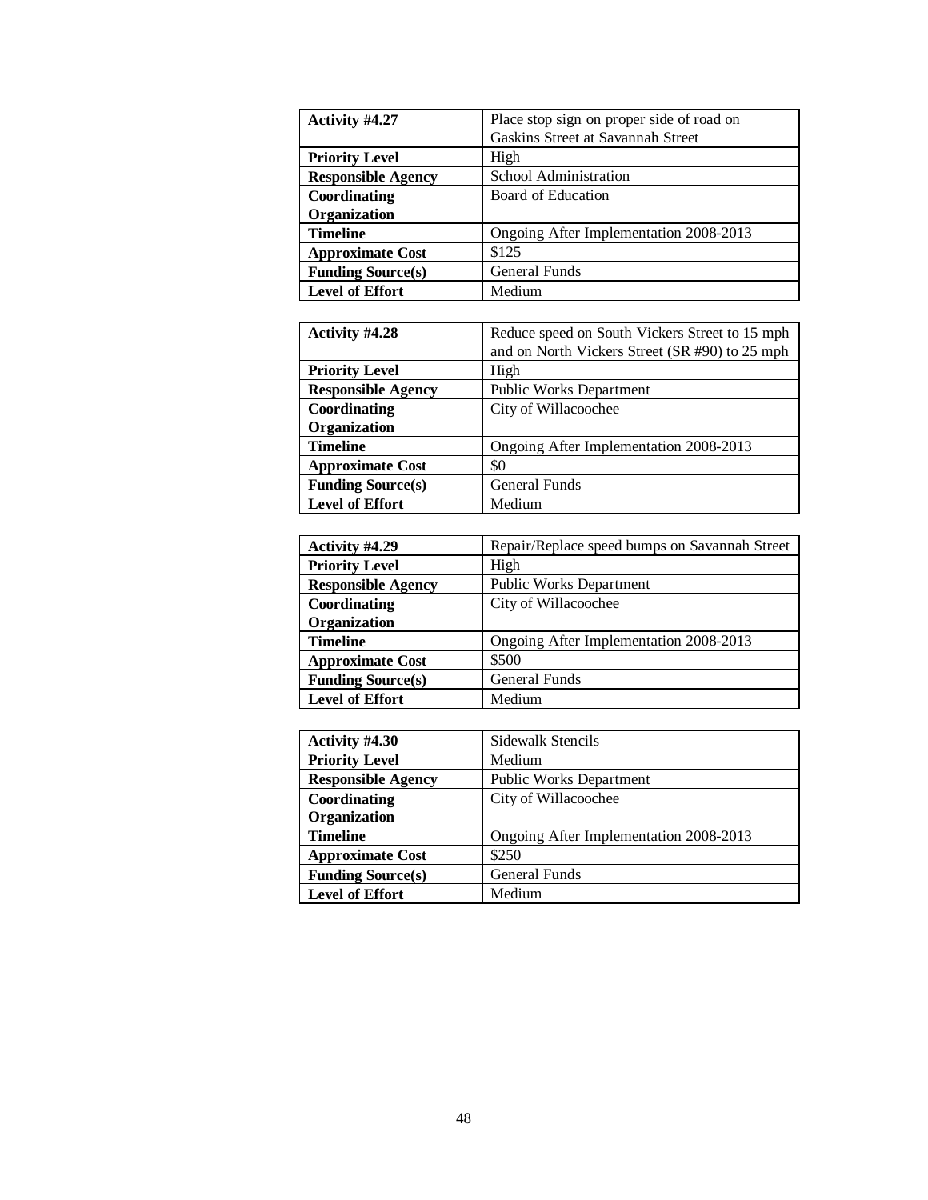| Activity #4.27 | Place stop sign on proper side of road on Gaskins Street at Savannah Street |
|---|---|
| **Priority Level** | High |
| **Responsible Agency** | School Administration |
| **Coordinating Organization** | Board of Education |
| **Timeline** | Ongoing After Implementation 2008-2013 |
| **Approximate Cost** | $125 |
| **Funding Source(s)** | General Funds |
| **Level of Effort** | Medium |

| Activity #4.28 | Reduce speed on South Vickers Street to 15 mph and on North Vickers Street (SR #90) to 25 mph |
|---|---|
| **Priority Level** | High |
| **Responsible Agency** | Public Works Department |
| **Coordinating Organization** | City of Willacoochee |
| **Timeline** | Ongoing After Implementation 2008-2013 |
| **Approximate Cost** | $0 |
| **Funding Source(s)** | General Funds |
| **Level of Effort** | Medium |

| Activity #4.29 | Repair/Replace speed bumps on Savannah Street |
|---|---|
| **Priority Level** | High |
| **Responsible Agency** | Public Works Department |
| **Coordinating Organization** | City of Willacoochee |
| **Timeline** | Ongoing After Implementation 2008-2013 |
| **Approximate Cost** | $500 |
| **Funding Source(s)** | General Funds |
| **Level of Effort** | Medium |

| Activity #4.30 | Sidewalk Stencils |
|---|---|
| **Priority Level** | Medium |
| **Responsible Agency** | Public Works Department |
| **Coordinating Organization** | City of Willacoochee |
| **Timeline** | Ongoing After Implementation 2008-2013 |
| **Approximate Cost** | $250 |
| **Funding Source(s)** | General Funds |
| **Level of Effort** | Medium |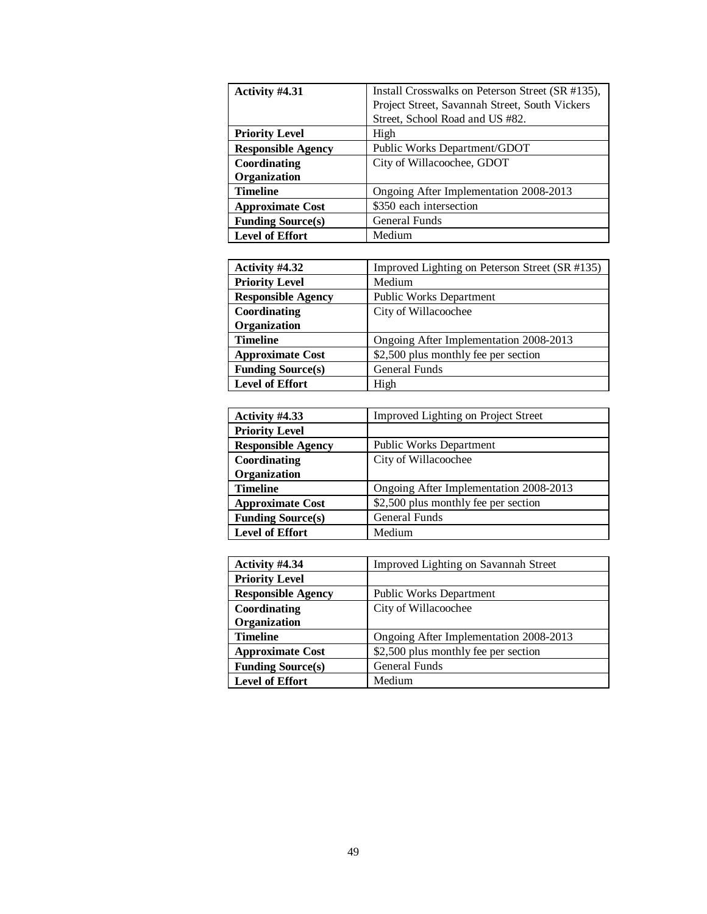| Activity #4.31 | Install Crosswalks on Peterson Street (SR #135), Project Street, Savannah Street, South Vickers Street, School Road and US #82. |
|---|---|
| **Priority Level** | High |
| **Responsible Agency** | Public Works Department/GDOT |
| **Coordinating Organization** | City of Willacoochee, GDOT |
| **Timeline** | Ongoing After Implementation 2008-2013 |
| **Approximate Cost** | \$350 each intersection |
| **Funding Source(s)** | General Funds |
| **Level of Effort** | Medium |

| Activity #4.32 | Improved Lighting on Peterson Street (SR #135) |
|---|---|
| **Priority Level** | Medium |
| **Responsible Agency** | Public Works Department |
| **Coordinating Organization** | City of Willacoochee |
| **Timeline** | Ongoing After Implementation 2008-2013 |
| **Approximate Cost** | \$2,500 plus monthly fee per section |
| **Funding Source(s)** | General Funds |
| **Level of Effort** | High |

| Activity #4.33 | Improved Lighting on Project Street |
|---|---|
| **Priority Level** | |
| **Responsible Agency** | Public Works Department |
| **Coordinating Organization** | City of Willacoochee |
| **Timeline** | Ongoing After Implementation 2008-2013 |
| **Approximate Cost** | \$2,500 plus monthly fee per section |
| **Funding Source(s)** | General Funds |
| **Level of Effort** | Medium |

| Activity #4.34 | Improved Lighting on Savannah Street |
|---|---|
| **Priority Level** | |
| **Responsible Agency** | Public Works Department |
| **Coordinating Organization** | City of Willacoochee |
| **Timeline** | Ongoing After Implementation 2008-2013 |
| **Approximate Cost** | \$2,500 plus monthly fee per section |
| **Funding Source(s)** | General Funds |
| **Level of Effort** | Medium |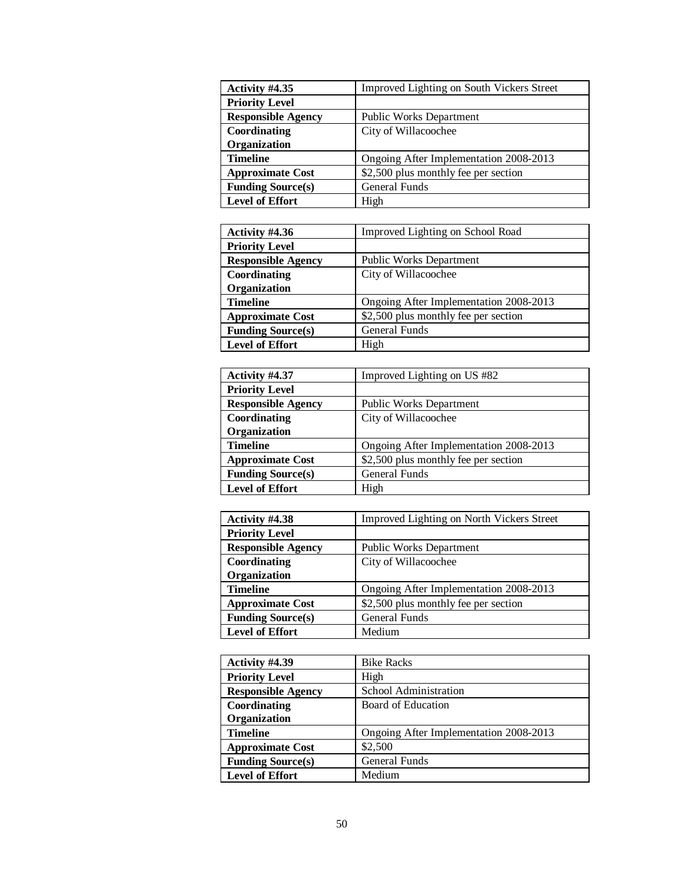| Activity #4.35 | Improved Lighting on South Vickers Street |
| --- | --- |
| **Priority Level** | |
| **Responsible Agency** | Public Works Department |
| **Coordinating Organization** | City of Willacoochee |
| **Timeline** | Ongoing After Implementation 2008-2013 |
| **Approximate Cost** | \$2,500 plus monthly fee per section |
| **Funding Source(s)** | General Funds |
| **Level of Effort** | High |

| Activity #4.36 | Improved Lighting on School Road |
| --- | --- |
| **Priority Level** | |
| **Responsible Agency** | Public Works Department |
| **Coordinating Organization** | City of Willacoochee |
| **Timeline** | Ongoing After Implementation 2008-2013 |
| **Approximate Cost** | \$2,500 plus monthly fee per section |
| **Funding Source(s)** | General Funds |
| **Level of Effort** | High |

| Activity #4.37 | Improved Lighting on US #82 |
| --- | --- |
| **Priority Level** | |
| **Responsible Agency** | Public Works Department |
| **Coordinating Organization** | City of Willacoochee |
| **Timeline** | Ongoing After Implementation 2008-2013 |
| **Approximate Cost** | \$2,500 plus monthly fee per section |
| **Funding Source(s)** | General Funds |
| **Level of Effort** | High |

| Activity #4.38 | Improved Lighting on North Vickers Street |
| --- | --- |
| **Priority Level** | |
| **Responsible Agency** | Public Works Department |
| **Coordinating Organization** | City of Willacoochee |
| **Timeline** | Ongoing After Implementation 2008-2013 |
| **Approximate Cost** | \$2,500 plus monthly fee per section |
| **Funding Source(s)** | General Funds |
| **Level of Effort** | Medium |

| Activity #4.39 | Bike Racks |
| --- | --- |
| **Priority Level** | High |
| **Responsible Agency** | School Administration |
| **Coordinating Organization** | Board of Education |
| **Timeline** | Ongoing After Implementation 2008-2013 |
| **Approximate Cost** | \$2,500 |
| **Funding Source(s)** | General Funds |
| **Level of Effort** | Medium |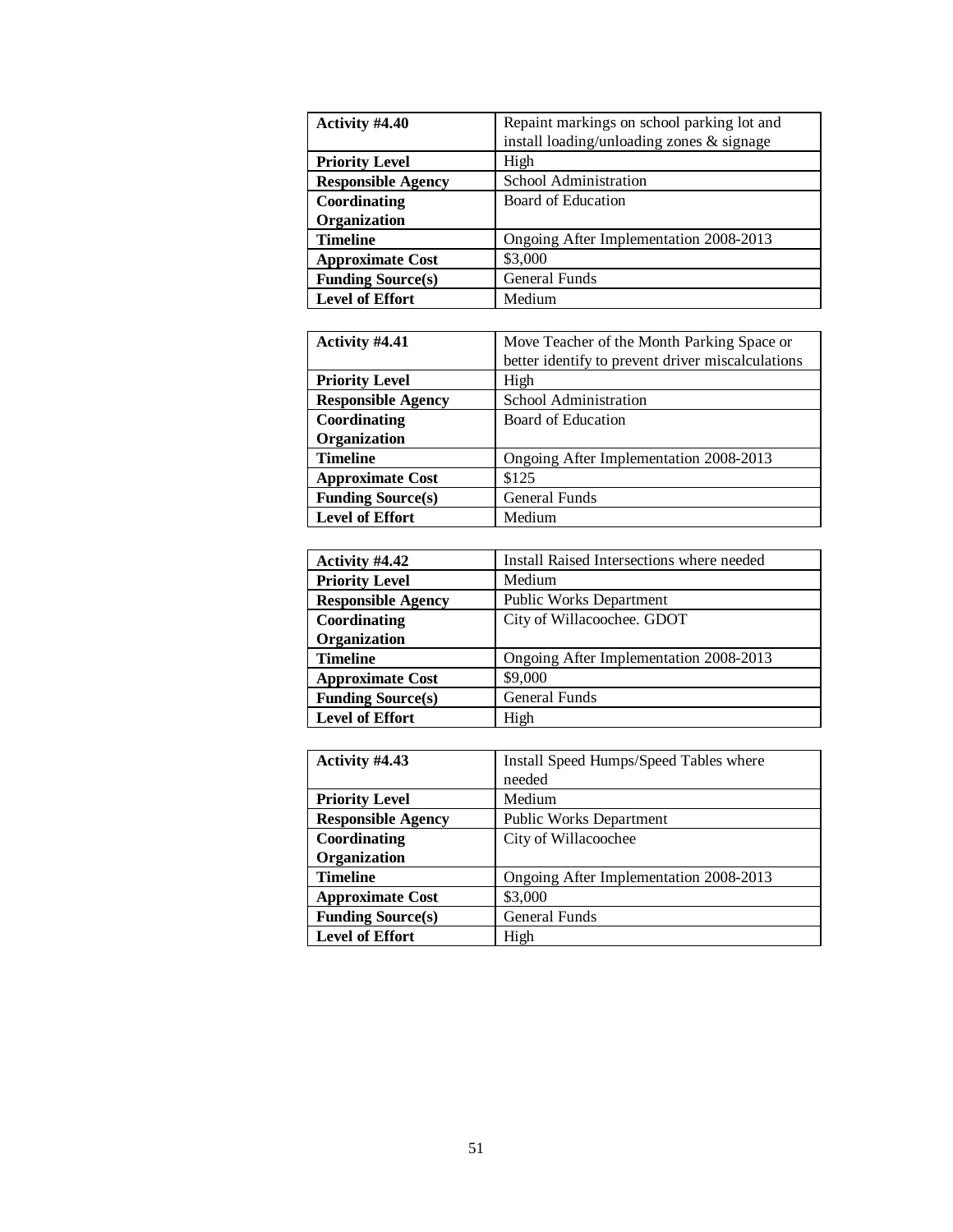| **Activity #4.40** | Repaint markings on school parking lot and install loading/unloading zones & signage |
|---|---|
| **Priority Level** | High |
| **Responsible Agency** | School Administration |
| **Coordinating Organization** | Board of Education |
| **Timeline** | Ongoing After Implementation 2008-2013 |
| **Approximate Cost** | $3,000 |
| **Funding Source(s)** | General Funds |
| **Level of Effort** | Medium |

| **Activity #4.41** | Move Teacher of the Month Parking Space or better identify to prevent driver miscalculations |
|---|---|
| **Priority Level** | High |
| **Responsible Agency** | School Administration |
| **Coordinating Organization** | Board of Education |
| **Timeline** | Ongoing After Implementation 2008-2013 |
| **Approximate Cost** | $125 |
| **Funding Source(s)** | General Funds |
| **Level of Effort** | Medium |

| **Activity #4.42** | Install Raised Intersections where needed |
|---|---|
| **Priority Level** | Medium |
| **Responsible Agency** | Public Works Department |
| **Coordinating Organization** | City of Willacoochee. GDOT |
| **Timeline** | Ongoing After Implementation 2008-2013 |
| **Approximate Cost** | $9,000 |
| **Funding Source(s)** | General Funds |
| **Level of Effort** | High |

| **Activity #4.43** | Install Speed Humps/Speed Tables where needed |
|---|---|
| **Priority Level** | Medium |
| **Responsible Agency** | Public Works Department |
| **Coordinating Organization** | City of Willacoochee |
| **Timeline** | Ongoing After Implementation 2008-2013 |
| **Approximate Cost** | $3,000 |
| **Funding Source(s)** | General Funds |
| **Level of Effort** | High |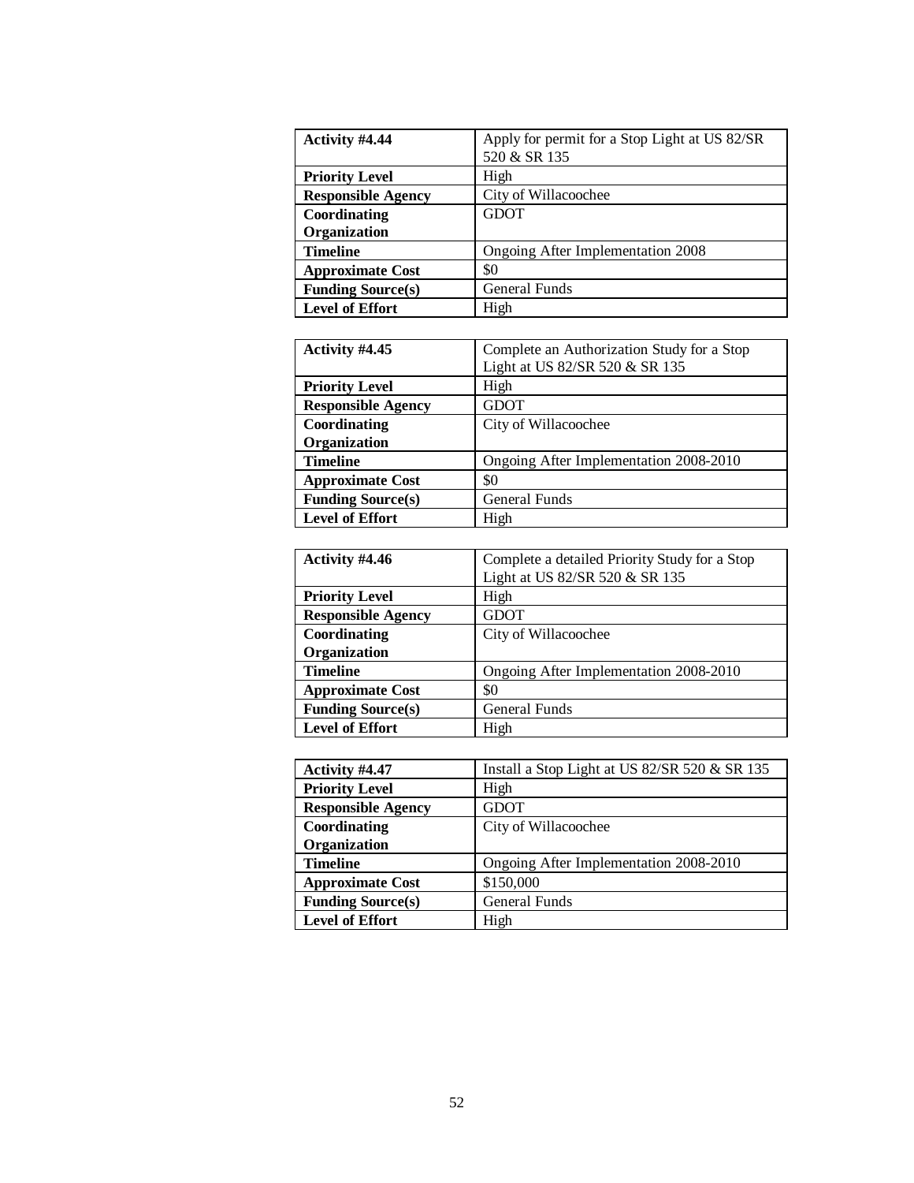| Activity #4.44 | Apply for permit for a Stop Light at US 82/SR 520 & SR 135 |
|---|---|
| **Priority Level** | High |
| **Responsible Agency** | City of Willacoochee |
| **Coordinating Organization** | GDOT |
| **Timeline** | Ongoing After Implementation 2008 |
| **Approximate Cost** | $0 |
| **Funding Source(s)** | General Funds |
| **Level of Effort** | High |

| Activity #4.45 | Complete an Authorization Study for a Stop Light at US 82/SR 520 & SR 135 |
|---|---|
| **Priority Level** | High |
| **Responsible Agency** | GDOT |
| **Coordinating Organization** | City of Willacoochee |
| **Timeline** | Ongoing After Implementation 2008-2010 |
| **Approximate Cost** | $0 |
| **Funding Source(s)** | General Funds |
| **Level of Effort** | High |

| Activity #4.46 | Complete a detailed Priority Study for a Stop Light at US 82/SR 520 & SR 135 |
|---|---|
| **Priority Level** | High |
| **Responsible Agency** | GDOT |
| **Coordinating Organization** | City of Willacoochee |
| **Timeline** | Ongoing After Implementation 2008-2010 |
| **Approximate Cost** | $0 |
| **Funding Source(s)** | General Funds |
| **Level of Effort** | High |

| Activity #4.47 | Install a Stop Light at US 82/SR 520 & SR 135 |
|---|---|
| **Priority Level** | High |
| **Responsible Agency** | GDOT |
| **Coordinating Organization** | City of Willacoochee |
| **Timeline** | Ongoing After Implementation 2008-2010 |
| **Approximate Cost** | $150,000 |
| **Funding Source(s)** | General Funds |
| **Level of Effort** | High |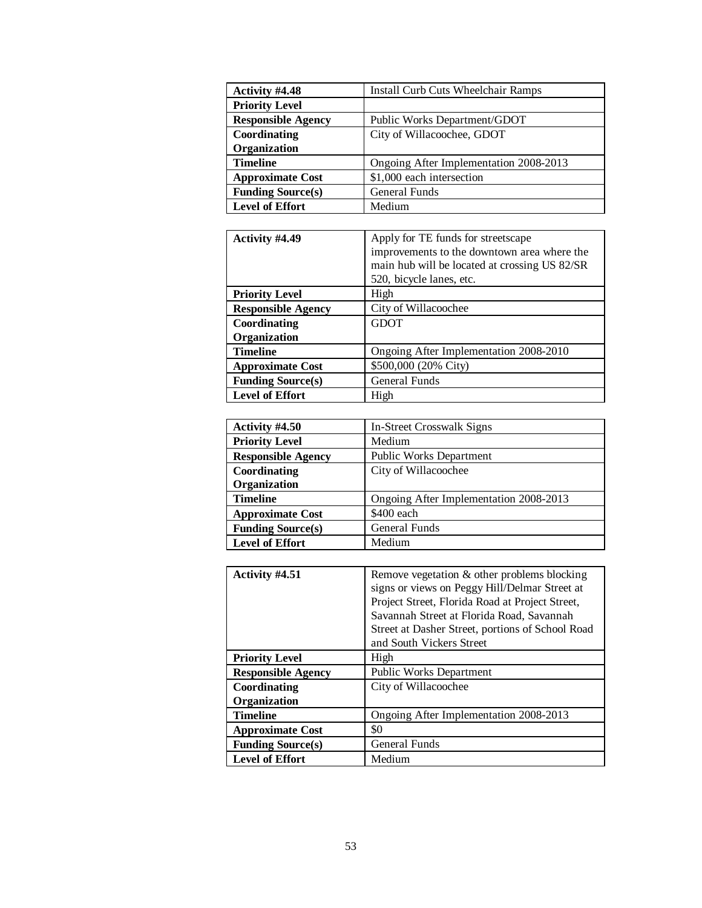| Activity #4.48 | Install Curb Cuts Wheelchair Ramps |
|---|---|
| Priority Level | |
| Responsible Agency | Public Works Department/GDOT |
| Coordinating Organization | City of Willacoochee, GDOT |
| Timeline | Ongoing After Implementation 2008-2013 |
| Approximate Cost | $1,000 each intersection |
| Funding Source(s) | General Funds |
| Level of Effort | Medium |

| Activity #4.49 | Apply for TE funds for streetscape improvements to the downtown area where the main hub will be located at crossing US 82/SR 520, bicycle lanes, etc. |
|---|---|
| Priority Level | High |
| Responsible Agency | City of Willacoochee |
| Coordinating Organization | GDOT |
| Timeline | Ongoing After Implementation 2008-2010 |
| Approximate Cost | $500,000 (20% City) |
| Funding Source(s) | General Funds |
| Level of Effort | High |

| Activity #4.50 | In-Street Crosswalk Signs |
|---|---|
| Priority Level | Medium |
| Responsible Agency | Public Works Department |
| Coordinating Organization | City of Willacoochee |
| Timeline | Ongoing After Implementation 2008-2013 |
| Approximate Cost | $400 each |
| Funding Source(s) | General Funds |
| Level of Effort | Medium |

| Activity #4.51 | Remove vegetation & other problems blocking signs or views on Peggy Hill/Delmar Street at Project Street, Florida Road at Project Street, Savannah Street at Florida Road, Savannah Street at Dasher Street, portions of School Road and South Vickers Street |
|---|---|
| Priority Level | High |
| Responsible Agency | Public Works Department |
| Coordinating Organization | City of Willacoochee |
| Timeline | Ongoing After Implementation 2008-2013 |
| Approximate Cost | $0 |
| Funding Source(s) | General Funds |
| Level of Effort | Medium |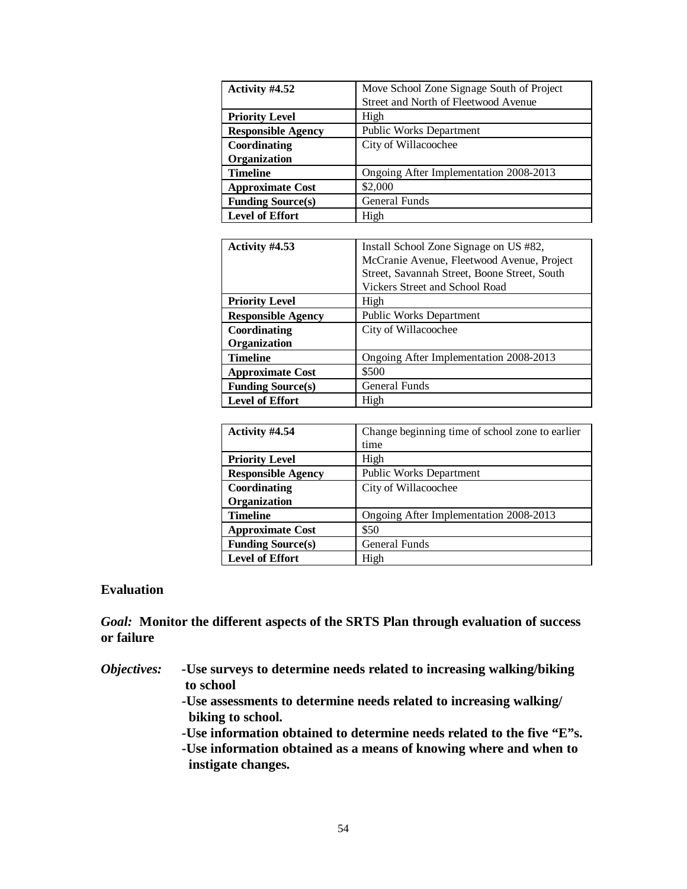| Activity #4.52 | Move School Zone Signage South of Project Street and North of Fleetwood Avenue |
|---|---|
| **Priority Level** | High |
| **Responsible Agency** | Public Works Department |
| **Coordinating Organization** | City of Willacoochee |
| **Timeline** | Ongoing After Implementation 2008-2013 |
| **Approximate Cost** | $2,000 |
| **Funding Source(s)** | General Funds |
| **Level of Effort** | High |

| Activity #4.53 | Install School Zone Signage on US #82, McCranie Avenue, Fleetwood Avenue, Project Street, Savannah Street, Boone Street, South Vickers Street and School Road |
|---|---|
| **Priority Level** | High |
| **Responsible Agency** | Public Works Department |
| **Coordinating Organization** | City of Willacoochee |
| **Timeline** | Ongoing After Implementation 2008-2013 |
| **Approximate Cost** | $500 |
| **Funding Source(s)** | General Funds |
| **Level of Effort** | High |

| Activity #4.54 | Change beginning time of school zone to earlier time |
|---|---|
| **Priority Level** | High |
| **Responsible Agency** | Public Works Department |
| **Coordinating Organization** | City of Willacoochee |
| **Timeline** | Ongoing After Implementation 2008-2013 |
| **Approximate Cost** | $50 |
| **Funding Source(s)** | General Funds |
| **Level of Effort** | High |

**Evaluation**

***Goal:*** **Monitor the different aspects of the SRTS Plan through evaluation of success or failure**

***Objectives:***

- **Use surveys to determine needs related to increasing walking/biking to school**
- **Use assessments to determine needs related to increasing walking/ biking to school.**
- **Use information obtained to determine needs related to the five "E"s.**
- **Use information obtained as a means of knowing where and when to instigate changes.**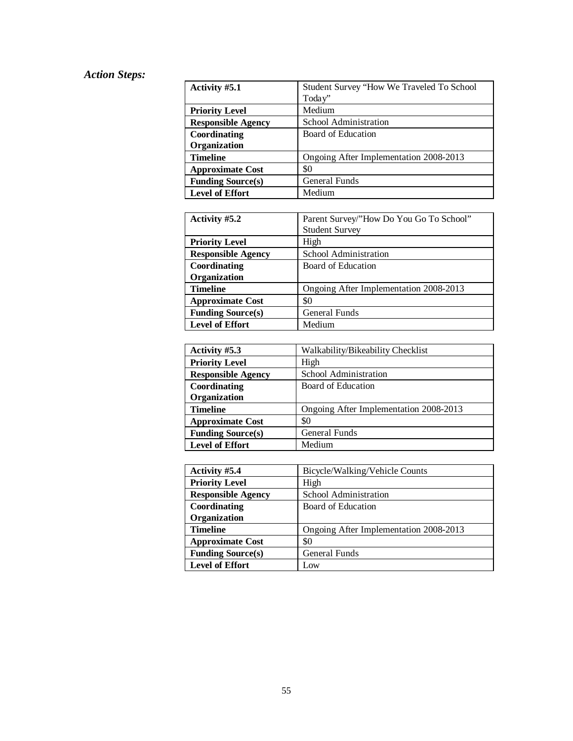***Action Steps:***

| **Activity #5.1** | Student Survey "How We Traveled To School Today" |
|---|---|
| **Priority Level** | Medium |
| **Responsible Agency** | School Administration |
| **Coordinating Organization** | Board of Education |
| **Timeline** | Ongoing After Implementation 2008-2013 |
| **Approximate Cost** | $0 |
| **Funding Source(s)** | General Funds |
| **Level of Effort** | Medium |

| **Activity #5.2** | Parent Survey/"How Do You Go To School" Student Survey |
|---|---|
| **Priority Level** | High |
| **Responsible Agency** | School Administration |
| **Coordinating Organization** | Board of Education |
| **Timeline** | Ongoing After Implementation 2008-2013 |
| **Approximate Cost** | $0 |
| **Funding Source(s)** | General Funds |
| **Level of Effort** | Medium |

| **Activity #5.3** | Walkability/Bikeability Checklist |
|---|---|
| **Priority Level** | High |
| **Responsible Agency** | School Administration |
| **Coordinating Organization** | Board of Education |
| **Timeline** | Ongoing After Implementation 2008-2013 |
| **Approximate Cost** | $0 |
| **Funding Source(s)** | General Funds |
| **Level of Effort** | Medium |

| **Activity #5.4** | Bicycle/Walking/Vehicle Counts |
|---|---|
| **Priority Level** | High |
| **Responsible Agency** | School Administration |
| **Coordinating Organization** | Board of Education |
| **Timeline** | Ongoing After Implementation 2008-2013 |
| **Approximate Cost** | $0 |
| **Funding Source(s)** | General Funds |
| **Level of Effort** | Low |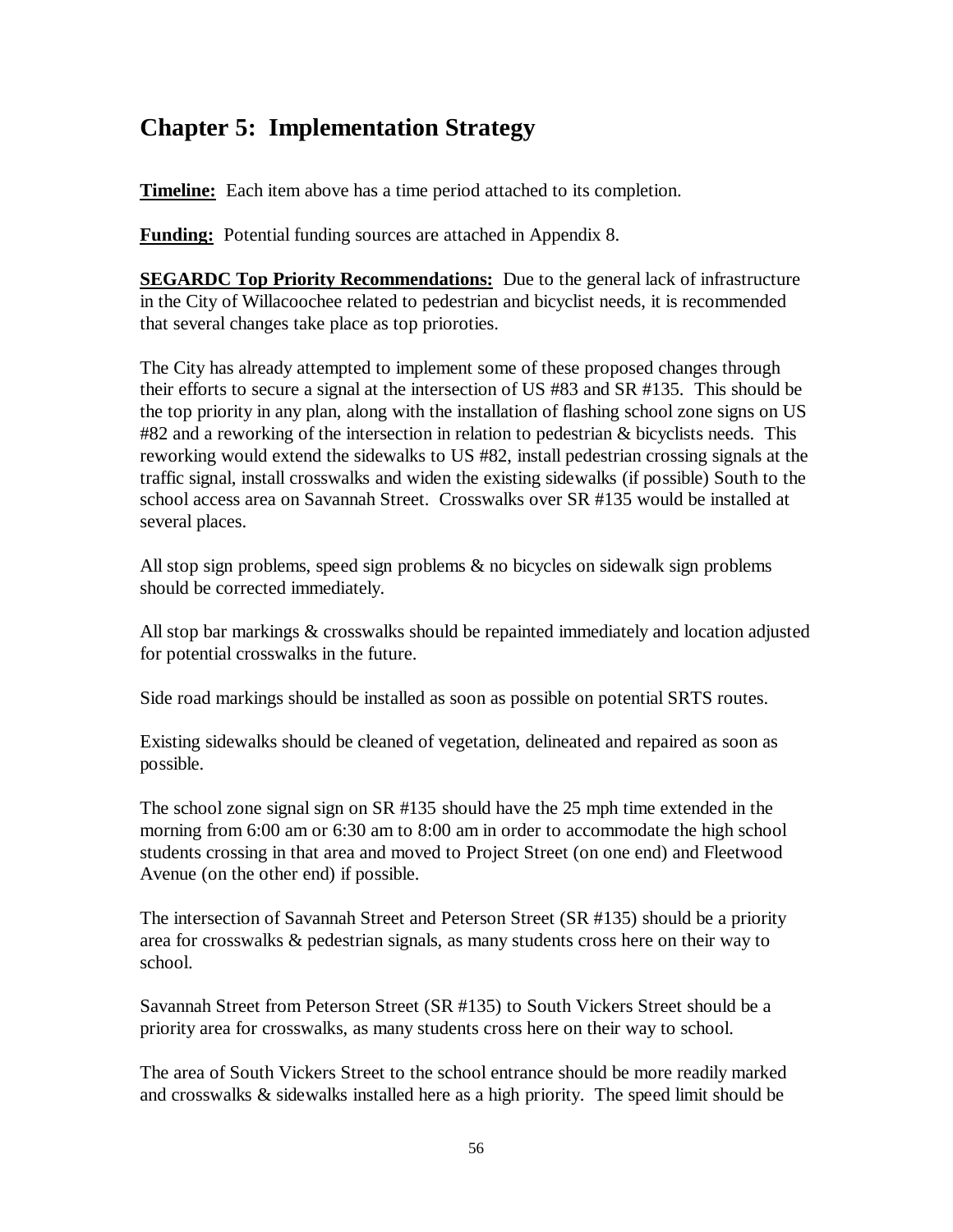## Chapter 5: Implementation Strategy

**Timeline:** Each item above has a time period attached to its completion.

**Funding:** Potential funding sources are attached in Appendix 8.

**SEGARDC Top Priority Recommendations:** Due to the general lack of infrastructure in the City of Willacoochee related to pedestrian and bicyclist needs, it is recommended that several changes take place as topprioroties.

The City has already attempted to implement some of these proposed changes through their efforts to secure a signal at the intersection of US #83 and SR #135. This should be the top priority in any plan, along with the installation of flashing school zone signs on US #82 and a reworking of the intersection in relation to pedestrian & bicyclists needs. This reworking would extend the sidewalks to US #82, install pedestrian crossing signals at the traffic signal, install crosswalks and widen the existing sidewalks (if possible) South to the school access area on Savannah Street. Crosswalks over SR #135 would be installed at several places.

All stop sign problems, speed sign problems & no bicycles on sidewalk sign problems should be corrected immediately.

All stop bar markings & crosswalks should be repainted immediately and location adjusted for potential crosswalks in the future.

Side road markings should be installed as soon as possible on potential SRTS routes.

Existing sidewalks should be cleaned of vegetation, delineated and repaired as soon as possible.

The school zone signal sign on SR #135 should have the 25 mph time extended in the morning from 6:00 am or 6:30 am to 8:00 am in order to accommodate the high school students crossing in that area and moved to Project Street (on one end) and Fleetwood Avenue (on the other end) if possible.

The intersection of Savannah Street and Peterson Street (SR #135) should be a priority area for crosswalks & pedestrian signals, as many students cross here on their way to school.

Savannah Street from Peterson Street (SR #135) to South Vickers Street should be a priority area for crosswalks, as many students cross here on their way to school.

The area of South Vickers Street to the school entrance should be more readily marked and crosswalks & sidewalks installed here as a high priority. The speed limit should be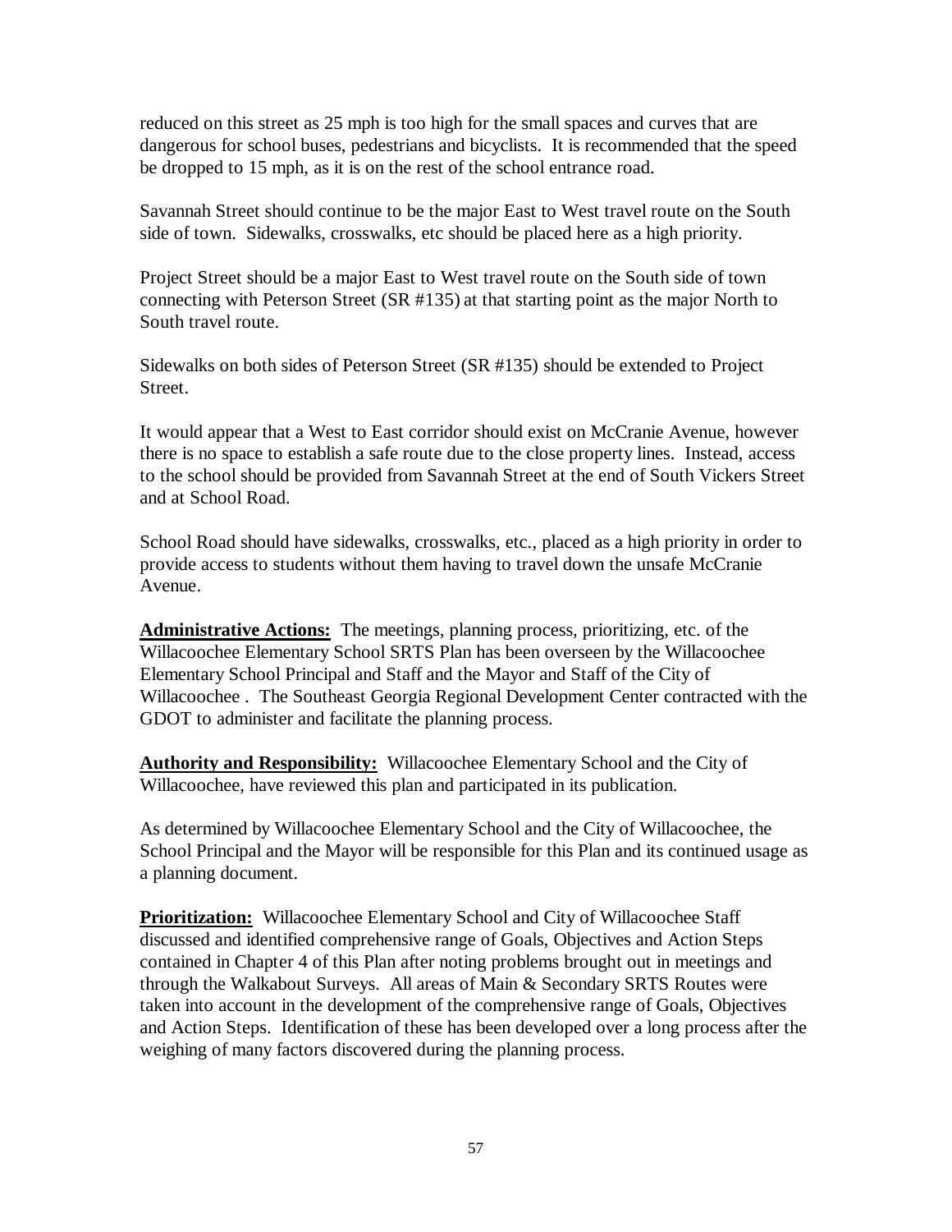reduced on this street as 25 mph is too high for the small spaces and curves that are dangerous for school buses, pedestrians and bicyclists. It is recommended that the speed be dropped to 15 mph, as it is on the rest of the school entrance road.

Savannah Street should continue to be the major East to West travel route on the South side of town. Sidewalks, crosswalks, etc should be placed here as a high priority.

Project Street should be a major East to West travel route on the South side of town connecting with Peterson Street (SR #135) at that starting point as the major North to South travel route.

Sidewalks on both sides of Peterson Street (SR #135) should be extended to Project Street.

It would appear that a West to East corridor should exist on McCranie Avenue, however there is no space to establish a safe route due to the close property lines. Instead, access to the school should be provided from Savannah Street at the end of South Vickers Street and at School Road.

School Road should have sidewalks, crosswalks, etc., placed as a high priority in order to provide access to students without them having to travel down the unsafe McCranie Avenue.

**Administrative Actions:** The meetings, planning process, prioritizing, etc. of the Willacoochee Elementary School SRTS Plan has been overseen by the Willacoochee Elementary School Principal and Staff and the Mayor and Staff of the City of Willacoochee . The Southeast Georgia Regional Development Center contracted with the GDOT to administer and facilitate the planning process.

**Authority and Responsibility:** Willacoochee Elementary School and the City of Willacoochee, have reviewed this plan and participated in its publication.

As determined by Willacoochee Elementary School and the City of Willacoochee, the School Principal and the Mayor will be responsible for this Plan and its continued usage as a planning document.

**Prioritization:** Willacoochee Elementary School and City of Willacoochee Staff discussed and identified comprehensive range of Goals, Objectives and Action Steps contained in Chapter 4 of this Plan after noting problems brought out in meetings and through the Walkabout Surveys. All areas of Main & Secondary SRTS Routes were taken into account in the development of the comprehensive range of Goals, Objectives and Action Steps. Identification of these has been developed over a long process after the weighing of many factors discovered during the planning process.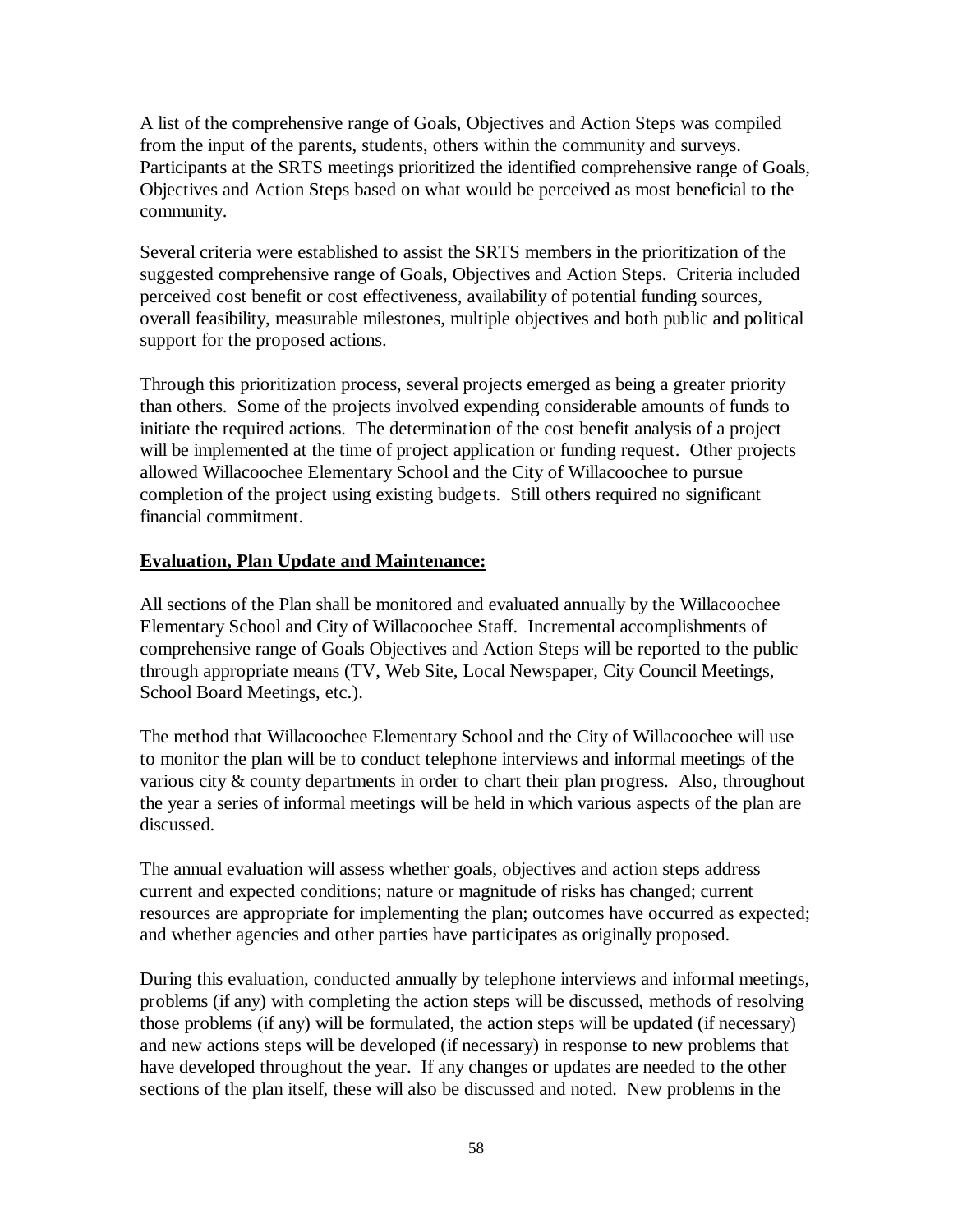A list of the comprehensive range of Goals, Objectives and Action Steps was compiled from the input of the parents, students, others within the community and surveys. Participants at the SRTS meetings prioritized the identified comprehensive range of Goals, Objectives and Action Steps based on what would be perceived as most beneficial to the community.

Several criteria were established to assist the SRTS members in the prioritization of the suggested comprehensive range of Goals, Objectives and Action Steps. Criteria included perceived cost benefit or cost effectiveness, availability of potential funding sources, overall feasibility, measurable milestones, multiple objectives and both public and political support for the proposed actions.

Through this prioritization process, several projects emerged as being a greater priority than others. Some of the projects involved expending considerable amounts of funds to initiate the required actions. The determination of the cost benefit analysis of a project will be implemented at the time of project application or funding request. Other projects allowed Willacoochee Elementary School and the City of Willacoochee to pursue completion of the project using existing budgets. Still others required no significant financial commitment.

**Evaluation, Plan Update and Maintenance:**

All sections of the Plan shall be monitored and evaluated annually by the Willacoochee Elementary School and City of Willacoochee Staff. Incremental accomplishments of comprehensive range of Goals Objectives and Action Steps will be reported to the public through appropriate means (TV, Web Site, Local Newspaper, City Council Meetings, School Board Meetings, etc.).

The method that Willacoochee Elementary School and the City of Willacoochee will use to monitor the plan will be to conduct telephone interviews and informal meetings of the various city & county departments in order to chart their plan progress. Also, throughout the year a series of informal meetings will be held in which various aspects of the plan are discussed.

The annual evaluation will assess whether goals, objectives and action steps address current and expected conditions; nature or magnitude of risks has changed; current resources are appropriate for implementing the plan; outcomes have occurred as expected; and whether agencies and other parties have participates as originally proposed.

During this evaluation, conducted annually by telephone interviews and informal meetings, problems (if any) with completing the action steps will be discussed, methods of resolving those problems (if any) will be formulated, the action steps will be updated (if necessary) and new actions steps will be developed (if necessary) in response to new problems that have developed throughout the year. If any changes or updates are needed to the other sections of the plan itself, these will also be discussed and noted. New problems in the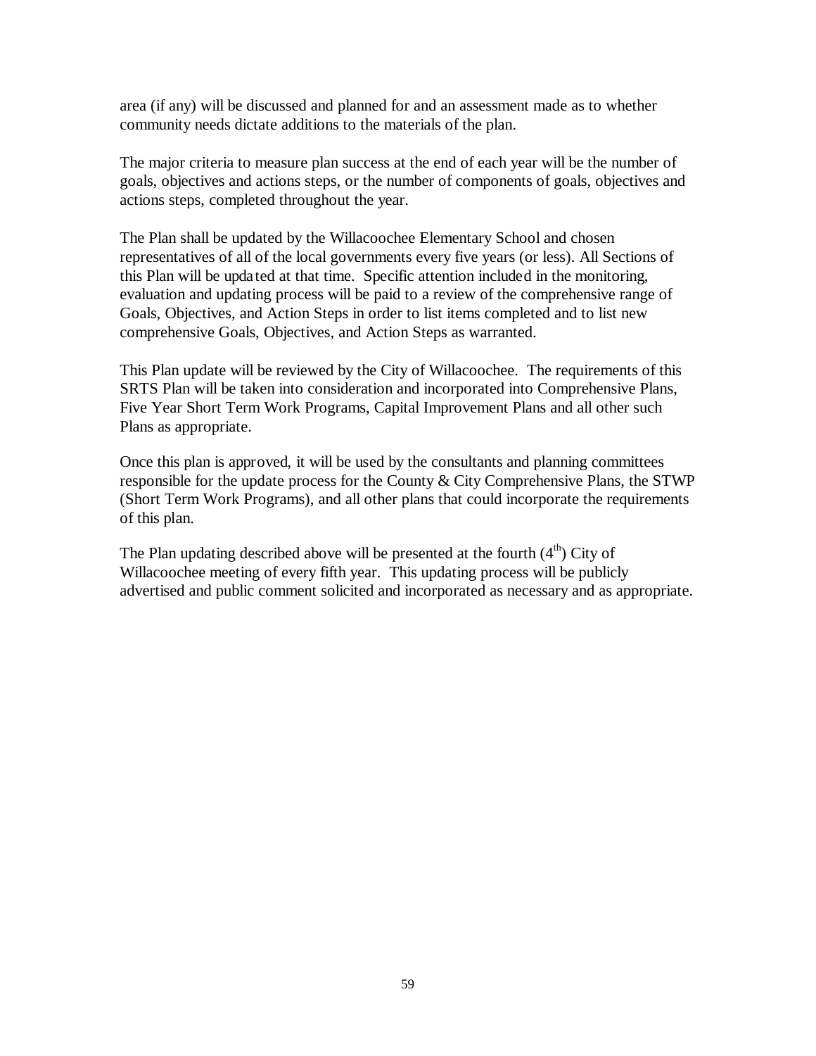area (if any) will be discussed and planned for and an assessment made as to whether community needs dictate additions to the materials of the plan.

The major criteria to measure plan success at the end of each year will be the number of goals, objectives and actions steps, or the number of components of goals, objectives and actions steps, completed throughout the year.

The Plan shall be updated by the Willacoochee Elementary School and chosen representatives of all of the local governments every five years (or less). All Sections of this Plan will be updated at that time. Specific attention included in the monitoring, evaluation and updating process will be paid to a review of the comprehensive range of Goals, Objectives, and Action Steps in order to list items completed and to list new comprehensive Goals, Objectives, and Action Steps as warranted.

This Plan update will be reviewed by the City of Willacoochee. The requirements of this SRTS Plan will be taken into consideration and incorporated into Comprehensive Plans, Five Year Short Term Work Programs, Capital Improvement Plans and all other such Plans as appropriate.

Once this plan is approved, it will be used by the consultants and planning committees responsible for the update process for the County & City Comprehensive Plans, the STWP (Short Term Work Programs), and all other plans that could incorporate the requirements of this plan.

The Plan updating described above will be presented at the fourth ($4^{th}$) City of Willacoochee meeting of every fifth year. This updating process will be publicly advertised and public comment solicited and incorporated as necessary and as appropriate.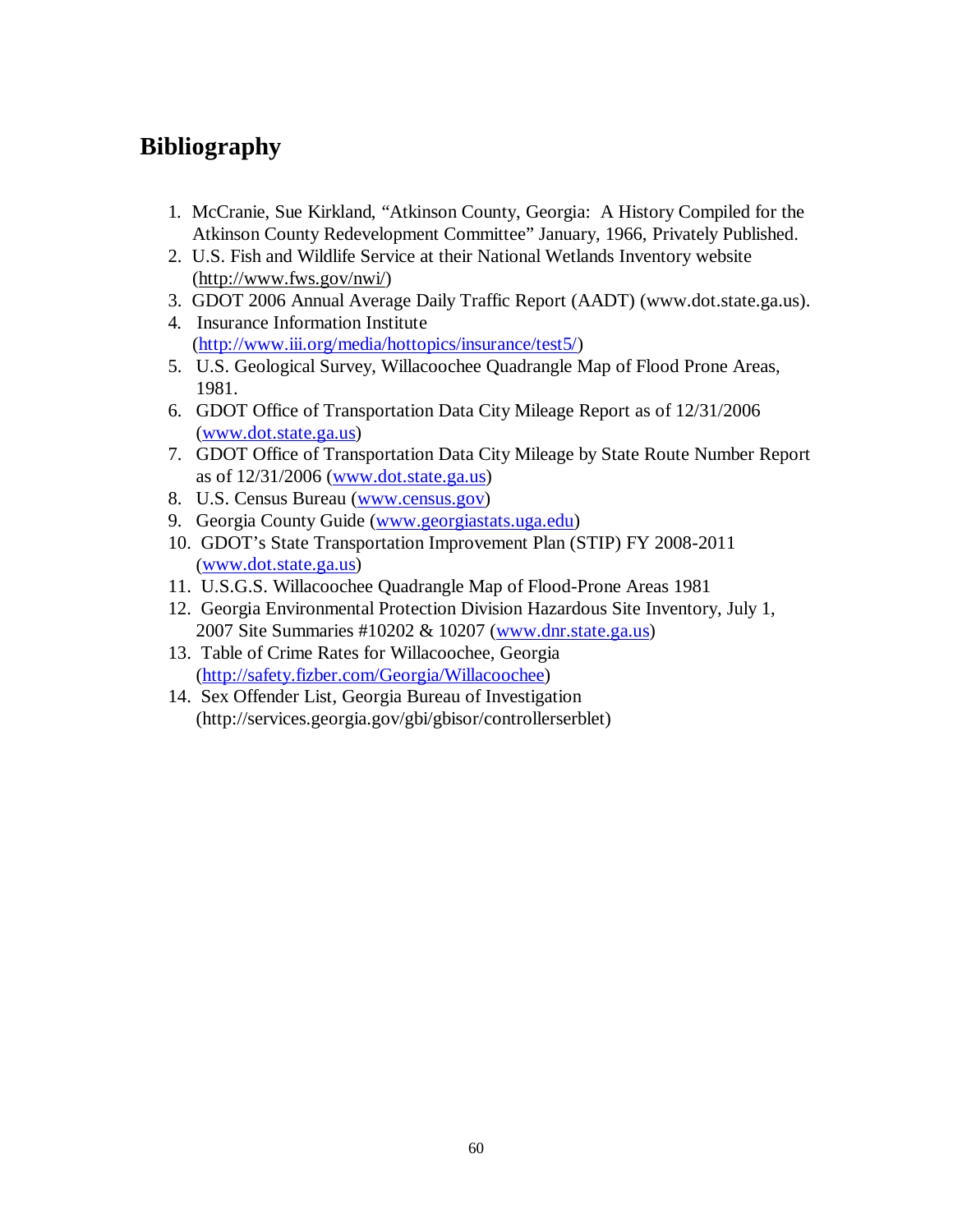## Bibliography

1. McCranie, Sue Kirkland, "Atkinson County, Georgia: A History Compiled for the Atkinson County Redevelopment Committee" January, 1966, Privately Published.
2. U.S. Fish and Wildlife Service at their National Wetlands Inventory website (http://www.fws.gov/nwi/)
3. GDOT 2006 Annual Average Daily Traffic Report (AADT) (www.dot.state.ga.us).
4. Insurance Information Institute (http://www.iii.org/media/hottopics/insurance/test5/)
5. U.S. Geological Survey, Willacoochee Quadrangle Map of Flood Prone Areas, 1981.
6. GDOT Office of Transportation Data City Mileage Report as of 12/31/2006 (www.dot.state.ga.us)
7. GDOT Office of Transportation Data City Mileage by State Route Number Report as of 12/31/2006 (www.dot.state.ga.us)
8. U.S. Census Bureau (www.census.gov)
9. Georgia County Guide (www.georgiastats.uga.edu)
10. GDOT's State Transportation Improvement Plan (STIP) FY 2008-2011 (www.dot.state.ga.us)
11. U.S.G.S. Willacoochee Quadrangle Map of Flood-Prone Areas 1981
12. Georgia Environmental Protection Division Hazardous Site Inventory, July 1, 2007 Site Summaries #10202 & 10207 (www.dnr.state.ga.us)
13. Table of Crime Rates for Willacoochee, Georgia (http://safety.fizber.com/Georgia/Willacoochee)
14. Sex Offender List, Georgia Bureau of Investigation (http://services.georgia.gov/gbi/gbisor/controllerserblet)